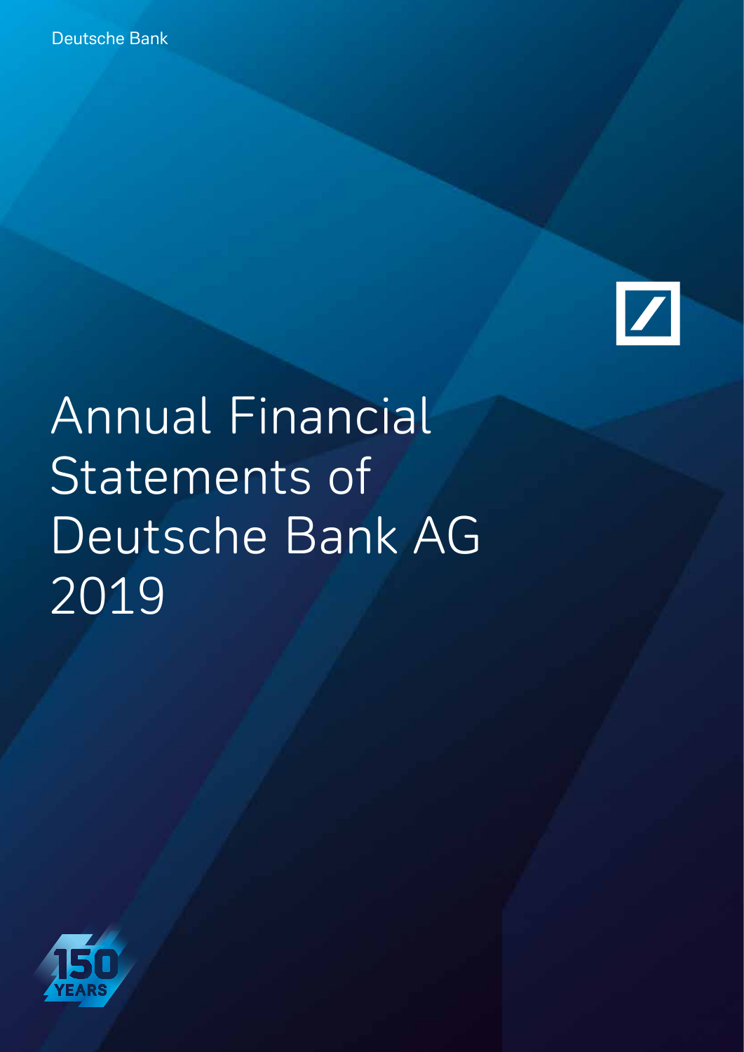Deutsche Bank

# Annual Financial Statements of Deutsche Bank AG 2019

150 YEARS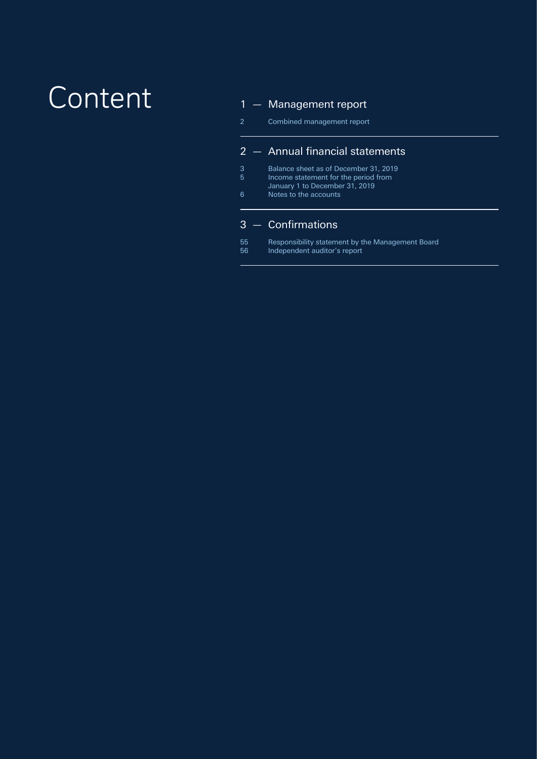# Content

## 1 — Management report

2 Combined management report

## 2 — Annual financial statements

3 Balance sheet as of December 31, 2019
5 Income statement for the period from January 1 to December 31, 2019
6 Notes to the accounts

## 3 — Confirmations

55 Responsibility statement by the Management Board
56 Independent auditor's report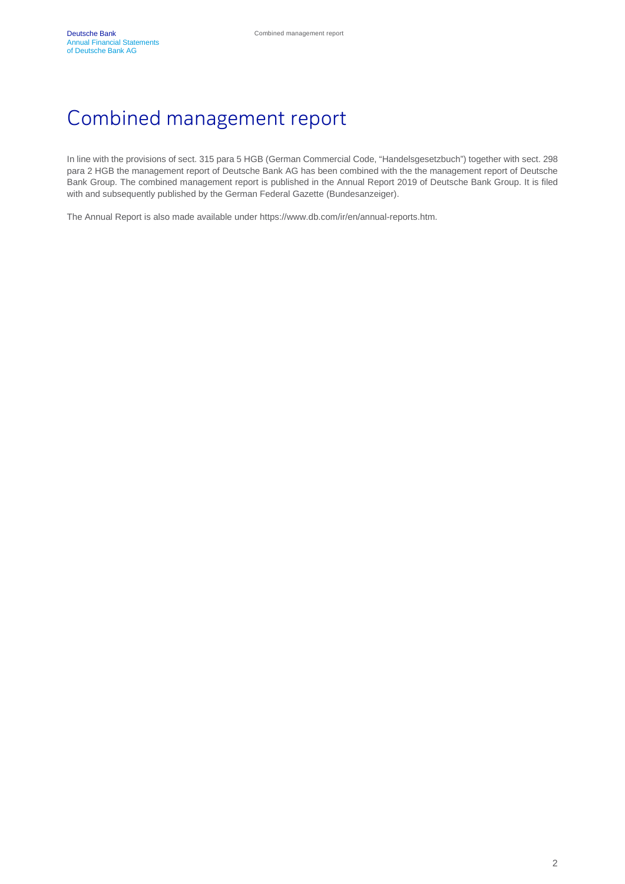# Combined management report

In line with the provisions of sect. 315 para 5 HGB (German Commercial Code, "Handelsgesetzbuch") together with sect. 298 para 2 HGB the management report of Deutsche Bank AG has been combined with the the management report of Deutsche Bank Group. The combined management report is published in the Annual Report 2019 of Deutsche Bank Group. It is filed with and subsequently published by the German Federal Gazette (Bundesanzeiger).

The Annual Report is also made available under https://www.db.com/ir/en/annual-reports.htm.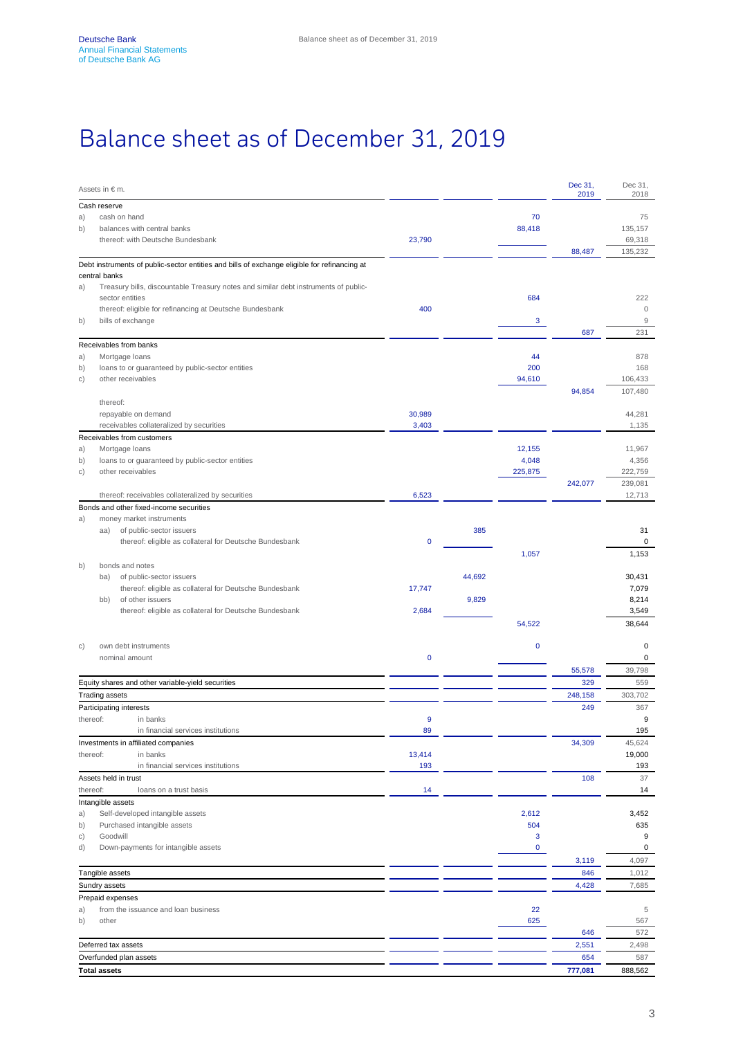# Balance sheet as of December 31, 2019

| Assets in € m. | | | | Dec 31, 2019 | Dec 31, 2018 |
|---|---|---|---|---|---|
| **Cash reserve** | | | | | |
| a) cash on hand | | | 70 | | 75 |
| b) balances with central banks | | | 88,418 | | 135,157 |
| thereof: with Deutsche Bundesbank | 23,790 | | | | 69,318 |
| | | | | 88,487 | 135,232 |
| **Debt instruments of public-sector entities and bills of exchange eligible for refinancing at central banks** | | | | | |
| a) Treasury bills, discountable Treasury notes and similar debt instruments of public-sector entities | | | 684 | | 222 |
| thereof: eligible for refinancing at Deutsche Bundesbank | 400 | | | | 0 |
| b) bills of exchange | | | 3 | | 9 |
| | | | | 687 | 231 |
| **Receivables from banks** | | | | | |
| a) Mortgage loans | | | 44 | | 878 |
| b) loans to or guaranteed by public-sector entities | | | 200 | | 168 |
| c) other receivables | | | 94,610 | | 106,433 |
| | | | | 94,854 | 107,480 |
| thereof: | | | | | |
| repayable on demand | 30,989 | | | | 44,281 |
| receivables collateralized by securities | 3,403 | | | | 1,135 |
| **Receivables from customers** | | | | | |
| a) Mortgage loans | | | 12,155 | | 11,967 |
| b) loans to or guaranteed by public-sector entities | | | 4,048 | | 4,356 |
| c) other receivables | | | 225,875 | | 222,759 |
| | | | | 242,077 | 239,081 |
| thereof: receivables collateralized by securities | 6,523 | | | | 12,713 |
| **Bonds and other fixed-income securities** | | | | | |
| a) money market instruments | | | | | |
| aa) of public-sector issuers | | 385 | | | 31 |
| thereof: eligible as collateral for Deutsche Bundesbank | 0 | | | | 0 |
| | | | 1,057 | | 1,153 |
| b) bonds and notes | | | | | |
| ba) of public-sector issuers | | 44,692 | | | 30,431 |
| thereof: eligible as collateral for Deutsche Bundesbank | 17,747 | | | | 7,079 |
| bb) of other issuers | | 9,829 | | | 8,214 |
| thereof: eligible as collateral for Deutsche Bundesbank | 2,684 | | | | 3,549 |
| | | | 54,522 | | 38,644 |
| c) own debt instruments | | | 0 | | 0 |
| nominal amount | 0 | | | | 0 |
| | | | | 55,578 | 39,798 |
| **Equity shares and other variable-yield securities** | | | | 329 | 559 |
| **Trading assets** | | | | 248,158 | 303,702 |
| **Participating interests** | | | | 249 | 367 |
| thereof: in banks | 9 | | | | 9 |
| in financial services institutions | 89 | | | | 195 |
| **Investments in affiliated companies** | | | | 34,309 | 45,624 |
| thereof: in banks | 13,414 | | | | 19,000 |
| in financial services institutions | 193 | | | | 193 |
| **Assets held in trust** | | | | 108 | 37 |
| thereof: loans on a trust basis | 14 | | | | 14 |
| **Intangible assets** | | | | | |
| a) Self-developed intangible assets | | | 2,612 | | 3,452 |
| b) Purchased intangible assets | | | 504 | | 635 |
| c) Goodwill | | | 3 | | 9 |
| d) Down-payments for intangible assets | | | 0 | | 0 |
| | | | | 3,119 | 4,097 |
| **Tangible assets** | | | | 846 | 1,012 |
| **Sundry assets** | | | | 4,428 | 7,685 |
| **Prepaid expenses** | | | | | |
| a) from the issuance and loan business | | | 22 | | 5 |
| b) other | | | 625 | | 567 |
| | | | | 646 | 572 |
| **Deferred tax assets** | | | | 2,551 | 2,498 |
| **Overfunded plan assets** | | | | 654 | 587 |
| **Total assets** | | | | **777,081** | **888,562** |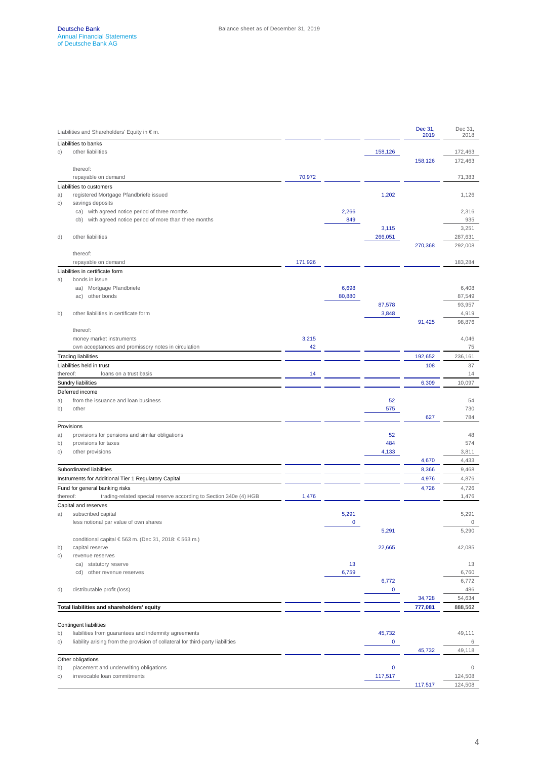Balance sheet as of December 31, 2019

| Liabilities and Shareholders' Equity in € m. | | | | | Dec 31, 2019 | Dec 31, 2018 |
|---|---|---|---|---|---|---|
| **Liabilities to banks** | | | | | | |
| c) | other liabilities | | | 158,126 | | 172,463 |
| | | | | | 158,126 | 172,463 |
| | thereof: | | | | | |
| | repayable on demand | 70,972 | | | | 71,383 |
| **Liabilities to customers** | | | | | | |
| a) | registered Mortgage Pfandbriefe issued | | | 1,202 | | 1,126 |
| c) | savings deposits | | | | | |
| | ca) with agreed notice period of three months | | 2,266 | | | 2,316 |
| | cb) with agreed notice period of more than three months | | 849 | | | 935 |
| | | | | 3,115 | | 3,251 |
| d) | other liabilities | | | 266,051 | | 287,631 |
| | | | | | 270,368 | 292,008 |
| | thereof: | | | | | |
| | repayable on demand | 171,926 | | | | 183,284 |
| **Liabilities in certificate form** | | | | | | |
| a) | bonds in issue | | | | | |
| | aa) Mortgage Pfandbriefe | | 6,698 | | | 6,408 |
| | ac) other bonds | | 80,880 | | | 87,549 |
| | | | | 87,578 | | 93,957 |
| b) | other liabilities in certificate form | | | 3,848 | | 4,919 |
| | | | | | 91,425 | 98,876 |
| | thereof: | | | | | |
| | money market instruments | 3,215 | | | | 4,046 |
| | own acceptances and promissory notes in circulation | 42 | | | | 75 |
| **Trading liabilities** | | | | | 192,652 | 236,161 |
| **Liabilities held in trust** | | | | | 108 | 37 |
| thereof: | loans on a trust basis | 14 | | | | 14 |
| **Sundry liabilities** | | | | | 6,309 | 10,097 |
| **Deferred income** | | | | | | |
| a) | from the issuance and loan business | | | 52 | | 54 |
| b) | other | | | 575 | | 730 |
| | | | | | 627 | 784 |
| **Provisions** | | | | | | |
| a) | provisions for pensions and similar obligations | | | 52 | | 48 |
| b) | provisions for taxes | | | 484 | | 574 |
| c) | other provisions | | | 4,133 | | 3,811 |
| | | | | | 4,670 | 4,433 |
| **Subordinated liabilities** | | | | | 8,366 | 9,468 |
| **Instruments for Additional Tier 1 Regulatory Capital** | | | | | 4,976 | 4,876 |
| **Fund for general banking risks** | | | | | 4,726 | 4,726 |
| thereof: | trading-related special reserve according to Section 340e (4) HGB | 1,476 | | | | 1,476 |
| **Capital and reserves** | | | | | | |
| a) | subscribed capital | | 5,291 | | | 5,291 |
| | less notional par value of own shares | | 0 | | | 0 |
| | | | | 5,291 | | 5,290 |
| | conditional capital € 563 m. (Dec 31, 2018: € 563 m.) | | | | | |
| b) | capital reserve | | | 22,665 | | 42,085 |
| c) | revenue reserves | | | | | |
| | ca) statutory reserve | | 13 | | | 13 |
| | cd) other revenue reserves | | 6,759 | | | 6,760 |
| | | | | 6,772 | | 6,772 |
| d) | distributable profit (loss) | | | 0 | | 486 |
| | | | | | 34,728 | 54,634 |
| **Total liabilities and shareholders' equity** | | | | | **777,081** | 888,562 |
| | | | | | | |
| **Contingent liabilities** | | | | | | |
| b) | liabilities from guarantees and indemnity agreements | | | 45,732 | | 49,111 |
| c) | liability arising from the provision of collateral for third-party liabilities | | | 0 | | 6 |
| | | | | | 45,732 | 49,118 |
| **Other obligations** | | | | | | |
| b) | placement and underwriting obligations | | | 0 | | 0 |
| c) | irrevocable loan commitments | | | 117,517 | | 124,508 |
| | | | | | 117,517 | 124,508 |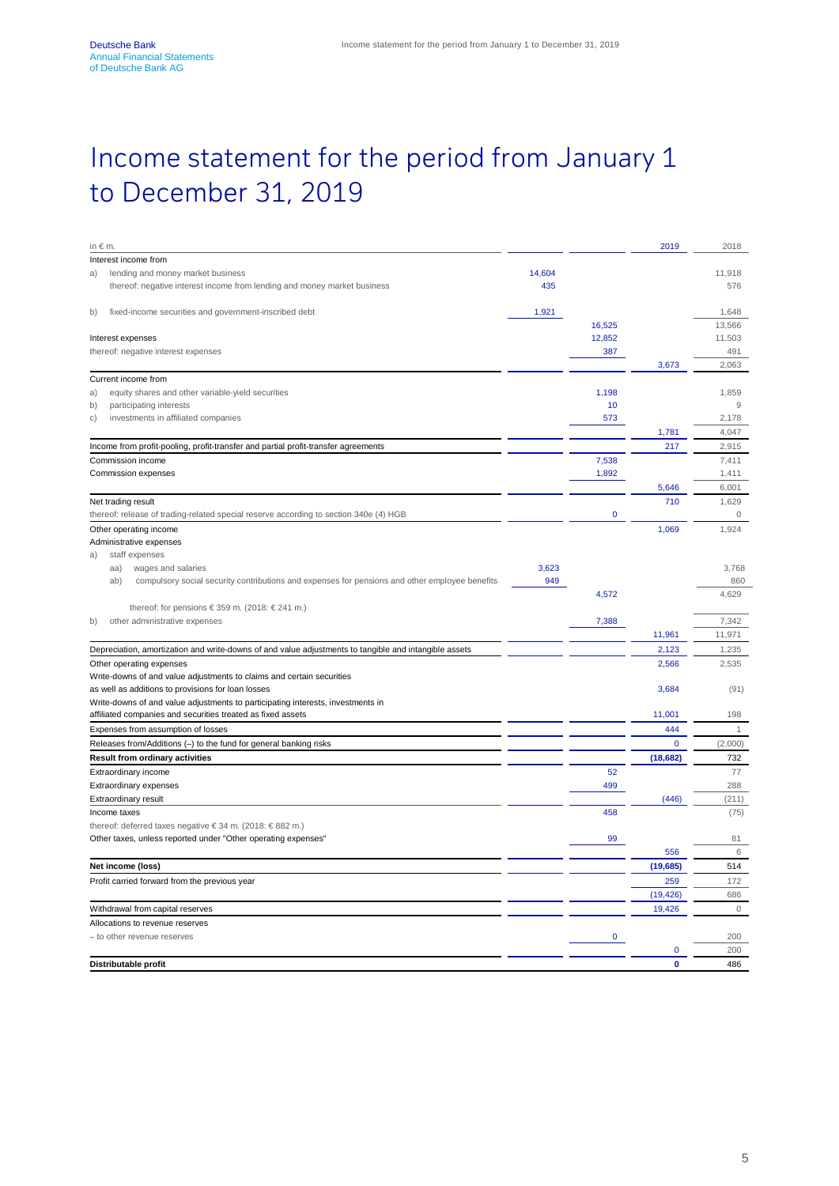# Income statement for the period from January 1 to December 31, 2019

| in € m. | | | 2019 | 2018 |
|---|---|---|---|---|
| Interest income from | | | | |
| a) lending and money market business | 14,604 | | | 11,918 |
| thereof: negative interest income from lending and money market business | 435 | | | 576 |
| b) fixed-income securities and government-inscribed debt | 1,921 | | | 1,648 |
| | | 16,525 | | 13,566 |
| Interest expenses | | 12,852 | | 11,503 |
| thereof: negative interest expenses | | 387 | | 491 |
| | | | 3,673 | 2,063 |
| Current income from | | | | |
| a) equity shares and other variable-yield securities | | 1,198 | | 1,859 |
| b) participating interests | | 10 | | 9 |
| c) investments in affiliated companies | | 573 | | 2,178 |
| | | | 1,781 | 4,047 |
| Income from profit-pooling, profit-transfer and partial profit-transfer agreements | | | 217 | 2,915 |
| Commission income | | 7,538 | | 7,411 |
| Commission expenses | | 1,892 | | 1,411 |
| | | | 5,646 | 6,001 |
| Net trading result | | | 710 | 1,629 |
| thereof: release of trading-related special reserve according to section 340e (4) HGB | | 0 | | 0 |
| Other operating income | | | 1,069 | 1,924 |
| Administrative expenses | | | | |
| a) staff expenses | | | | |
| aa) wages and salaries | 3,623 | | | 3,768 |
| ab) compulsory social security contributions and expenses for pensions and other employee benefits | 949 | | | 860 |
| | | 4,572 | | 4,629 |
| thereof: for pensions € 359 m. (2018: € 241 m.) | | | | |
| b) other administrative expenses | | 7,388 | | 7,342 |
| | | | 11,961 | 11,971 |
| Depreciation, amortization and write-downs of and value adjustments to tangible and intangible assets | | | 2,123 | 1,235 |
| Other operating expenses | | | 2,566 | 2,535 |
| Write-downs of and value adjustments to claims and certain securities as well as additions to provisions for loan losses | | | 3,684 | (91) |
| Write-downs of and value adjustments to participating interests, investments in affiliated companies and securities treated as fixed assets | | | 11,001 | 198 |
| Expenses from assumption of losses | | | 444 | 1 |
| Releases from/Additions (–) to the fund for general banking risks | | | 0 | (2,000) |
| **Result from ordinary activities** | | | **(18,682)** | **732** |
| Extraordinary income | | 52 | | 77 |
| Extraordinary expenses | | 499 | | 288 |
| Extraordinary result | | | (446) | (211) |
| Income taxes | | 458 | | (75) |
| thereof: deferred taxes negative € 34 m. (2018: € 882 m.) | | | | |
| Other taxes, unless reported under "Other operating expenses" | | 99 | | 81 |
| | | | 556 | 6 |
| **Net income (loss)** | | | **(19,685)** | **514** |
| Profit carried forward from the previous year | | | 259 | 172 |
| | | | (19,426) | 686 |
| Withdrawal from capital reserves | | | 19,426 | 0 |
| Allocations to revenue reserves | | | | |
| – to other revenue reserves | | 0 | | 200 |
| | | | 0 | 200 |
| **Distributable profit** | | | **0** | **486** |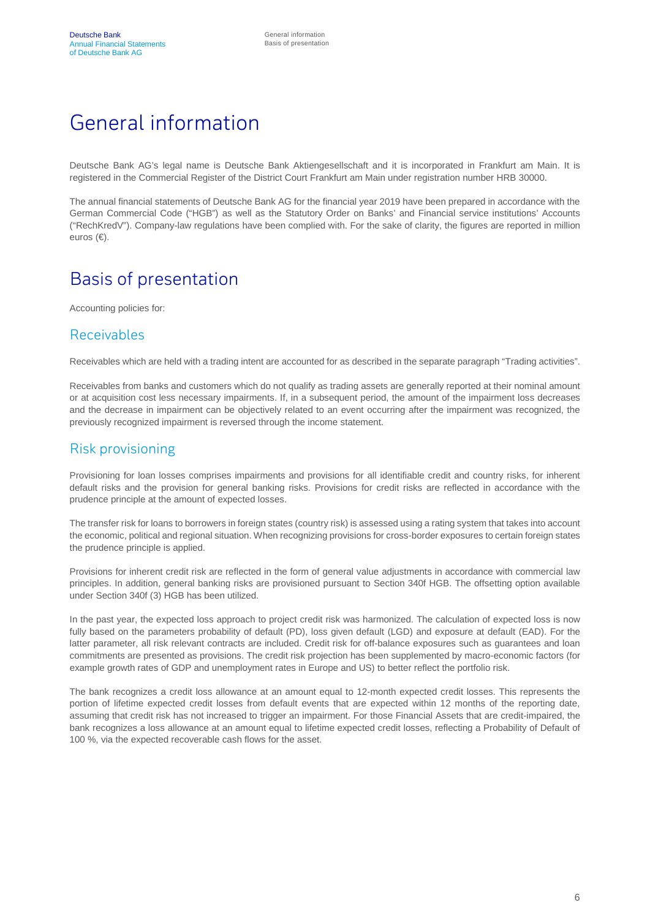# General information

Deutsche Bank AG's legal name is Deutsche Bank Aktiengesellschaft and it is incorporated in Frankfurt am Main. It is registered in the Commercial Register of the District Court Frankfurt am Main under registration number HRB 30000.

The annual financial statements of Deutsche Bank AG for the financial year 2019 have been prepared in accordance with the German Commercial Code ("HGB") as well as the Statutory Order on Banks' and Financial service institutions' Accounts ("RechKredV"). Company-law regulations have been complied with. For the sake of clarity, the figures are reported in million euros (€).

# Basis of presentation

Accounting policies for:

## Receivables

Receivables which are held with a trading intent are accounted for as described in the separate paragraph "Trading activities".

Receivables from banks and customers which do not qualify as trading assets are generally reported at their nominal amount or at acquisition cost less necessary impairments. If, in a subsequent period, the amount of the impairment loss decreases and the decrease in impairment can be objectively related to an event occurring after the impairment was recognized, the previously recognized impairment is reversed through the income statement.

## Risk provisioning

Provisioning for loan losses comprises impairments and provisions for all identifiable credit and country risks, for inherent default risks and the provision for general banking risks. Provisions for credit risks are reflected in accordance with the prudence principle at the amount of expected losses.

The transfer risk for loans to borrowers in foreign states (country risk) is assessed using a rating system that takes into account the economic, political and regional situation. When recognizing provisions for cross-border exposures to certain foreign states the prudence principle is applied.

Provisions for inherent credit risk are reflected in the form of general value adjustments in accordance with commercial law principles. In addition, general banking risks are provisioned pursuant to Section 340f HGB. The offsetting option available under Section 340f (3) HGB has been utilized.

In the past year, the expected loss approach to project credit risk was harmonized. The calculation of expected loss is now fully based on the parameters probability of default (PD), loss given default (LGD) and exposure at default (EAD). For the latter parameter, all risk relevant contracts are included. Credit risk for off-balance exposures such as guarantees and loan commitments are presented as provisions. The credit risk projection has been supplemented by macro-economic factors (for example growth rates of GDP and unemployment rates in Europe and US) to better reflect the portfolio risk.

The bank recognizes a credit loss allowance at an amount equal to 12-month expected credit losses. This represents the portion of lifetime expected credit losses from default events that are expected within 12 months of the reporting date, assuming that credit risk has not increased to trigger an impairment. For those Financial Assets that are credit-impaired, the bank recognizes a loss allowance at an amount equal to lifetime expected credit losses, reflecting a Probability of Default of 100 %, via the expected recoverable cash flows for the asset.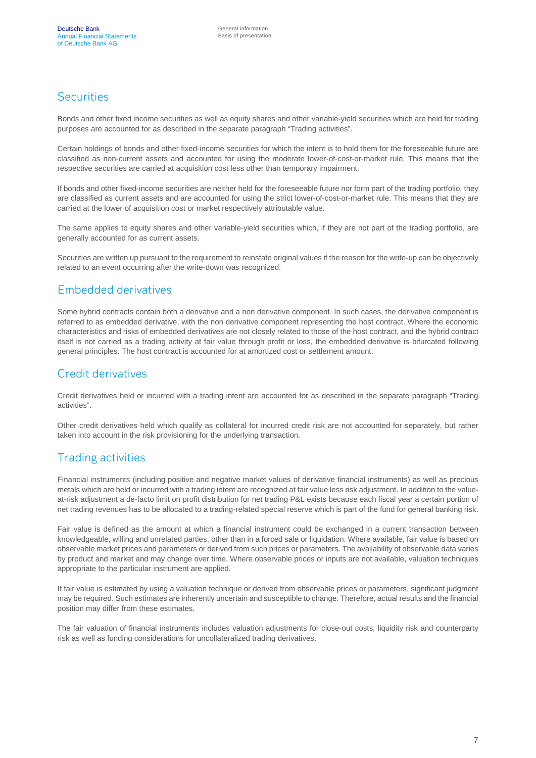## Securities

Bonds and other fixed income securities as well as equity shares and other variable-yield securities which are held for trading purposes are accounted for as described in the separate paragraph "Trading activities".

Certain holdings of bonds and other fixed-income securities for which the intent is to hold them for the foreseeable future are classified as non-current assets and accounted for using the moderate lower-of-cost-or-market rule. This means that the respective securities are carried at acquisition cost less other than temporary impairment.

If bonds and other fixed-income securities are neither held for the foreseeable future nor form part of the trading portfolio, they are classified as current assets and are accounted for using the strict lower-of-cost-or-market rule. This means that they are carried at the lower of acquisition cost or market respectively attributable value.

The same applies to equity shares and other variable-yield securities which, if they are not part of the trading portfolio, are generally accounted for as current assets.

Securities are written up pursuant to the requirement to reinstate original values if the reason for the write-up can be objectively related to an event occurring after the write-down was recognized.

## Embedded derivatives

Some hybrid contracts contain both a derivative and a non derivative component. In such cases, the derivative component is referred to as embedded derivative, with the non derivative component representing the host contract. Where the economic characteristics and risks of embedded derivatives are not closely related to those of the host contract, and the hybrid contract itself is not carried as a trading activity at fair value through profit or loss, the embedded derivative is bifurcated following general principles. The host contract is accounted for at amortized cost or settlement amount.

## Credit derivatives

Credit derivatives held or incurred with a trading intent are accounted for as described in the separate paragraph "Trading activities".

Other credit derivatives held which qualify as collateral for incurred credit risk are not accounted for separately, but rather taken into account in the risk provisioning for the underlying transaction.

## Trading activities

Financial instruments (including positive and negative market values of derivative financial instruments) as well as precious metals which are held or incurred with a trading intent are recognized at fair value less risk adjustment. In addition to the value-at-risk adjustment a de-facto limit on profit distribution for net trading P&L exists because each fiscal year a certain portion of net trading revenues has to be allocated to a trading-related special reserve which is part of the fund for general banking risk.

Fair value is defined as the amount at which a financial instrument could be exchanged in a current transaction between knowledgeable, willing and unrelated parties, other than in a forced sale or liquidation. Where available, fair value is based on observable market prices and parameters or derived from such prices or parameters. The availability of observable data varies by product and market and may change over time. Where observable prices or inputs are not available, valuation techniques appropriate to the particular instrument are applied.

If fair value is estimated by using a valuation technique or derived from observable prices or parameters, significant judgment may be required. Such estimates are inherently uncertain and susceptible to change. Therefore, actual results and the financial position may differ from these estimates.

The fair valuation of financial instruments includes valuation adjustments for close-out costs, liquidity risk and counterparty risk as well as funding considerations for uncollateralized trading derivatives.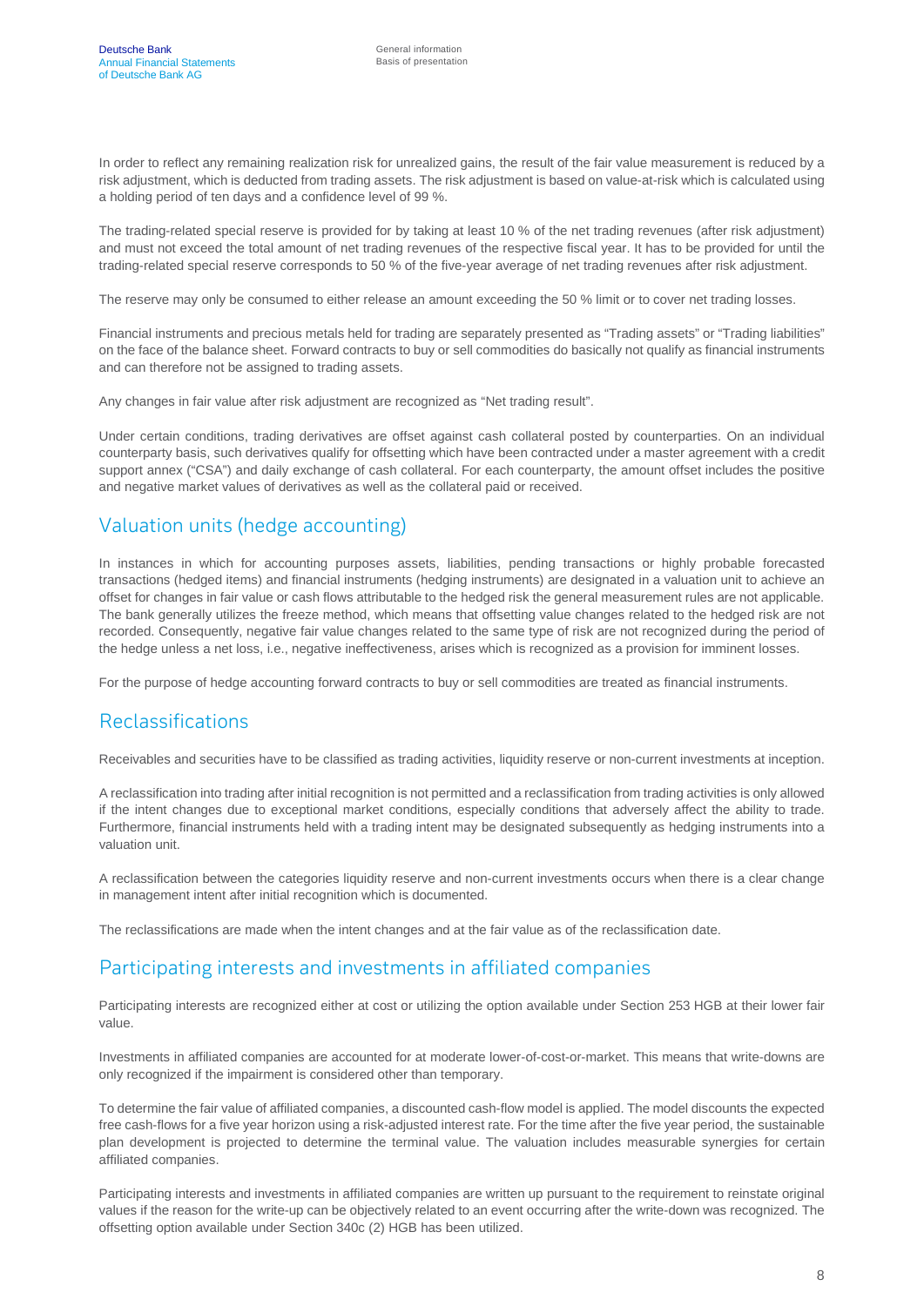In order to reflect any remaining realization risk for unrealized gains, the result of the fair value measurement is reduced by a risk adjustment, which is deducted from trading assets. The risk adjustment is based on value-at-risk which is calculated using a holding period of ten days and a confidence level of 99 %.

The trading-related special reserve is provided for by taking at least 10 % of the net trading revenues (after risk adjustment) and must not exceed the total amount of net trading revenues of the respective fiscal year. It has to be provided for until the trading-related special reserve corresponds to 50 % of the five-year average of net trading revenues after risk adjustment.

The reserve may only be consumed to either release an amount exceeding the 50 % limit or to cover net trading losses.

Financial instruments and precious metals held for trading are separately presented as "Trading assets" or "Trading liabilities" on the face of the balance sheet. Forward contracts to buy or sell commodities do basically not qualify as financial instruments and can therefore not be assigned to trading assets.

Any changes in fair value after risk adjustment are recognized as "Net trading result".

Under certain conditions, trading derivatives are offset against cash collateral posted by counterparties. On an individual counterparty basis, such derivatives qualify for offsetting which have been contracted under a master agreement with a credit support annex ("CSA") and daily exchange of cash collateral. For each counterparty, the amount offset includes the positive and negative market values of derivatives as well as the collateral paid or received.

## Valuation units (hedge accounting)

In instances in which for accounting purposes assets, liabilities, pending transactions or highly probable forecasted transactions (hedged items) and financial instruments (hedging instruments) are designated in a valuation unit to achieve an offset for changes in fair value or cash flows attributable to the hedged risk the general measurement rules are not applicable. The bank generally utilizes the freeze method, which means that offsetting value changes related to the hedged risk are not recorded. Consequently, negative fair value changes related to the same type of risk are not recognized during the period of the hedge unless a net loss, i.e., negative ineffectiveness, arises which is recognized as a provision for imminent losses.

For the purpose of hedge accounting forward contracts to buy or sell commodities are treated as financial instruments.

## Reclassifications

Receivables and securities have to be classified as trading activities, liquidity reserve or non-current investments at inception.

A reclassification into trading after initial recognition is not permitted and a reclassification from trading activities is only allowed if the intent changes due to exceptional market conditions, especially conditions that adversely affect the ability to trade. Furthermore, financial instruments held with a trading intent may be designated subsequently as hedging instruments into a valuation unit.

A reclassification between the categories liquidity reserve and non-current investments occurs when there is a clear change in management intent after initial recognition which is documented.

The reclassifications are made when the intent changes and at the fair value as of the reclassification date.

## Participating interests and investments in affiliated companies

Participating interests are recognized either at cost or utilizing the option available under Section 253 HGB at their lower fair value.

Investments in affiliated companies are accounted for at moderate lower-of-cost-or-market. This means that write-downs are only recognized if the impairment is considered other than temporary.

To determine the fair value of affiliated companies, a discounted cash-flow model is applied. The model discounts the expected free cash-flows for a five year horizon using a risk-adjusted interest rate. For the time after the five year period, the sustainable plan development is projected to determine the terminal value. The valuation includes measurable synergies for certain affiliated companies.

Participating interests and investments in affiliated companies are written up pursuant to the requirement to reinstate original values if the reason for the write-up can be objectively related to an event occurring after the write-down was recognized. The offsetting option available under Section 340c (2) HGB has been utilized.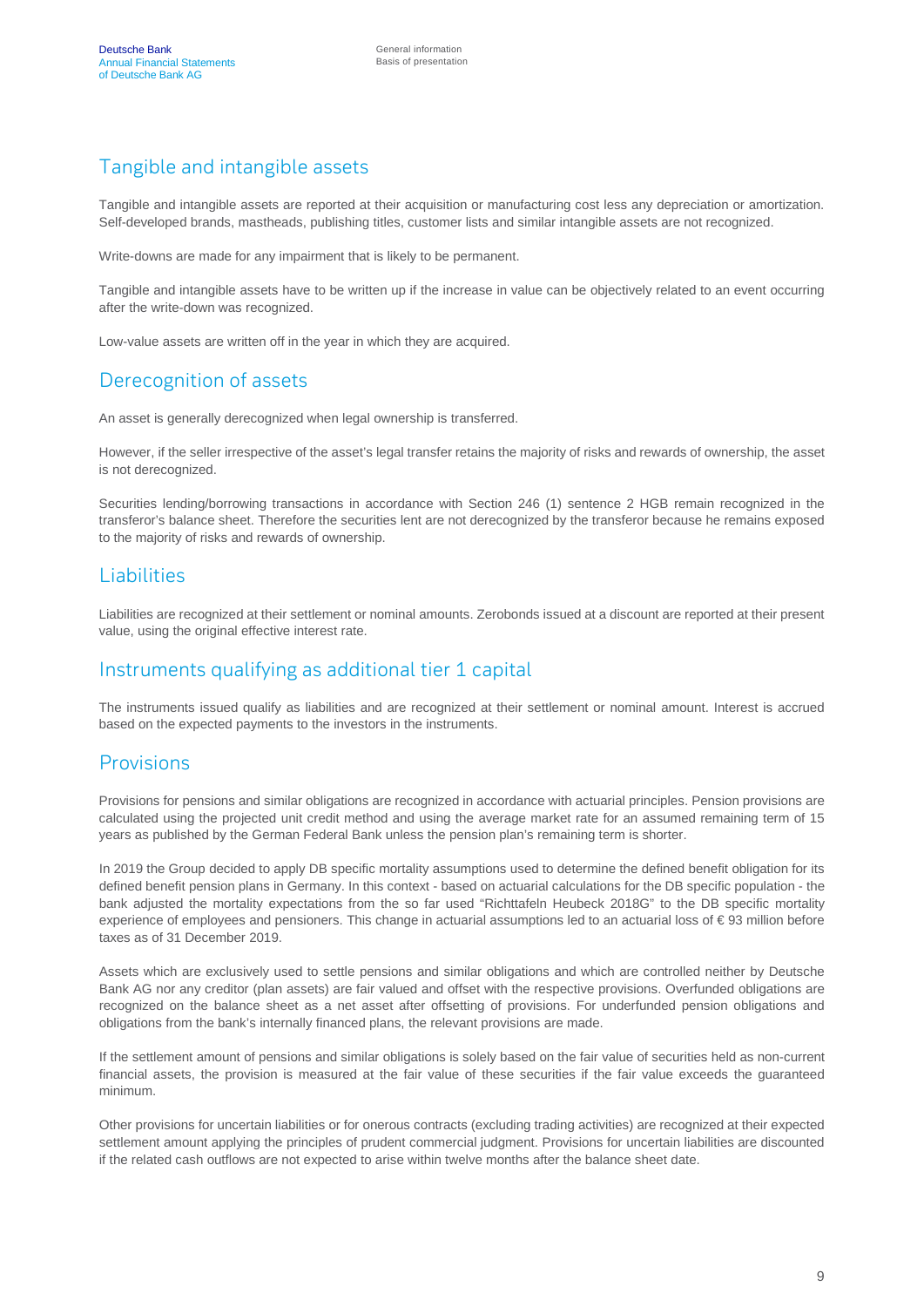## Tangible and intangible assets

Tangible and intangible assets are reported at their acquisition or manufacturing cost less any depreciation or amortization. Self-developed brands, mastheads, publishing titles, customer lists and similar intangible assets are not recognized.

Write-downs are made for any impairment that is likely to be permanent.

Tangible and intangible assets have to be written up if the increase in value can be objectively related to an event occurring after the write-down was recognized.

Low-value assets are written off in the year in which they are acquired.

## Derecognition of assets

An asset is generally derecognized when legal ownership is transferred.

However, if the seller irrespective of the asset's legal transfer retains the majority of risks and rewards of ownership, the asset is not derecognized.

Securities lending/borrowing transactions in accordance with Section 246 (1) sentence 2 HGB remain recognized in the transferor's balance sheet. Therefore the securities lent are not derecognized by the transferor because he remains exposed to the majority of risks and rewards of ownership.

## Liabilities

Liabilities are recognized at their settlement or nominal amounts. Zerobonds issued at a discount are reported at their present value, using the original effective interest rate.

## Instruments qualifying as additional tier 1 capital

The instruments issued qualify as liabilities and are recognized at their settlement or nominal amount. Interest is accrued based on the expected payments to the investors in the instruments.

## Provisions

Provisions for pensions and similar obligations are recognized in accordance with actuarial principles. Pension provisions are calculated using the projected unit credit method and using the average market rate for an assumed remaining term of 15 years as published by the German Federal Bank unless the pension plan's remaining term is shorter.

In 2019 the Group decided to apply DB specific mortality assumptions used to determine the defined benefit obligation for its defined benefit pension plans in Germany. In this context - based on actuarial calculations for the DB specific population - the bank adjusted the mortality expectations from the so far used "Richttafeln Heubeck 2018G" to the DB specific mortality experience of employees and pensioners. This change in actuarial assumptions led to an actuarial loss of € 93 million before taxes as of 31 December 2019.

Assets which are exclusively used to settle pensions and similar obligations and which are controlled neither by Deutsche Bank AG nor any creditor (plan assets) are fair valued and offset with the respective provisions. Overfunded obligations are recognized on the balance sheet as a net asset after offsetting of provisions. For underfunded pension obligations and obligations from the bank's internally financed plans, the relevant provisions are made.

If the settlement amount of pensions and similar obligations is solely based on the fair value of securities held as non-current financial assets, the provision is measured at the fair value of these securities if the fair value exceeds the guaranteed minimum.

Other provisions for uncertain liabilities or for onerous contracts (excluding trading activities) are recognized at their expected settlement amount applying the principles of prudent commercial judgment. Provisions for uncertain liabilities are discounted if the related cash outflows are not expected to arise within twelve months after the balance sheet date.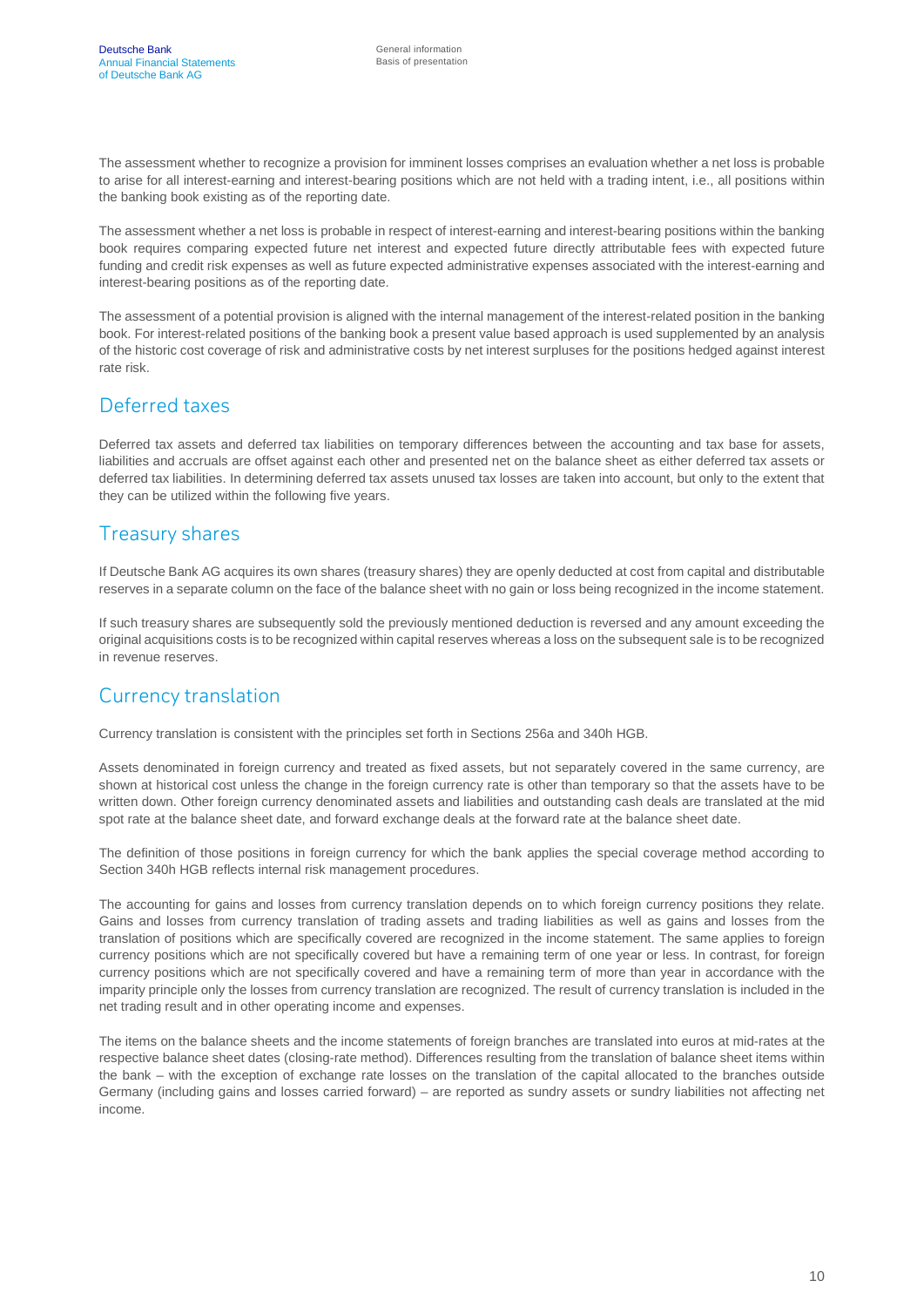The assessment whether to recognize a provision for imminent losses comprises an evaluation whether a net loss is probable to arise for all interest-earning and interest-bearing positions which are not held with a trading intent, i.e., all positions within the banking book existing as of the reporting date.

The assessment whether a net loss is probable in respect of interest-earning and interest-bearing positions within the banking book requires comparing expected future net interest and expected future directly attributable fees with expected future funding and credit risk expenses as well as future expected administrative expenses associated with the interest-earning and interest-bearing positions as of the reporting date.

The assessment of a potential provision is aligned with the internal management of the interest-related position in the banking book. For interest-related positions of the banking book a present value based approach is used supplemented by an analysis of the historic cost coverage of risk and administrative costs by net interest surpluses for the positions hedged against interest rate risk.

## Deferred taxes

Deferred tax assets and deferred tax liabilities on temporary differences between the accounting and tax base for assets, liabilities and accruals are offset against each other and presented net on the balance sheet as either deferred tax assets or deferred tax liabilities. In determining deferred tax assets unused tax losses are taken into account, but only to the extent that they can be utilized within the following five years.

## Treasury shares

If Deutsche Bank AG acquires its own shares (treasury shares) they are openly deducted at cost from capital and distributable reserves in a separate column on the face of the balance sheet with no gain or loss being recognized in the income statement.

If such treasury shares are subsequently sold the previously mentioned deduction is reversed and any amount exceeding the original acquisitions costs is to be recognized within capital reserves whereas a loss on the subsequent sale is to be recognized in revenue reserves.

## Currency translation

Currency translation is consistent with the principles set forth in Sections 256a and 340h HGB.

Assets denominated in foreign currency and treated as fixed assets, but not separately covered in the same currency, are shown at historical cost unless the change in the foreign currency rate is other than temporary so that the assets have to be written down. Other foreign currency denominated assets and liabilities and outstanding cash deals are translated at the mid spot rate at the balance sheet date, and forward exchange deals at the forward rate at the balance sheet date.

The definition of those positions in foreign currency for which the bank applies the special coverage method according to Section 340h HGB reflects internal risk management procedures.

The accounting for gains and losses from currency translation depends on to which foreign currency positions they relate. Gains and losses from currency translation of trading assets and trading liabilities as well as gains and losses from the translation of positions which are specifically covered are recognized in the income statement. The same applies to foreign currency positions which are not specifically covered but have a remaining term of one year or less. In contrast, for foreign currency positions which are not specifically covered and have a remaining term of more than year in accordance with the imparity principle only the losses from currency translation are recognized. The result of currency translation is included in the net trading result and in other operating income and expenses.

The items on the balance sheets and the income statements of foreign branches are translated into euros at mid-rates at the respective balance sheet dates (closing-rate method). Differences resulting from the translation of balance sheet items within the bank – with the exception of exchange rate losses on the translation of the capital allocated to the branches outside Germany (including gains and losses carried forward) – are reported as sundry assets or sundry liabilities not affecting net income.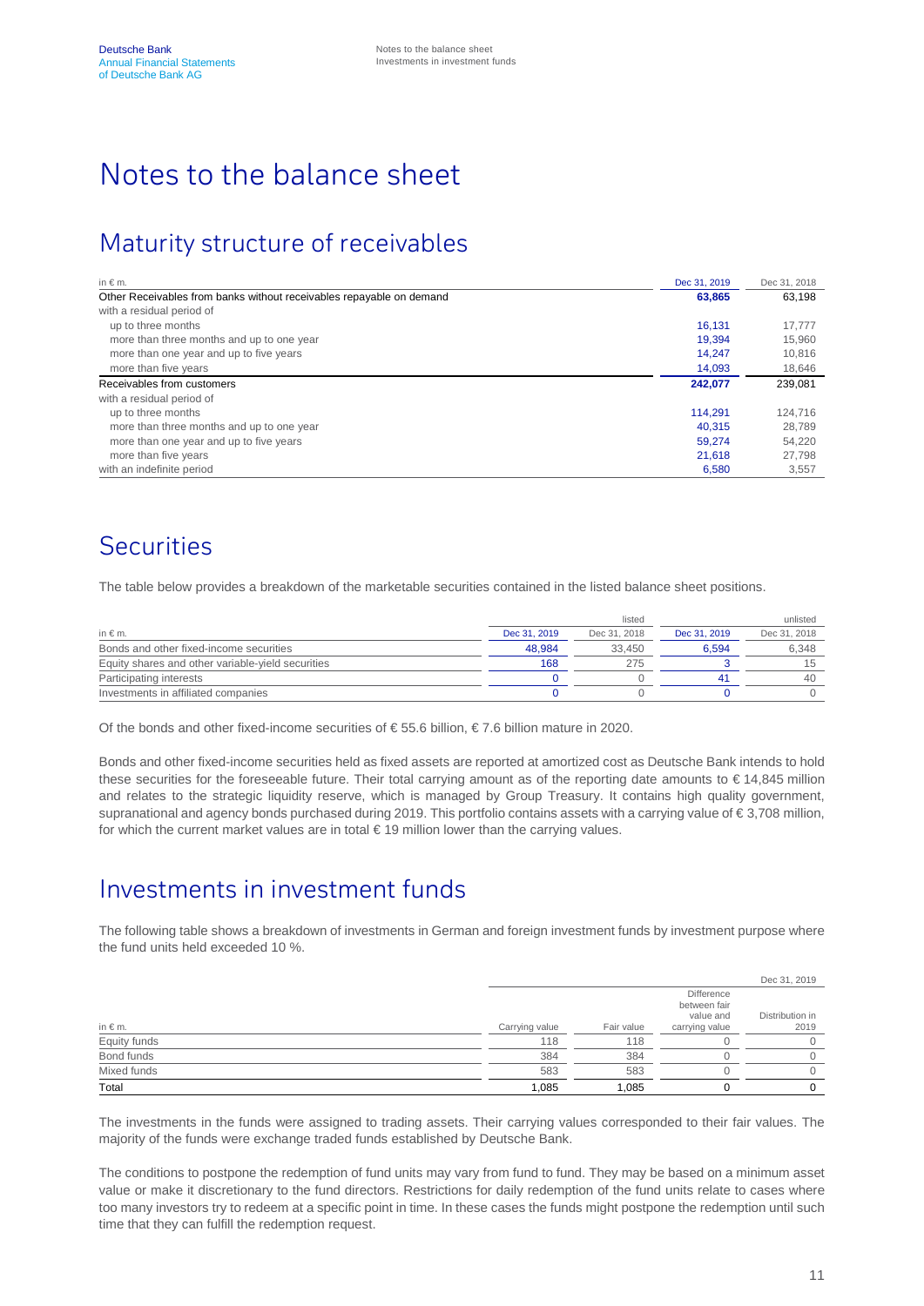# Notes to the balance sheet

## Maturity structure of receivables

| in € m. | Dec 31, 2019 | Dec 31, 2018 |
| --- | --- | --- |
| Other Receivables from banks without receivables repayable on demand | **63,865** | 63,198 |
| with a residual period of | | |
| up to three months | 16,131 | 17,777 |
| more than three months and up to one year | 19,394 | 15,960 |
| more than one year and up to five years | 14,247 | 10,816 |
| more than five years | 14,093 | 18,646 |
| Receivables from customers | **242,077** | 239,081 |
| with a residual period of | | |
| up to three months | 114,291 | 124,716 |
| more than three months and up to one year | 40,315 | 28,789 |
| more than one year and up to five years | 59,274 | 54,220 |
| more than five years | 21,618 | 27,798 |
| with an indefinite period | 6,580 | 3,557 |

## Securities

The table below provides a breakdown of the marketable securities contained in the listed balance sheet positions.

| | listed | | unlisted | |
| --- | --- | --- | --- | --- |
| in € m. | Dec 31, 2019 | Dec 31, 2018 | Dec 31, 2019 | Dec 31, 2018 |
| Bonds and other fixed-income securities | 48,984 | 33,450 | 6,594 | 6,348 |
| Equity shares and other variable-yield securities | 168 | 275 | 3 | 15 |
| Participating interests | 0 | 0 | 41 | 40 |
| Investments in affiliated companies | 0 | 0 | 0 | 0 |

Of the bonds and other fixed-income securities of € 55.6 billion, € 7.6 billion mature in 2020.

Bonds and other fixed-income securities held as fixed assets are reported at amortized cost as Deutsche Bank intends to hold these securities for the foreseeable future. Their total carrying amount as of the reporting date amounts to € 14,845 million and relates to the strategic liquidity reserve, which is managed by Group Treasury. It contains high quality government, supranational and agency bonds purchased during 2019. This portfolio contains assets with a carrying value of € 3,708 million, for which the current market values are in total € 19 million lower than the carrying values.

## Investments in investment funds

The following table shows a breakdown of investments in German and foreign investment funds by investment purpose where the fund units held exceeded 10 %.

| | | | | Dec 31, 2019 |
| --- | --- | --- | --- | --- |
| in € m. | Carrying value | Fair value | Difference between fair value and carrying value | Distribution in 2019 |
| Equity funds | 118 | 118 | 0 | 0 |
| Bond funds | 384 | 384 | 0 | 0 |
| Mixed funds | 583 | 583 | 0 | 0 |
| Total | 1,085 | 1,085 | 0 | 0 |

The investments in the funds were assigned to trading assets. Their carrying values corresponded to their fair values. The majority of the funds were exchange traded funds established by Deutsche Bank.

The conditions to postpone the redemption of fund units may vary from fund to fund. They may be based on a minimum asset value or make it discretionary to the fund directors. Restrictions for daily redemption of the fund units relate to cases where too many investors try to redeem at a specific point in time. In these cases the funds might postpone the redemption until such time that they can fulfill the redemption request.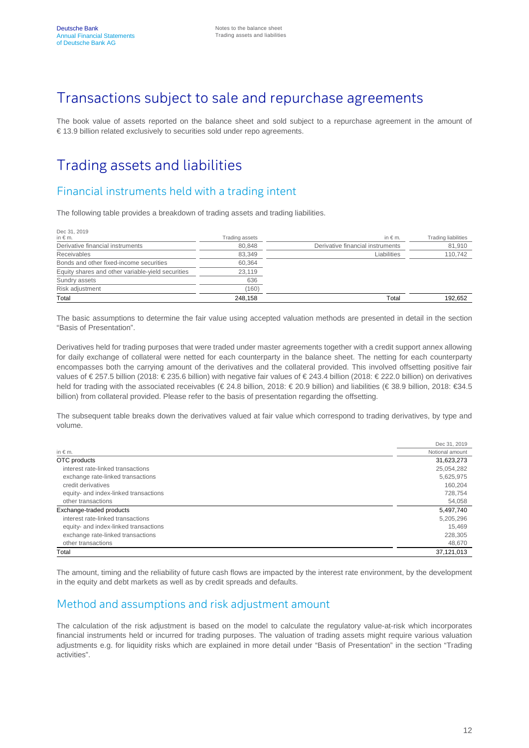# Transactions subject to sale and repurchase agreements

The book value of assets reported on the balance sheet and sold subject to a repurchase agreement in the amount of € 13.9 billion related exclusively to securities sold under repo agreements.

# Trading assets and liabilities

## Financial instruments held with a trading intent

The following table provides a breakdown of trading assets and trading liabilities.

| Dec 31, 2019<br>in € m. | Trading assets | in € m. | Trading liabilities |
|---|---|---|---|
| Derivative financial instruments | 80,848 | Derivative financial instruments | 81,910 |
| Receivables | 83,349 | Liabilities | 110,742 |
| Bonds and other fixed-income securities | 60,364 | | |
| Equity shares and other variable-yield securities | 23,119 | | |
| Sundry assets | 636 | | |
| Risk adjustment | (160) | | |
| Total | 248,158 | Total | 192,652 |

The basic assumptions to determine the fair value using accepted valuation methods are presented in detail in the section "Basis of Presentation".

Derivatives held for trading purposes that were traded under master agreements together with a credit support annex allowing for daily exchange of collateral were netted for each counterparty in the balance sheet. The netting for each counterparty encompasses both the carrying amount of the derivatives and the collateral provided. This involved offsetting positive fair values of € 257.5 billion (2018: € 235.6 billion) with negative fair values of € 243.4 billion (2018: € 222.0 billion) on derivatives held for trading with the associated receivables (€ 24.8 billion, 2018: € 20.9 billion) and liabilities (€ 38.9 billion, 2018: €34.5 billion) from collateral provided. Please refer to the basis of presentation regarding the offsetting.

The subsequent table breaks down the derivatives valued at fair value which correspond to trading derivatives, by type and volume.

| in € m. | Dec 31, 2019<br>Notional amount |
|---|---|
| OTC products | 31,623,273 |
| interest rate-linked transactions | 25,054,282 |
| exchange rate-linked transactions | 5,625,975 |
| credit derivatives | 160,204 |
| equity- and index-linked transactions | 728,754 |
| other transactions | 54,058 |
| Exchange-traded products | 5,497,740 |
| interest rate-linked transactions | 5,205,296 |
| equity- and index-linked transactions | 15,469 |
| exchange rate-linked transactions | 228,305 |
| other transactions | 48,670 |
| Total | 37,121,013 |

The amount, timing and the reliability of future cash flows are impacted by the interest rate environment, by the development in the equity and debt markets as well as by credit spreads and defaults.

## Method and assumptions and risk adjustment amount

The calculation of the risk adjustment is based on the model to calculate the regulatory value-at-risk which incorporates financial instruments held or incurred for trading purposes. The valuation of trading assets might require various valuation adjustments e.g. for liquidity risks which are explained in more detail under "Basis of Presentation" in the section "Trading activities".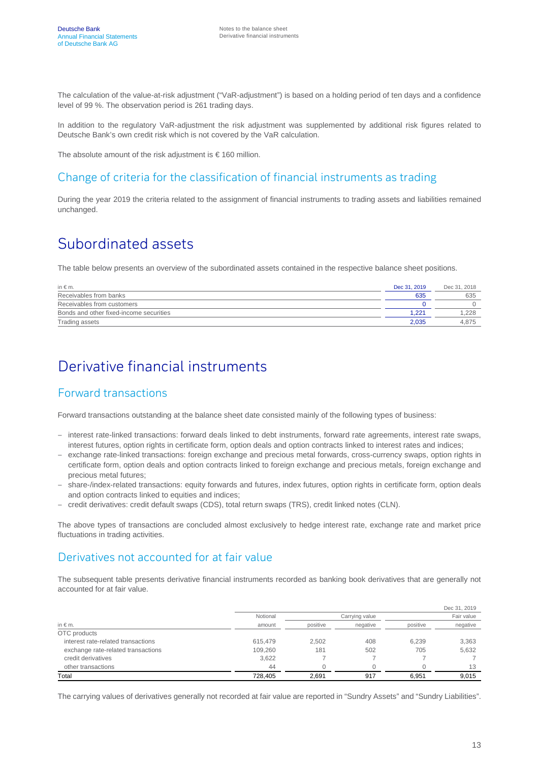The calculation of the value-at-risk adjustment ("VaR-adjustment") is based on a holding period of ten days and a confidence level of 99 %. The observation period is 261 trading days.

In addition to the regulatory VaR-adjustment the risk adjustment was supplemented by additional risk figures related to Deutsche Bank's own credit risk which is not covered by the VaR calculation.

The absolute amount of the risk adjustment is € 160 million.

## Change of criteria for the classification of financial instruments as trading

During the year 2019 the criteria related to the assignment of financial instruments to trading assets and liabilities remained unchanged.

# Subordinated assets

The table below presents an overview of the subordinated assets contained in the respective balance sheet positions.

| in € m. | Dec 31, 2019 | Dec 31, 2018 |
|---|---|---|
| Receivables from banks | 635 | 635 |
| Receivables from customers | 0 | 0 |
| Bonds and other fixed-income securities | 1,221 | 1,228 |
| Trading assets | 2,035 | 4,875 |

# Derivative financial instruments

## Forward transactions

Forward transactions outstanding at the balance sheet date consisted mainly of the following types of business:

- interest rate-linked transactions: forward deals linked to debt instruments, forward rate agreements, interest rate swaps, interest futures, option rights in certificate form, option deals and option contracts linked to interest rates and indices;
- exchange rate-linked transactions: foreign exchange and precious metal forwards, cross-currency swaps, option rights in certificate form, option deals and option contracts linked to foreign exchange and precious metals, foreign exchange and precious metal futures;
- share-/index-related transactions: equity forwards and futures, index futures, option rights in certificate form, option deals and option contracts linked to equities and indices;
- credit derivatives: credit default swaps (CDS), total return swaps (TRS), credit linked notes (CLN).

The above types of transactions are concluded almost exclusively to hedge interest rate, exchange rate and market price fluctuations in trading activities.

## Derivatives not accounted for at fair value

The subsequent table presents derivative financial instruments recorded as banking book derivatives that are generally not accounted for at fair value.

| | | | | | Dec 31, 2019 |
|---|---|---|---|---|---|
| | Notional | Carrying value | | Fair value | |
| in € m. | amount | positive | negative | positive | negative |
| OTC products | | | | | |
| interest rate-related transactions | 615,479 | 2,502 | 408 | 6,239 | 3,363 |
| exchange rate-related transactions | 109,260 | 181 | 502 | 705 | 5,632 |
| credit derivatives | 3,622 | 7 | 7 | 7 | 7 |
| other transactions | 44 | 0 | 0 | 0 | 13 |
| Total | 728,405 | 2,691 | 917 | 6,951 | 9,015 |

The carrying values of derivatives generally not recorded at fair value are reported in "Sundry Assets" and "Sundry Liabilities".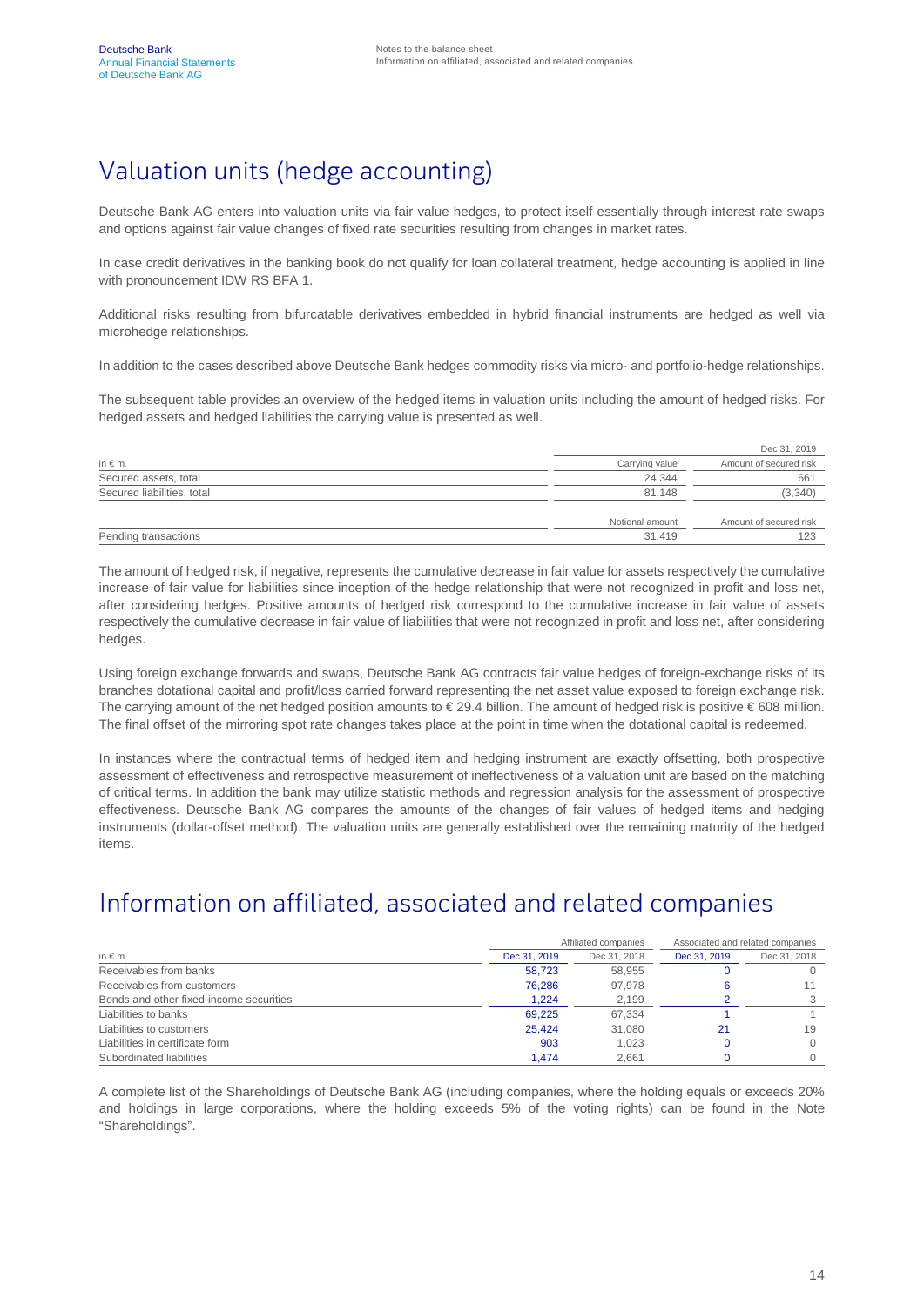# Valuation units (hedge accounting)

Deutsche Bank AG enters into valuation units via fair value hedges, to protect itself essentially through interest rate swaps and options against fair value changes of fixed rate securities resulting from changes in market rates.

In case credit derivatives in the banking book do not qualify for loan collateral treatment, hedge accounting is applied in line with pronouncement IDW RS BFA 1.

Additional risks resulting from bifurcatable derivatives embedded in hybrid financial instruments are hedged as well via microhedge relationships.

In addition to the cases described above Deutsche Bank hedges commodity risks via micro- and portfolio-hedge relationships.

The subsequent table provides an overview of the hedged items in valuation units including the amount of hedged risks. For hedged assets and hedged liabilities the carrying value is presented as well.

| | | Dec 31, 2019 |
|---|---|---|
| in € m. | Carrying value | Amount of secured risk |
| Secured assets, total | 24,344 | 661 |
| Secured liabilities, total | 81,148 | (3,340) |
| | Notional amount | Amount of secured risk |
| Pending transactions | 31,419 | 123 |

The amount of hedged risk, if negative, represents the cumulative decrease in fair value for assets respectively the cumulative increase of fair value for liabilities since inception of the hedge relationship that were not recognized in profit and loss net, after considering hedges. Positive amounts of hedged risk correspond to the cumulative increase in fair value of assets respectively the cumulative decrease in fair value of liabilities that were not recognized in profit and loss net, after considering hedges.

Using foreign exchange forwards and swaps, Deutsche Bank AG contracts fair value hedges of foreign-exchange risks of its branches dotational capital and profit/loss carried forward representing the net asset value exposed to foreign exchange risk. The carrying amount of the net hedged position amounts to € 29.4 billion. The amount of hedged risk is positive € 608 million. The final offset of the mirroring spot rate changes takes place at the point in time when the dotational capital is redeemed.

In instances where the contractual terms of hedged item and hedging instrument are exactly offsetting, both prospective assessment of effectiveness and retrospective measurement of ineffectiveness of a valuation unit are based on the matching of critical terms. In addition the bank may utilize statistic methods and regression analysis for the assessment of prospective effectiveness. Deutsche Bank AG compares the amounts of the changes of fair values of hedged items and hedging instruments (dollar-offset method). The valuation units are generally established over the remaining maturity of the hedged items.

# Information on affiliated, associated and related companies

| | Affiliated companies | | Associated and related companies | |
|---|---|---|---|---|
| in € m. | Dec 31, 2019 | Dec 31, 2018 | Dec 31, 2019 | Dec 31, 2018 |
| Receivables from banks | 58,723 | 58,955 | 0 | 0 |
| Receivables from customers | 76,286 | 97,978 | 6 | 11 |
| Bonds and other fixed-income securities | 1,224 | 2,199 | 2 | 3 |
| Liabilities to banks | 69,225 | 67,334 | 1 | 1 |
| Liabilities to customers | 25,424 | 31,080 | 21 | 19 |
| Liabilities in certificate form | 903 | 1,023 | 0 | 0 |
| Subordinated liabilities | 1,474 | 2,661 | 0 | 0 |

A complete list of the Shareholdings of Deutsche Bank AG (including companies, where the holding equals or exceeds 20% and holdings in large corporations, where the holding exceeds 5% of the voting rights) can be found in the Note "Shareholdings".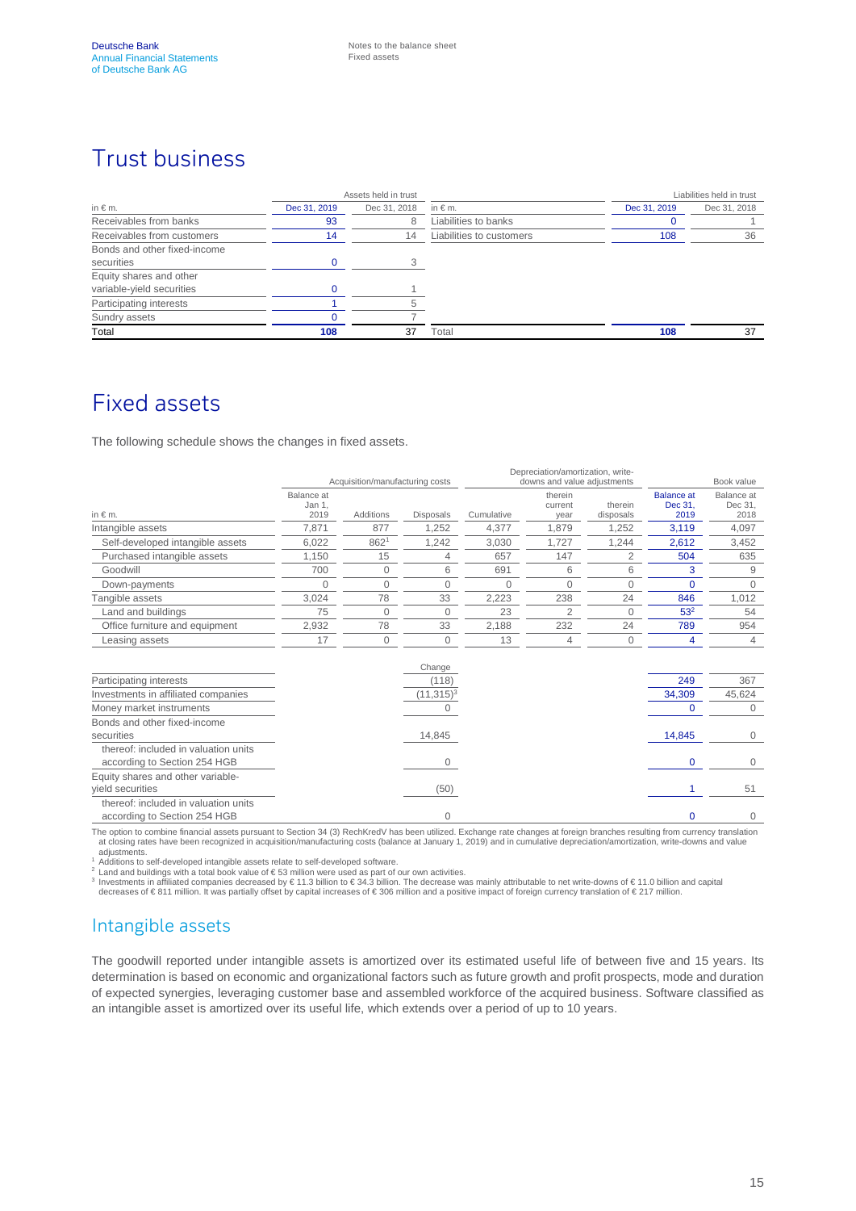# Trust business

| in € m. | Assets held in trust Dec 31, 2019 | Dec 31, 2018 | in € m. | Liabilities held in trust Dec 31, 2019 | Dec 31, 2018 |
|---|---|---|---|---|---|
| Receivables from banks | 93 | 8 | Liabilities to banks | 0 | 1 |
| Receivables from customers | 14 | 14 | Liabilities to customers | 108 | 36 |
| Bonds and other fixed-income securities | 0 | 3 | | | |
| Equity shares and other variable-yield securities | 0 | 1 | | | |
| Participating interests | 1 | 5 | | | |
| Sundry assets | 0 | 7 | | | |
| Total | 108 | 37 | Total | 108 | 37 |

# Fixed assets

The following schedule shows the changes in fixed assets.

| | Acquisition/manufacturing costs | | | Depreciation/amortization, write-downs and value adjustments | | | Book value | |
|---|---|---|---|---|---|---|---|---|
| in € m. | Balance at Jan 1, 2019 | Additions | Disposals | Cumulative | therein current year | therein disposals | Balance at Dec 31, 2019 | Balance at Dec 31, 2018 |
| Intangible assets | 7,871 | 877 | 1,252 | 4,377 | 1,879 | 1,252 | 3,119 | 4,097 |
| Self-developed intangible assets | 6,022 | 862[1] | 1,242 | 3,030 | 1,727 | 1,244 | 2,612 | 3,452 |
| Purchased intangible assets | 1,150 | 15 | 4 | 657 | 147 | 2 | 504 | 635 |
| Goodwill | 700 | 0 | 6 | 691 | 6 | 6 | 3 | 9 |
| Down-payments | 0 | 0 | 0 | 0 | 0 | 0 | 0 | 0 |
| Tangible assets | 3,024 | 78 | 33 | 2,223 | 238 | 24 | 846 | 1,012 |
| Land and buildings | 75 | 0 | 0 | 23 | 2 | 0 | 53[2] | 54 |
| Office furniture and equipment | 2,932 | 78 | 33 | 2,188 | 232 | 24 | 789 | 954 |
| Leasing assets | 17 | 0 | 0 | 13 | 4 | 0 | 4 | 4 |
| | | | Change | | | | | |
| Participating interests | | | (118) | | | | 249 | 367 |
| Investments in affiliated companies | | | (11,315)[3] | | | | 34,309 | 45,624 |
| Money market instruments | | | 0 | | | | 0 | 0 |
| Bonds and other fixed-income securities | | | 14,845 | | | | 14,845 | 0 |
| thereof: included in valuation units according to Section 254 HGB | | | 0 | | | | 0 | 0 |
| Equity shares and other variable-yield securities | | | (50) | | | | 1 | 51 |
| thereof: included in valuation units according to Section 254 HGB | | | 0 | | | | 0 | 0 |

The option to combine financial assets pursuant to Section 34 (3) RechKredV has been utilized. Exchange rate changes at foreign branches resulting from currency translation at closing rates have been recognized in acquisition/manufacturing costs (balance at January 1, 2019) and in cumulative depreciation/amortization, write-downs and value adjustments.

[1] Additions to self-developed intangible assets relate to self-developed software.

[2] Land and buildings with a total book value of € 53 million were used as part of our own activities.

[3] Investments in affiliated companies decreased by € 11.3 billion to € 34.3 billion. The decrease was mainly attributable to net write-downs of € 11.0 billion and capital decreases of € 811 million. It was partially offset by capital increases of € 306 million and a positive impact of foreign currency translation of € 217 million.

## Intangible assets

The goodwill reported under intangible assets is amortized over its estimated useful life of between five and 15 years. Its determination is based on economic and organizational factors such as future growth and profit prospects, mode and duration of expected synergies, leveraging customer base and assembled workforce of the acquired business. Software classified as an intangible asset is amortized over its useful life, which extends over a period of up to 10 years.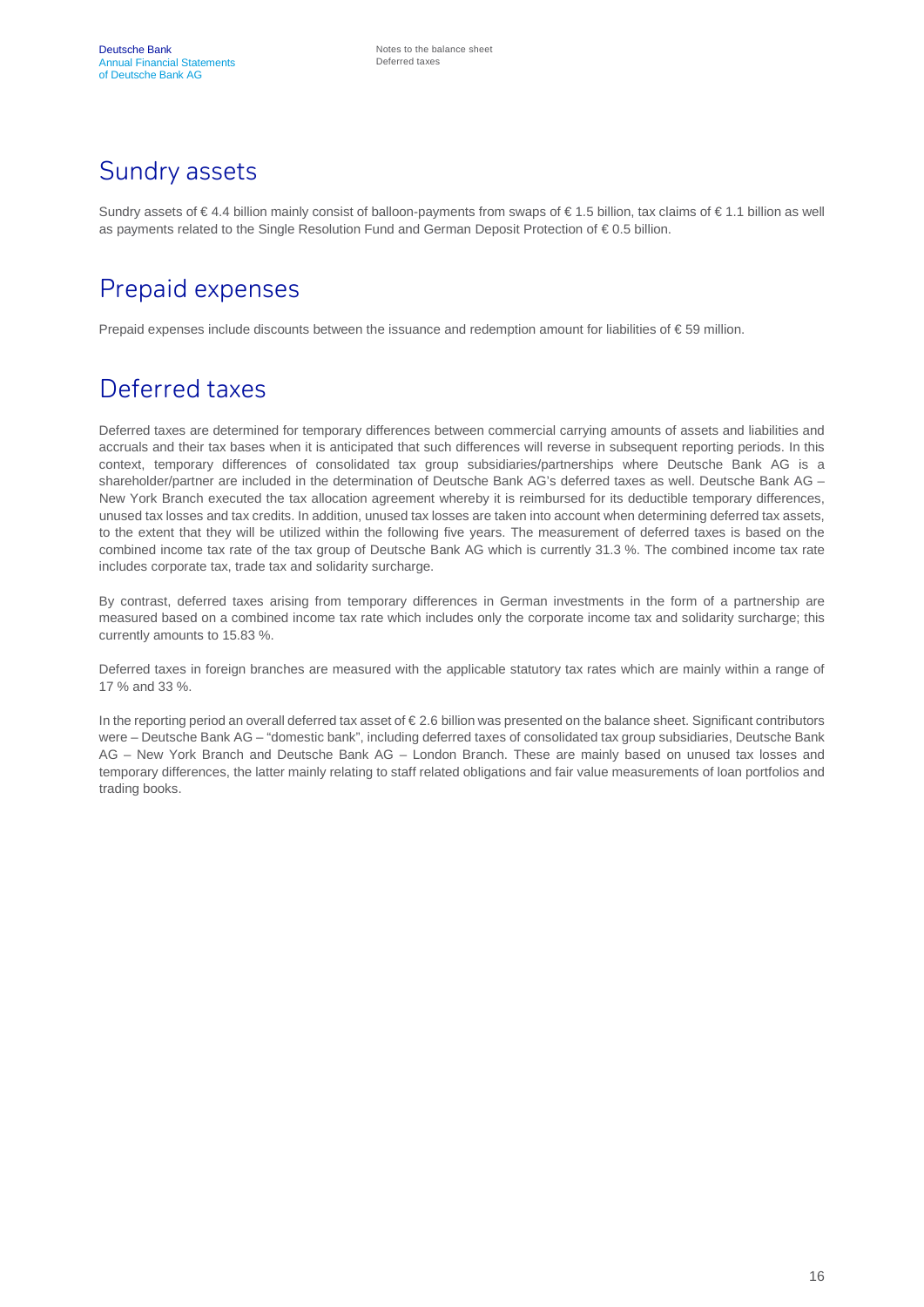## Sundry assets

Sundry assets of € 4.4 billion mainly consist of balloon-payments from swaps of € 1.5 billion, tax claims of € 1.1 billion as well as payments related to the Single Resolution Fund and German Deposit Protection of € 0.5 billion.

## Prepaid expenses

Prepaid expenses include discounts between the issuance and redemption amount for liabilities of € 59 million.

## Deferred taxes

Deferred taxes are determined for temporary differences between commercial carrying amounts of assets and liabilities and accruals and their tax bases when it is anticipated that such differences will reverse in subsequent reporting periods. In this context, temporary differences of consolidated tax group subsidiaries/partnerships where Deutsche Bank AG is a shareholder/partner are included in the determination of Deutsche Bank AG's deferred taxes as well. Deutsche Bank AG – New York Branch executed the tax allocation agreement whereby it is reimbursed for its deductible temporary differences, unused tax losses and tax credits. In addition, unused tax losses are taken into account when determining deferred tax assets, to the extent that they will be utilized within the following five years. The measurement of deferred taxes is based on the combined income tax rate of the tax group of Deutsche Bank AG which is currently 31.3 %. The combined income tax rate includes corporate tax, trade tax and solidarity surcharge.

By contrast, deferred taxes arising from temporary differences in German investments in the form of a partnership are measured based on a combined income tax rate which includes only the corporate income tax and solidarity surcharge; this currently amounts to 15.83 %.

Deferred taxes in foreign branches are measured with the applicable statutory tax rates which are mainly within a range of 17 % and 33 %.

In the reporting period an overall deferred tax asset of € 2.6 billion was presented on the balance sheet. Significant contributors were – Deutsche Bank AG – "domestic bank", including deferred taxes of consolidated tax group subsidiaries, Deutsche Bank AG – New York Branch and Deutsche Bank AG – London Branch. These are mainly based on unused tax losses and temporary differences, the latter mainly relating to staff related obligations and fair value measurements of loan portfolios and trading books.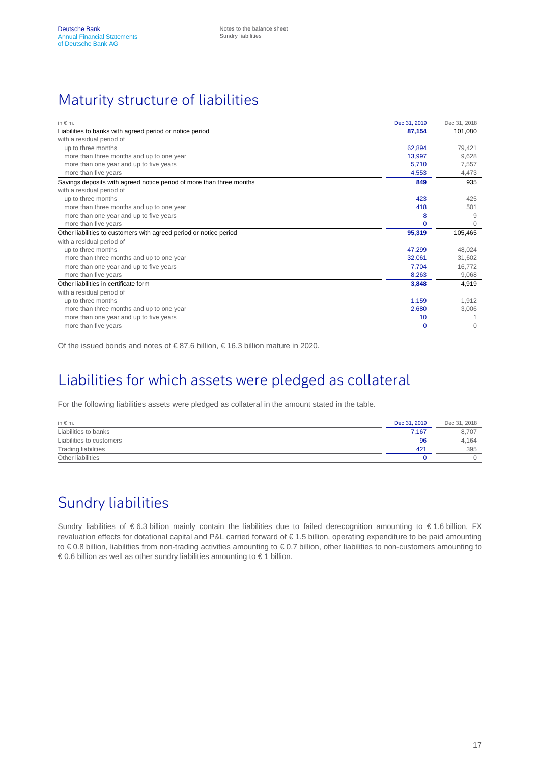## Maturity structure of liabilities

| in € m. | Dec 31, 2019 | Dec 31, 2018 |
|---|---|---|
| Liabilities to banks with agreed period or notice period | **87,154** | 101,080 |
| with a residual period of | | |
| up to three months | 62,894 | 79,421 |
| more than three months and up to one year | 13,997 | 9,628 |
| more than one year and up to five years | 5,710 | 7,557 |
| more than five years | 4,553 | 4,473 |
| Savings deposits with agreed notice period of more than three months | **849** | 935 |
| with a residual period of | | |
| up to three months | 423 | 425 |
| more than three months and up to one year | 418 | 501 |
| more than one year and up to five years | 8 | 9 |
| more than five years | 0 | 0 |
| Other liabilities to customers with agreed period or notice period | **95,319** | 105,465 |
| with a residual period of | | |
| up to three months | 47,299 | 48,024 |
| more than three months and up to one year | 32,061 | 31,602 |
| more than one year and up to five years | 7,704 | 16,772 |
| more than five years | 8,263 | 9,068 |
| Other liabilities in certificate form | **3,848** | 4,919 |
| with a residual period of | | |
| up to three months | 1,159 | 1,912 |
| more than three months and up to one year | 2,680 | 3,006 |
| more than one year and up to five years | 10 | 1 |
| more than five years | 0 | 0 |

Of the issued bonds and notes of € 87.6 billion, € 16.3 billion mature in 2020.

## Liabilities for which assets were pledged as collateral

For the following liabilities assets were pledged as collateral in the amount stated in the table.

| in € m. | Dec 31, 2019 | Dec 31, 2018 |
|---|---|---|
| Liabilities to banks | 7,167 | 8,707 |
| Liabilities to customers | 96 | 4,164 |
| Trading liabilities | 421 | 395 |
| Other liabilities | 0 | 0 |

## Sundry liabilities

Sundry liabilities of € 6.3 billion mainly contain the liabilities due to failed derecognition amounting to € 1.6 billion, FX revaluation effects for dotational capital and P&L carried forward of € 1.5 billion, operating expenditure to be paid amounting to € 0.8 billion, liabilities from non-trading activities amounting to € 0.7 billion, other liabilities to non-customers amounting to € 0.6 billion as well as other sundry liabilities amounting to € 1 billion.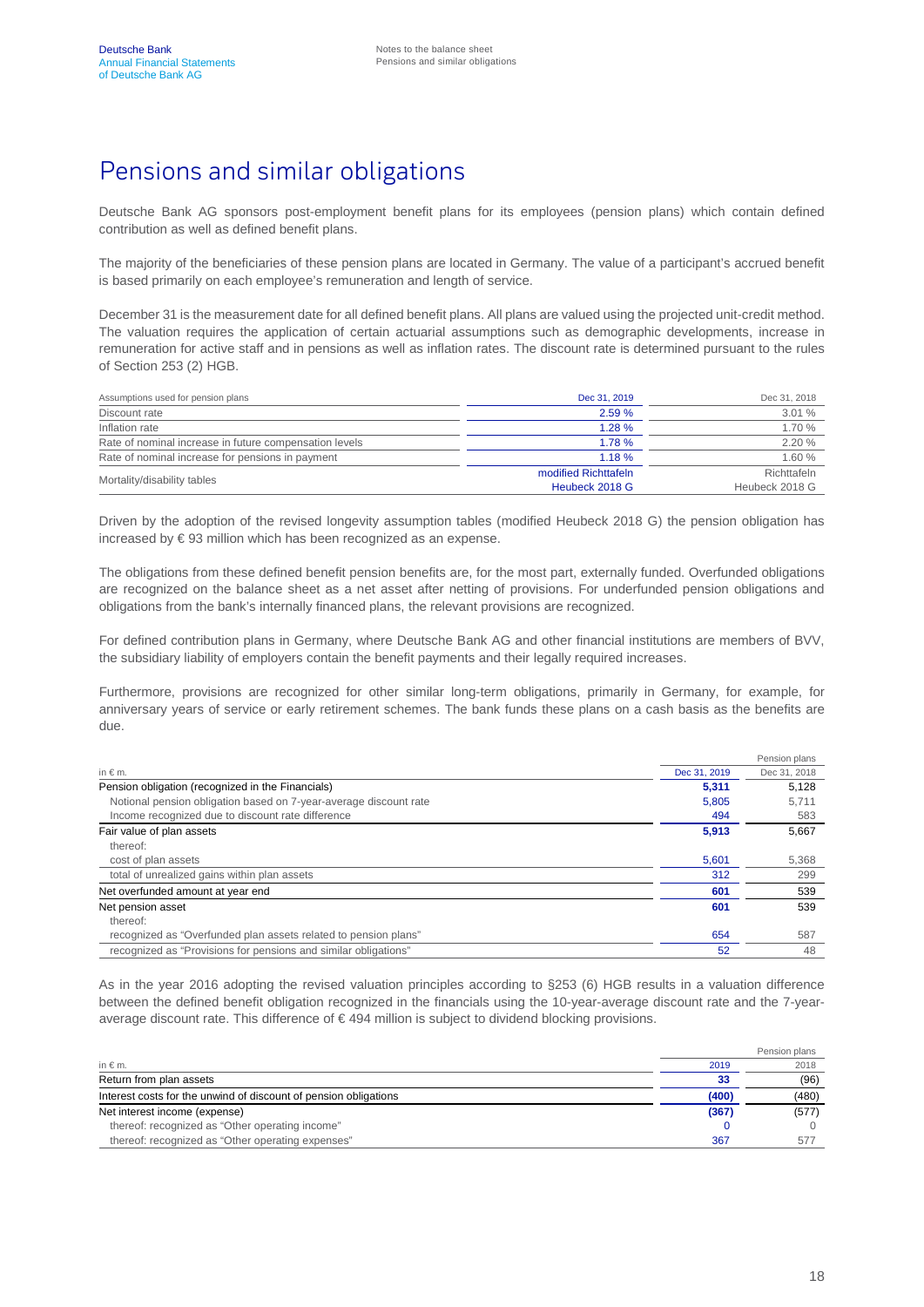# Pensions and similar obligations

Deutsche Bank AG sponsors post-employment benefit plans for its employees (pension plans) which contain defined contribution as well as defined benefit plans.

The majority of the beneficiaries of these pension plans are located in Germany. The value of a participant's accrued benefit is based primarily on each employee's remuneration and length of service.

December 31 is the measurement date for all defined benefit plans. All plans are valued using the projected unit-credit method. The valuation requires the application of certain actuarial assumptions such as demographic developments, increase in remuneration for active staff and in pensions as well as inflation rates. The discount rate is determined pursuant to the rules of Section 253 (2) HGB.

| Assumptions used for pension plans | Dec 31, 2019 | Dec 31, 2018 |
|---|---|---|
| Discount rate | 2.59 % | 3.01 % |
| Inflation rate | 1.28 % | 1.70 % |
| Rate of nominal increase in future compensation levels | 1.78 % | 2.20 % |
| Rate of nominal increase for pensions in payment | 1.18 % | 1.60 % |
| Mortality/disability tables | modified Richttafeln Heubeck 2018 G | Richttafeln Heubeck 2018 G |

Driven by the adoption of the revised longevity assumption tables (modified Heubeck 2018 G) the pension obligation has increased by € 93 million which has been recognized as an expense.

The obligations from these defined benefit pension benefits are, for the most part, externally funded. Overfunded obligations are recognized on the balance sheet as a net asset after netting of provisions. For underfunded pension obligations and obligations from the bank's internally financed plans, the relevant provisions are recognized.

For defined contribution plans in Germany, where Deutsche Bank AG and other financial institutions are members of BVV, the subsidiary liability of employers contain the benefit payments and their legally required increases.

Furthermore, provisions are recognized for other similar long-term obligations, primarily in Germany, for example, for anniversary years of service or early retirement schemes. The bank funds these plans on a cash basis as the benefits are due.

| | | Pension plans |
|---|---|---|
| in € m. | Dec 31, 2019 | Dec 31, 2018 |
| Pension obligation (recognized in the Financials) | **5,311** | 5,128 |
| Notional pension obligation based on 7-year-average discount rate | 5,805 | 5,711 |
| Income recognized due to discount rate difference | 494 | 583 |
| Fair value of plan assets | **5,913** | 5,667 |
| thereof: | | |
| cost of plan assets | 5,601 | 5,368 |
| total of unrealized gains within plan assets | 312 | 299 |
| Net overfunded amount at year end | **601** | 539 |
| Net pension asset | **601** | 539 |
| thereof: | | |
| recognized as "Overfunded plan assets related to pension plans" | 654 | 587 |
| recognized as "Provisions for pensions and similar obligations" | 52 | 48 |

As in the year 2016 adopting the revised valuation principles according to §253 (6) HGB results in a valuation difference between the defined benefit obligation recognized in the financials using the 10-year-average discount rate and the 7-year-average discount rate. This difference of € 494 million is subject to dividend blocking provisions.

| | | Pension plans |
|---|---|---|
| in € m. | 2019 | 2018 |
| Return from plan assets | **33** | (96) |
| Interest costs for the unwind of discount of pension obligations | **(400)** | (480) |
| Net interest income (expense) | **(367)** | (577) |
| thereof: recognized as "Other operating income" | 0 | 0 |
| thereof: recognized as "Other operating expenses" | 367 | 577 |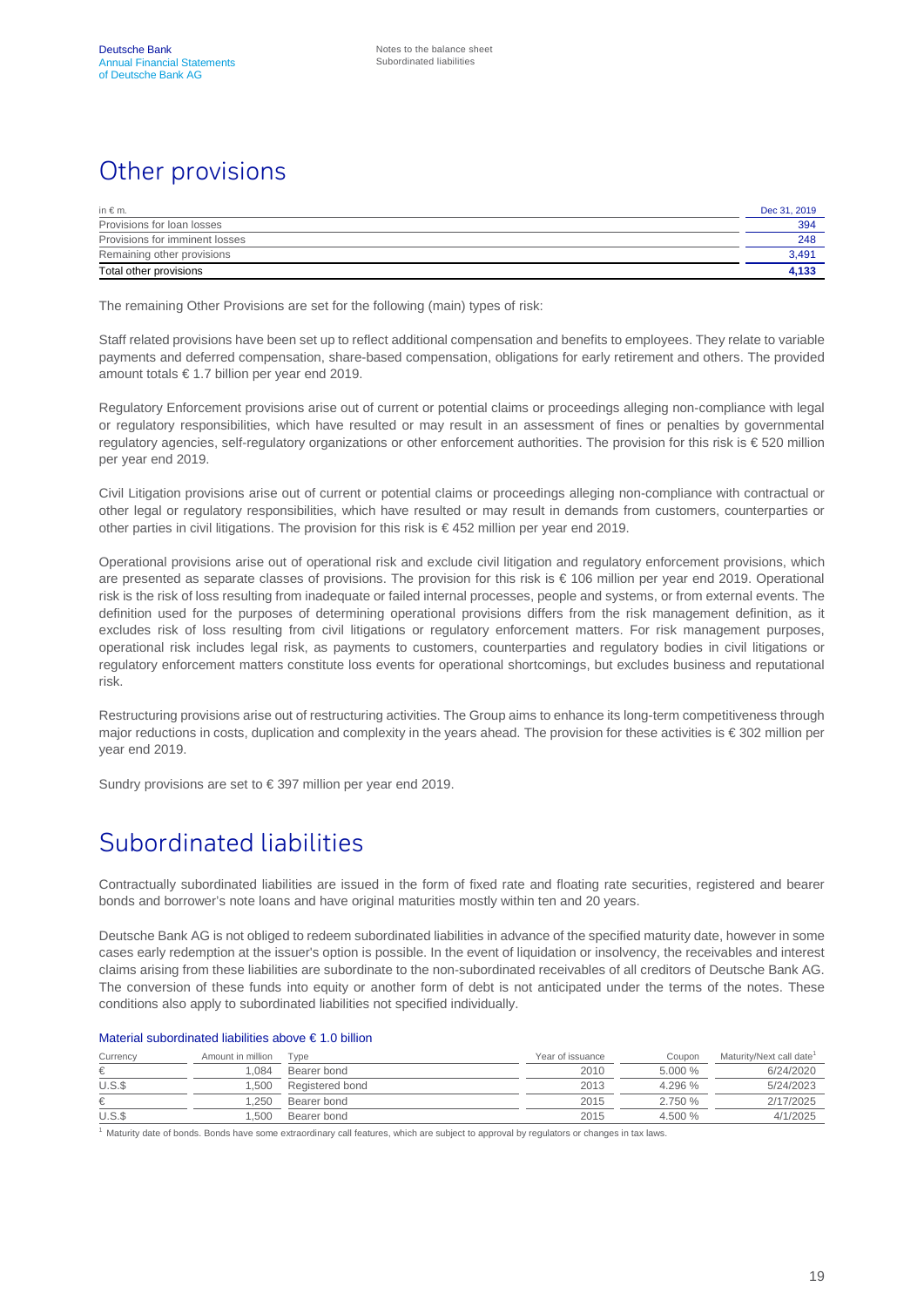# Other provisions

| in € m. | Dec 31, 2019 |
|---|---|
| Provisions for loan losses | 394 |
| Provisions for imminent losses | 248 |
| Remaining other provisions | 3,491 |
| Total other provisions | **4,133** |

The remaining Other Provisions are set for the following (main) types of risk:

Staff related provisions have been set up to reflect additional compensation and benefits to employees. They relate to variable payments and deferred compensation, share-based compensation, obligations for early retirement and others. The provided amount totals € 1.7 billion per year end 2019.

Regulatory Enforcement provisions arise out of current or potential claims or proceedings alleging non-compliance with legal or regulatory responsibilities, which have resulted or may result in an assessment of fines or penalties by governmental regulatory agencies, self-regulatory organizations or other enforcement authorities. The provision for this risk is € 520 million per year end 2019.

Civil Litigation provisions arise out of current or potential claims or proceedings alleging non-compliance with contractual or other legal or regulatory responsibilities, which have resulted or may result in demands from customers, counterparties or other parties in civil litigations. The provision for this risk is € 452 million per year end 2019.

Operational provisions arise out of operational risk and exclude civil litigation and regulatory enforcement provisions, which are presented as separate classes of provisions. The provision for this risk is € 106 million per year end 2019. Operational risk is the risk of loss resulting from inadequate or failed internal processes, people and systems, or from external events. The definition used for the purposes of determining operational provisions differs from the risk management definition, as it excludes risk of loss resulting from civil litigations or regulatory enforcement matters. For risk management purposes, operational risk includes legal risk, as payments to customers, counterparties and regulatory bodies in civil litigations or regulatory enforcement matters constitute loss events for operational shortcomings, but excludes business and reputational risk.

Restructuring provisions arise out of restructuring activities. The Group aims to enhance its long-term competitiveness through major reductions in costs, duplication and complexity in the years ahead. The provision for these activities is € 302 million per year end 2019.

Sundry provisions are set to € 397 million per year end 2019.

# Subordinated liabilities

Contractually subordinated liabilities are issued in the form of fixed rate and floating rate securities, registered and bearer bonds and borrower's note loans and have original maturities mostly within ten and 20 years.

Deutsche Bank AG is not obliged to redeem subordinated liabilities in advance of the specified maturity date, however in some cases early redemption at the issuer's option is possible. In the event of liquidation or insolvency, the receivables and interest claims arising from these liabilities are subordinate to the non-subordinated receivables of all creditors of Deutsche Bank AG. The conversion of these funds into equity or another form of debt is not anticipated under the terms of the notes. These conditions also apply to subordinated liabilities not specified individually.

## Material subordinated liabilities above € 1.0 billion

| Currency | Amount in million | Type | Year of issuance | Coupon | Maturity/Next call date[1] |
|---|---|---|---|---|---|
| € | 1,084 | Bearer bond | 2010 | 5.000 % | 6/24/2020 |
| U.S.$ | 1,500 | Registered bond | 2013 | 4.296 % | 5/24/2023 |
| € | 1,250 | Bearer bond | 2015 | 2.750 % | 2/17/2025 |
| U.S.$ | 1,500 | Bearer bond | 2015 | 4.500 % | 4/1/2025 |

[1] Maturity date of bonds. Bonds have some extraordinary call features, which are subject to approval by regulators or changes in tax laws.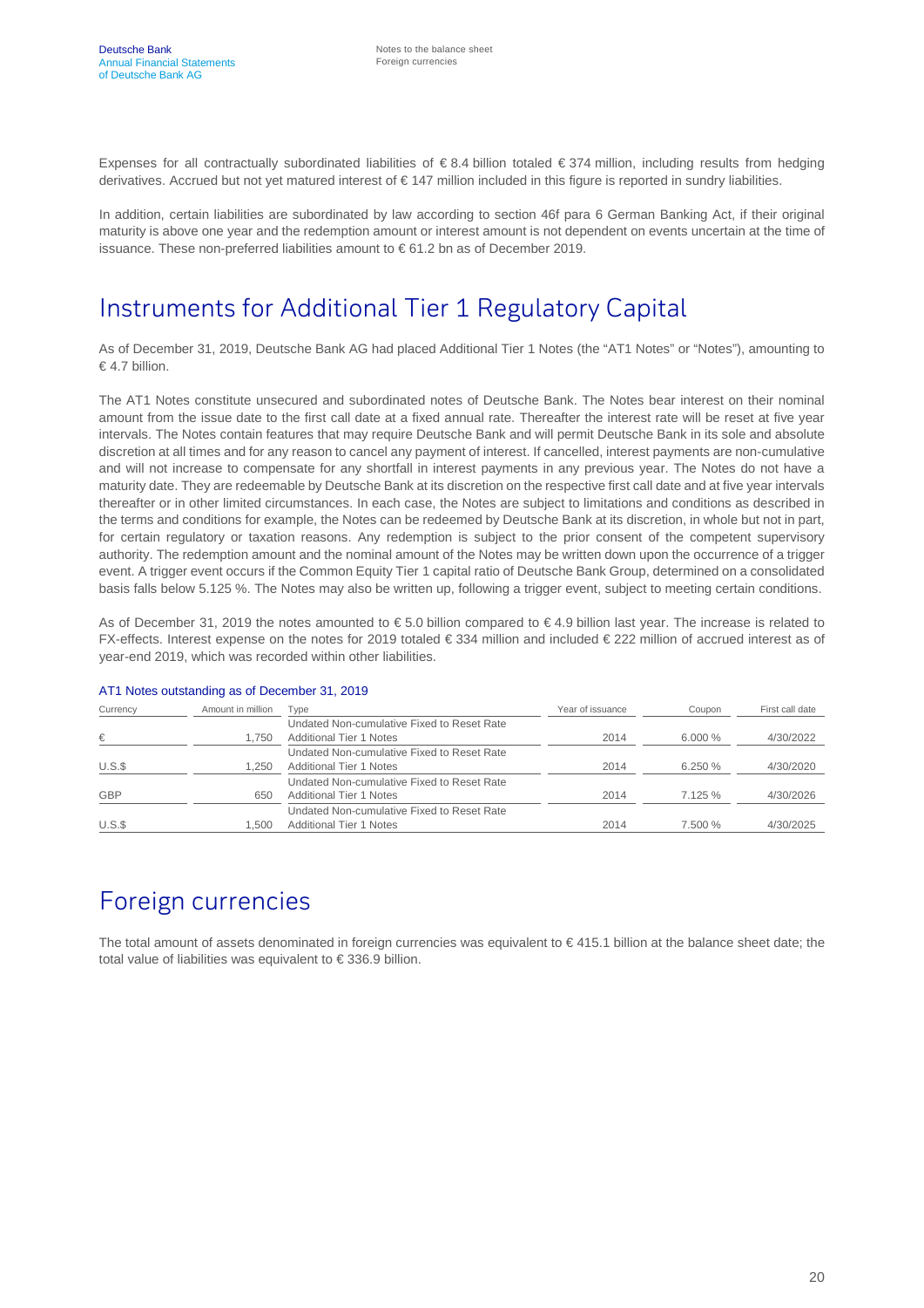Expenses for all contractually subordinated liabilities of € 8.4 billion totaled € 374 million, including results from hedging derivatives. Accrued but not yet matured interest of € 147 million included in this figure is reported in sundry liabilities.

In addition, certain liabilities are subordinated by law according to section 46f para 6 German Banking Act, if their original maturity is above one year and the redemption amount or interest amount is not dependent on events uncertain at the time of issuance. These non-preferred liabilities amount to € 61.2 bn as of December 2019.

# Instruments for Additional Tier 1 Regulatory Capital

As of December 31, 2019, Deutsche Bank AG had placed Additional Tier 1 Notes (the "AT1 Notes" or "Notes"), amounting to € 4.7 billion.

The AT1 Notes constitute unsecured and subordinated notes of Deutsche Bank. The Notes bear interest on their nominal amount from the issue date to the first call date at a fixed annual rate. Thereafter the interest rate will be reset at five year intervals. The Notes contain features that may require Deutsche Bank and will permit Deutsche Bank in its sole and absolute discretion at all times and for any reason to cancel any payment of interest. If cancelled, interest payments are non-cumulative and will not increase to compensate for any shortfall in interest payments in any previous year. The Notes do not have a maturity date. They are redeemable by Deutsche Bank at its discretion on the respective first call date and at five year intervals thereafter or in other limited circumstances. In each case, the Notes are subject to limitations and conditions as described in the terms and conditions for example, the Notes can be redeemed by Deutsche Bank at its discretion, in whole but not in part, for certain regulatory or taxation reasons. Any redemption is subject to the prior consent of the competent supervisory authority. The redemption amount and the nominal amount of the Notes may be written down upon the occurrence of a trigger event. A trigger event occurs if the Common Equity Tier 1 capital ratio of Deutsche Bank Group, determined on a consolidated basis falls below 5.125 %. The Notes may also be written up, following a trigger event, subject to meeting certain conditions.

As of December 31, 2019 the notes amounted to € 5.0 billion compared to € 4.9 billion last year. The increase is related to FX-effects. Interest expense on the notes for 2019 totaled € 334 million and included € 222 million of accrued interest as of year-end 2019, which was recorded within other liabilities.

### AT1 Notes outstanding as of December 31, 2019

| Currency | Amount in million | Type | Year of issuance | Coupon | First call date |
|---|---|---|---|---|---|
| € | 1,750 | Undated Non-cumulative Fixed to Reset Rate Additional Tier 1 Notes | 2014 | 6.000 % | 4/30/2022 |
| U.S.$ | 1,250 | Undated Non-cumulative Fixed to Reset Rate Additional Tier 1 Notes | 2014 | 6.250 % | 4/30/2020 |
| GBP | 650 | Undated Non-cumulative Fixed to Reset Rate Additional Tier 1 Notes | 2014 | 7.125 % | 4/30/2026 |
| U.S.$ | 1,500 | Undated Non-cumulative Fixed to Reset Rate Additional Tier 1 Notes | 2014 | 7.500 % | 4/30/2025 |

# Foreign currencies

The total amount of assets denominated in foreign currencies was equivalent to € 415.1 billion at the balance sheet date; the total value of liabilities was equivalent to € 336.9 billion.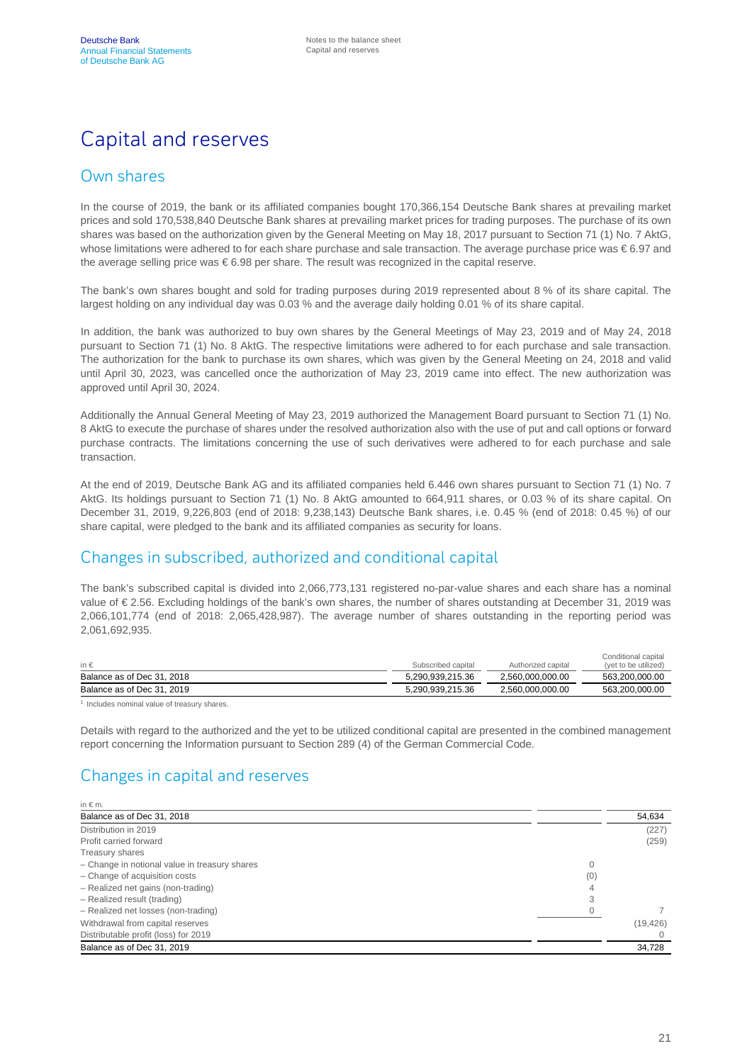# Capital and reserves

## Own shares

In the course of 2019, the bank or its affiliated companies bought 170,366,154 Deutsche Bank shares at prevailing market prices and sold 170,538,840 Deutsche Bank shares at prevailing market prices for trading purposes. The purchase of its own shares was based on the authorization given by the General Meeting on May 18, 2017 pursuant to Section 71 (1) No. 7 AktG, whose limitations were adhered to for each share purchase and sale transaction. The average purchase price was € 6.97 and the average selling price was € 6.98 per share. The result was recognized in the capital reserve.

The bank's own shares bought and sold for trading purposes during 2019 represented about 8 % of its share capital. The largest holding on any individual day was 0.03 % and the average daily holding 0.01 % of its share capital.

In addition, the bank was authorized to buy own shares by the General Meetings of May 23, 2019 and of May 24, 2018 pursuant to Section 71 (1) No. 8 AktG. The respective limitations were adhered to for each purchase and sale transaction. The authorization for the bank to purchase its own shares, which was given by the General Meeting on 24, 2018 and valid until April 30, 2023, was cancelled once the authorization of May 23, 2019 came into effect. The new authorization was approved until April 30, 2024.

Additionally the Annual General Meeting of May 23, 2019 authorized the Management Board pursuant to Section 71 (1) No. 8 AktG to execute the purchase of shares under the resolved authorization also with the use of put and call options or forward purchase contracts. The limitations concerning the use of such derivatives were adhered to for each purchase and sale transaction.

At the end of 2019, Deutsche Bank AG and its affiliated companies held 6.446 own shares pursuant to Section 71 (1) No. 7 AktG. Its holdings pursuant to Section 71 (1) No. 8 AktG amounted to 664,911 shares, or 0.03 % of its share capital. On December 31, 2019, 9,226,803 (end of 2018: 9,238,143) Deutsche Bank shares, i.e. 0.45 % (end of 2018: 0.45 %) of our share capital, were pledged to the bank and its affiliated companies as security for loans.

## Changes in subscribed, authorized and conditional capital

The bank's subscribed capital is divided into 2,066,773,131 registered no-par-value shares and each share has a nominal value of € 2.56. Excluding holdings of the bank's own shares, the number of shares outstanding at December 31, 2019 was 2,066,101,774 (end of 2018: 2,065,428,987). The average number of shares outstanding in the reporting period was 2,061,692,935.

| in € | Subscribed capital | Authorized capital | Conditional capital (yet to be utilized) |
|---|---|---|---|
| Balance as of Dec 31, 2018 | 5,290,939,215.36 | 2,560,000,000.00 | 563,200,000.00 |
| Balance as of Dec 31, 2019 | 5,290,939,215.36 | 2,560,000,000.00 | 563,200,000.00 |

[1] Includes nominal value of treasury shares.

Details with regard to the authorized and the yet to be utilized conditional capital are presented in the combined management report concerning the Information pursuant to Section 289 (4) of the German Commercial Code.

## Changes in capital and reserves

| in € m. | | |
|---|---|---|
| Balance as of Dec 31, 2018 | | 54,634 |
| Distribution in 2019 | | (227) |
| Profit carried forward | | (259) |
| Treasury shares | | |
| – Change in notional value in treasury shares | 0 | |
| – Change of acquisition costs | (0) | |
| – Realized net gains (non-trading) | 4 | |
| – Realized result (trading) | 3 | |
| – Realized net losses (non-trading) | 0 | 7 |
| Withdrawal from capital reserves | | (19,426) |
| Distributable profit (loss) for 2019 | | 0 |
| Balance as of Dec 31, 2019 | | 34,728 |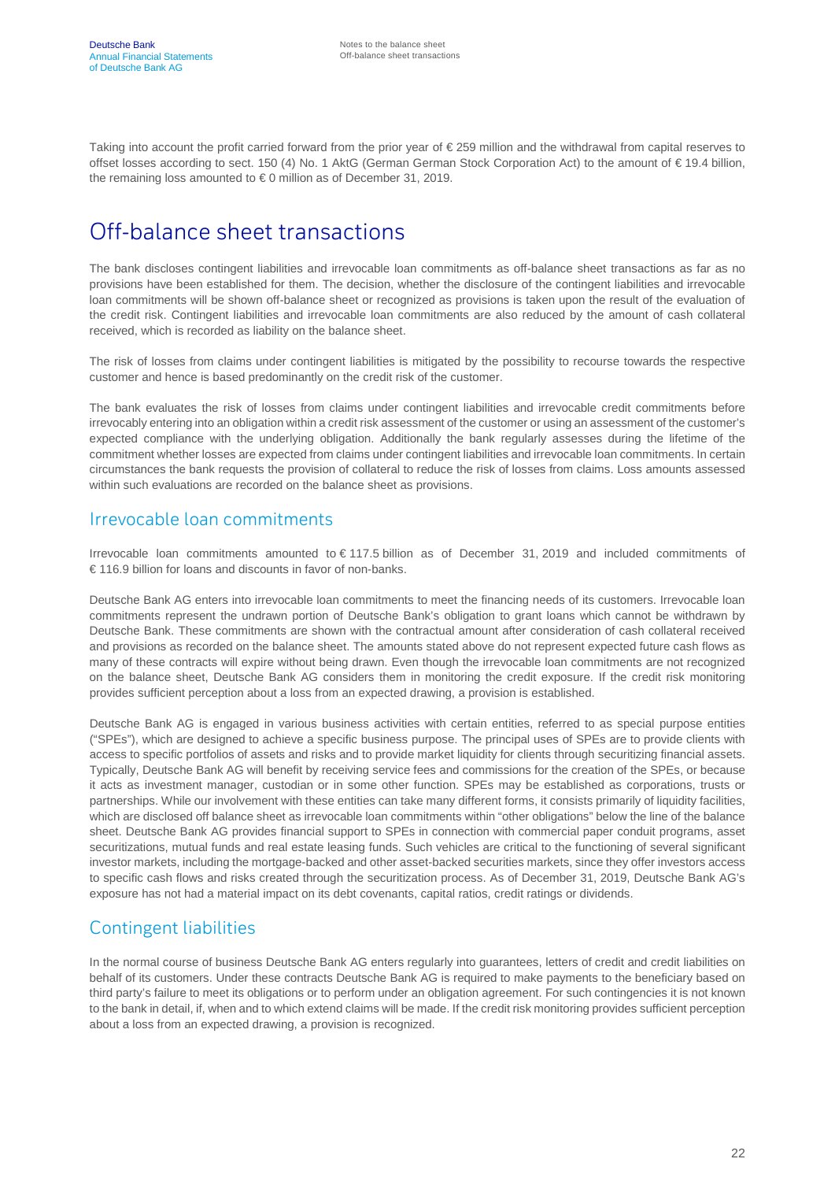Taking into account the profit carried forward from the prior year of € 259 million and the withdrawal from capital reserves to offset losses according to sect. 150 (4) No. 1 AktG (German German Stock Corporation Act) to the amount of € 19.4 billion, the remaining loss amounted to € 0 million as of December 31, 2019.

# Off-balance sheet transactions

The bank discloses contingent liabilities and irrevocable loan commitments as off-balance sheet transactions as far as no provisions have been established for them. The decision, whether the disclosure of the contingent liabilities and irrevocable loan commitments will be shown off-balance sheet or recognized as provisions is taken upon the result of the evaluation of the credit risk. Contingent liabilities and irrevocable loan commitments are also reduced by the amount of cash collateral received, which is recorded as liability on the balance sheet.

The risk of losses from claims under contingent liabilities is mitigated by the possibility to recourse towards the respective customer and hence is based predominantly on the credit risk of the customer.

The bank evaluates the risk of losses from claims under contingent liabilities and irrevocable credit commitments before irrevocably entering into an obligation within a credit risk assessment of the customer or using an assessment of the customer's expected compliance with the underlying obligation. Additionally the bank regularly assesses during the lifetime of the commitment whether losses are expected from claims under contingent liabilities and irrevocable loan commitments. In certain circumstances the bank requests the provision of collateral to reduce the risk of losses from claims. Loss amounts assessed within such evaluations are recorded on the balance sheet as provisions.

## Irrevocable loan commitments

Irrevocable loan commitments amounted to € 117.5 billion as of December 31, 2019 and included commitments of € 116.9 billion for loans and discounts in favor of non-banks.

Deutsche Bank AG enters into irrevocable loan commitments to meet the financing needs of its customers. Irrevocable loan commitments represent the undrawn portion of Deutsche Bank's obligation to grant loans which cannot be withdrawn by Deutsche Bank. These commitments are shown with the contractual amount after consideration of cash collateral received and provisions as recorded on the balance sheet. The amounts stated above do not represent expected future cash flows as many of these contracts will expire without being drawn. Even though the irrevocable loan commitments are not recognized on the balance sheet, Deutsche Bank AG considers them in monitoring the credit exposure. If the credit risk monitoring provides sufficient perception about a loss from an expected drawing, a provision is established.

Deutsche Bank AG is engaged in various business activities with certain entities, referred to as special purpose entities ("SPEs"), which are designed to achieve a specific business purpose. The principal uses of SPEs are to provide clients with access to specific portfolios of assets and risks and to provide market liquidity for clients through securitizing financial assets. Typically, Deutsche Bank AG will benefit by receiving service fees and commissions for the creation of the SPEs, or because it acts as investment manager, custodian or in some other function. SPEs may be established as corporations, trusts or partnerships. While our involvement with these entities can take many different forms, it consists primarily of liquidity facilities, which are disclosed off balance sheet as irrevocable loan commitments within "other obligations" below the line of the balance sheet. Deutsche Bank AG provides financial support to SPEs in connection with commercial paper conduit programs, asset securitizations, mutual funds and real estate leasing funds. Such vehicles are critical to the functioning of several significant investor markets, including the mortgage-backed and other asset-backed securities markets, since they offer investors access to specific cash flows and risks created through the securitization process. As of December 31, 2019, Deutsche Bank AG's exposure has not had a material impact on its debt covenants, capital ratios, credit ratings or dividends.

## Contingent liabilities

In the normal course of business Deutsche Bank AG enters regularly into guarantees, letters of credit and credit liabilities on behalf of its customers. Under these contracts Deutsche Bank AG is required to make payments to the beneficiary based on third party's failure to meet its obligations or to perform under an obligation agreement. For such contingencies it is not known to the bank in detail, if, when and to which extend claims will be made. If the credit risk monitoring provides sufficient perception about a loss from an expected drawing, a provision is recognized.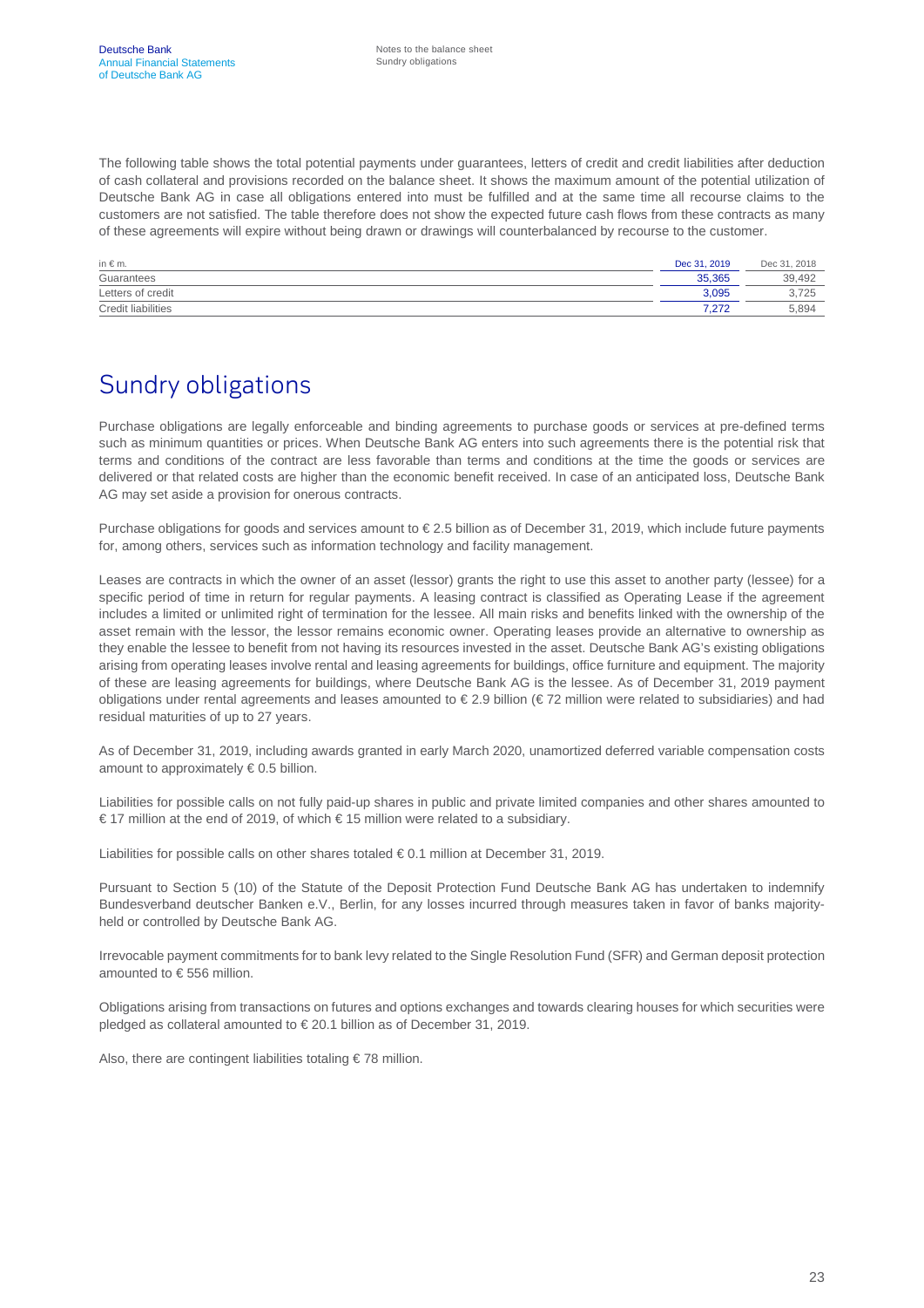The following table shows the total potential payments under guarantees, letters of credit and credit liabilities after deduction of cash collateral and provisions recorded on the balance sheet. It shows the maximum amount of the potential utilization of Deutsche Bank AG in case all obligations entered into must be fulfilled and at the same time all recourse claims to the customers are not satisfied. The table therefore does not show the expected future cash flows from these contracts as many of these agreements will expire without being drawn or drawings will counterbalanced by recourse to the customer.

| in € m. | Dec 31, 2019 | Dec 31, 2018 |
|---|---|---|
| Guarantees | 35,365 | 39,492 |
| Letters of credit | 3,095 | 3,725 |
| Credit liabilities | 7,272 | 5,894 |

# Sundry obligations

Purchase obligations are legally enforceable and binding agreements to purchase goods or services at pre-defined terms such as minimum quantities or prices. When Deutsche Bank AG enters into such agreements there is the potential risk that terms and conditions of the contract are less favorable than terms and conditions at the time the goods or services are delivered or that related costs are higher than the economic benefit received. In case of an anticipated loss, Deutsche Bank AG may set aside a provision for onerous contracts.

Purchase obligations for goods and services amount to € 2.5 billion as of December 31, 2019, which include future payments for, among others, services such as information technology and facility management.

Leases are contracts in which the owner of an asset (lessor) grants the right to use this asset to another party (lessee) for a specific period of time in return for regular payments. A leasing contract is classified as Operating Lease if the agreement includes a limited or unlimited right of termination for the lessee. All main risks and benefits linked with the ownership of the asset remain with the lessor, the lessor remains economic owner. Operating leases provide an alternative to ownership as they enable the lessee to benefit from not having its resources invested in the asset. Deutsche Bank AG's existing obligations arising from operating leases involve rental and leasing agreements for buildings, office furniture and equipment. The majority of these are leasing agreements for buildings, where Deutsche Bank AG is the lessee. As of December 31, 2019 payment obligations under rental agreements and leases amounted to € 2.9 billion (€ 72 million were related to subsidiaries) and had residual maturities of up to 27 years.

As of December 31, 2019, including awards granted in early March 2020, unamortized deferred variable compensation costs amount to approximately € 0.5 billion.

Liabilities for possible calls on not fully paid-up shares in public and private limited companies and other shares amounted to € 17 million at the end of 2019, of which € 15 million were related to a subsidiary.

Liabilities for possible calls on other shares totaled € 0.1 million at December 31, 2019.

Pursuant to Section 5 (10) of the Statute of the Deposit Protection Fund Deutsche Bank AG has undertaken to indemnify Bundesverband deutscher Banken e.V., Berlin, for any losses incurred through measures taken in favor of banks majority-held or controlled by Deutsche Bank AG.

Irrevocable payment commitments for to bank levy related to the Single Resolution Fund (SFR) and German deposit protection amounted to € 556 million.

Obligations arising from transactions on futures and options exchanges and towards clearing houses for which securities were pledged as collateral amounted to € 20.1 billion as of December 31, 2019.

Also, there are contingent liabilities totaling € 78 million.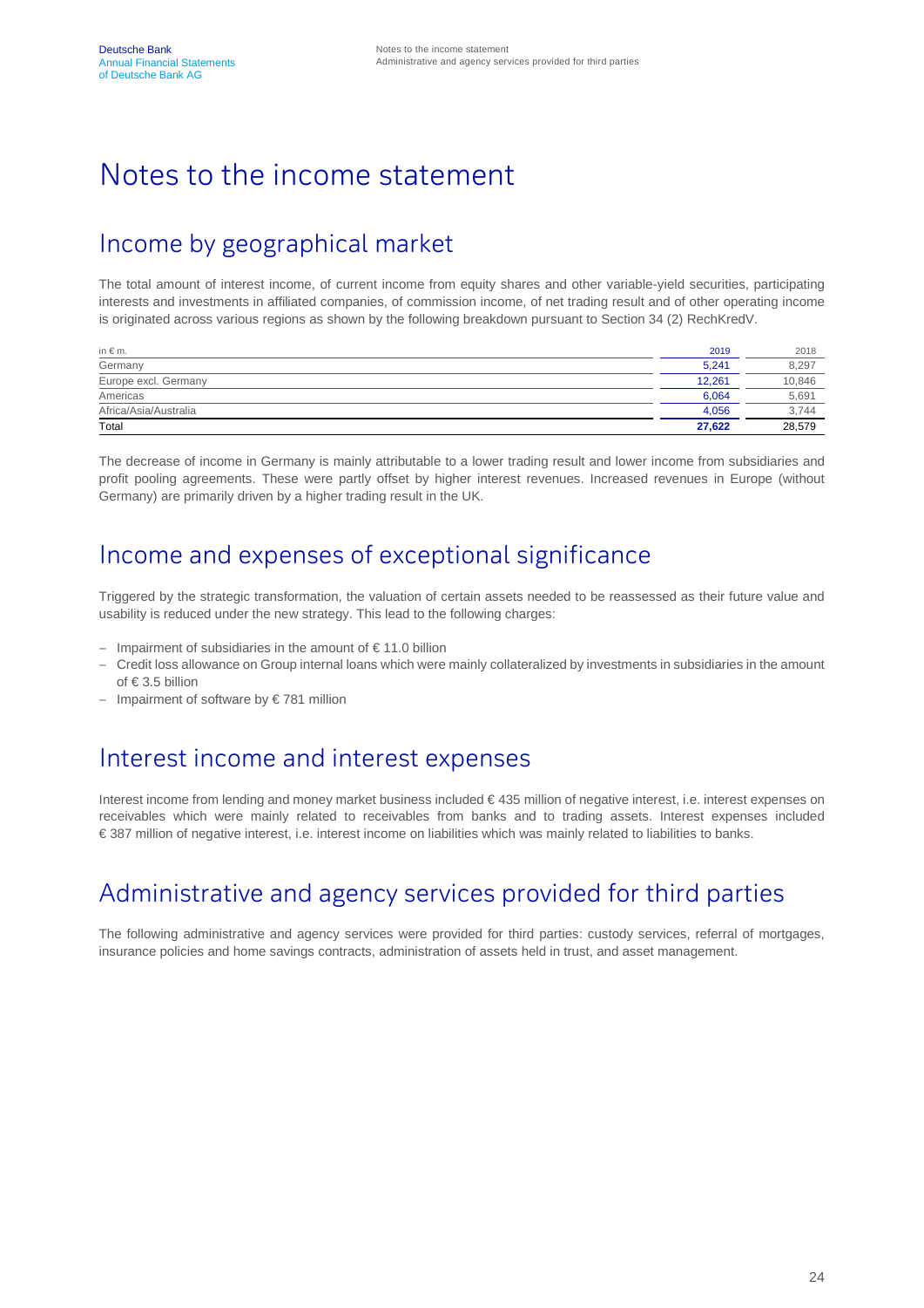# Notes to the income statement

## Income by geographical market

The total amount of interest income, of current income from equity shares and other variable-yield securities, participating interests and investments in affiliated companies, of commission income, of net trading result and of other operating income is originated across various regions as shown by the following breakdown pursuant to Section 34 (2) RechKredV.

| in € m. | 2019 | 2018 |
|---|---|---|
| Germany | 5,241 | 8,297 |
| Europe excl. Germany | 12,261 | 10,846 |
| Americas | 6,064 | 5,691 |
| Africa/Asia/Australia | 4,056 | 3,744 |
| **Total** | **27,622** | 28,579 |

The decrease of income in Germany is mainly attributable to a lower trading result and lower income from subsidiaries and profit pooling agreements. These were partly offset by higher interest revenues. Increased revenues in Europe (without Germany) are primarily driven by a higher trading result in the UK.

## Income and expenses of exceptional significance

Triggered by the strategic transformation, the valuation of certain assets needed to be reassessed as their future value and usability is reduced under the new strategy. This lead to the following charges:

- Impairment of subsidiaries in the amount of € 11.0 billion
- Credit loss allowance on Group internal loans which were mainly collateralized by investments in subsidiaries in the amount of € 3.5 billion
- Impairment of software by € 781 million

## Interest income and interest expenses

Interest income from lending and money market business included € 435 million of negative interest, i.e. interest expenses on receivables which were mainly related to receivables from banks and to trading assets. Interest expenses included € 387 million of negative interest, i.e. interest income on liabilities which was mainly related to liabilities to banks.

## Administrative and agency services provided for third parties

The following administrative and agency services were provided for third parties: custody services, referral of mortgages, insurance policies and home savings contracts, administration of assets held in trust, and asset management.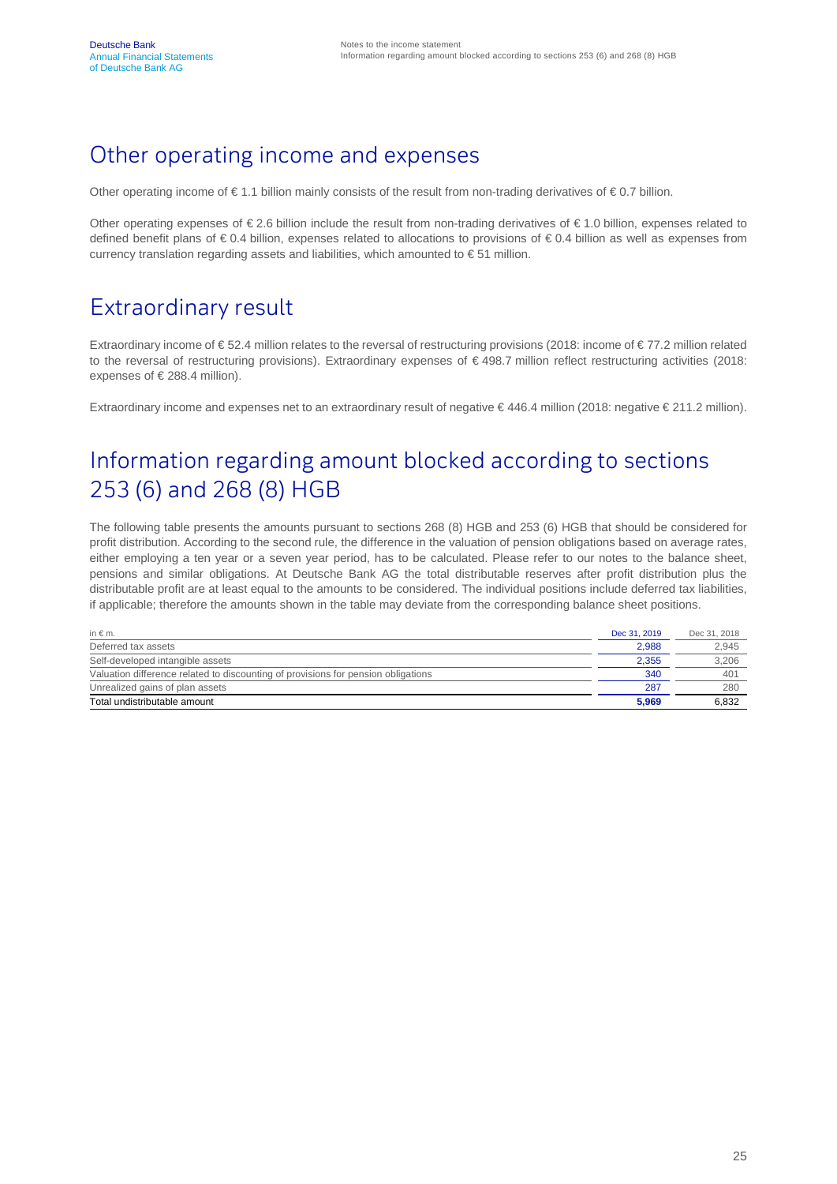## Other operating income and expenses

Other operating income of € 1.1 billion mainly consists of the result from non-trading derivatives of € 0.7 billion.

Other operating expenses of € 2.6 billion include the result from non-trading derivatives of € 1.0 billion, expenses related to defined benefit plans of € 0.4 billion, expenses related to allocations to provisions of € 0.4 billion as well as expenses from currency translation regarding assets and liabilities, which amounted to € 51 million.

## Extraordinary result

Extraordinary income of € 52.4 million relates to the reversal of restructuring provisions (2018: income of € 77.2 million related to the reversal of restructuring provisions). Extraordinary expenses of € 498.7 million reflect restructuring activities (2018: expenses of € 288.4 million).

Extraordinary income and expenses net to an extraordinary result of negative € 446.4 million (2018: negative € 211.2 million).

## Information regarding amount blocked according to sections 253 (6) and 268 (8) HGB

The following table presents the amounts pursuant to sections 268 (8) HGB and 253 (6) HGB that should be considered for profit distribution. According to the second rule, the difference in the valuation of pension obligations based on average rates, either employing a ten year or a seven year period, has to be calculated. Please refer to our notes to the balance sheet, pensions and similar obligations. At Deutsche Bank AG the total distributable reserves after profit distribution plus the distributable profit are at least equal to the amounts to be considered. The individual positions include deferred tax liabilities, if applicable; therefore the amounts shown in the table may deviate from the corresponding balance sheet positions.

| in € m. | Dec 31, 2019 | Dec 31, 2018 |
|---|---|---|
| Deferred tax assets | 2,988 | 2,945 |
| Self-developed intangible assets | 2,355 | 3,206 |
| Valuation difference related to discounting of provisions for pension obligations | 340 | 401 |
| Unrealized gains of plan assets | 287 | 280 |
| Total undistributable amount | **5,969** | 6,832 |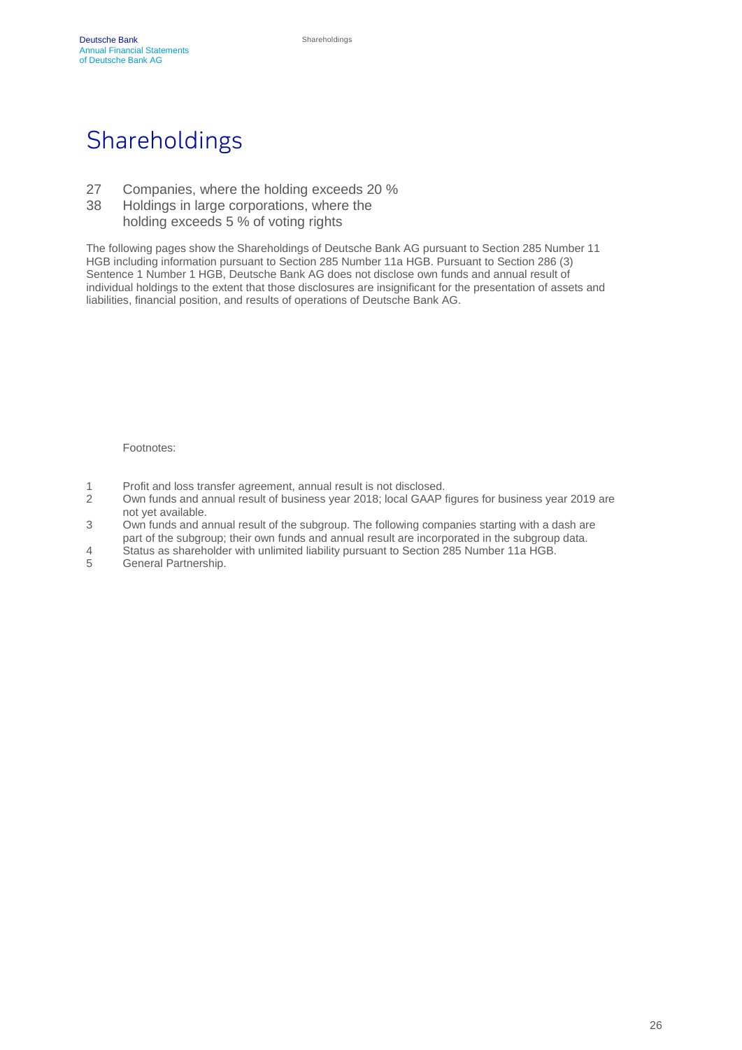# Shareholdings

27 Companies, where the holding exceeds 20 %

38 Holdings in large corporations, where the holding exceeds 5 % of voting rights

The following pages show the Shareholdings of Deutsche Bank AG pursuant to Section 285 Number 11 HGB including information pursuant to Section 285 Number 11a HGB. Pursuant to Section 286 (3) Sentence 1 Number 1 HGB, Deutsche Bank AG does not disclose own funds and annual result of individual holdings to the extent that those disclosures are insignificant for the presentation of assets and liabilities, financial position, and results of operations of Deutsche Bank AG.

Footnotes:

1 Profit and loss transfer agreement, annual result is not disclosed.

2 Own funds and annual result of business year 2018; local GAAP figures for business year 2019 are not yet available.

3 Own funds and annual result of the subgroup. The following companies starting with a dash are part of the subgroup; their own funds and annual result are incorporated in the subgroup data.

4 Status as shareholder with unlimited liability pursuant to Section 285 Number 11a HGB.

5 General Partnership.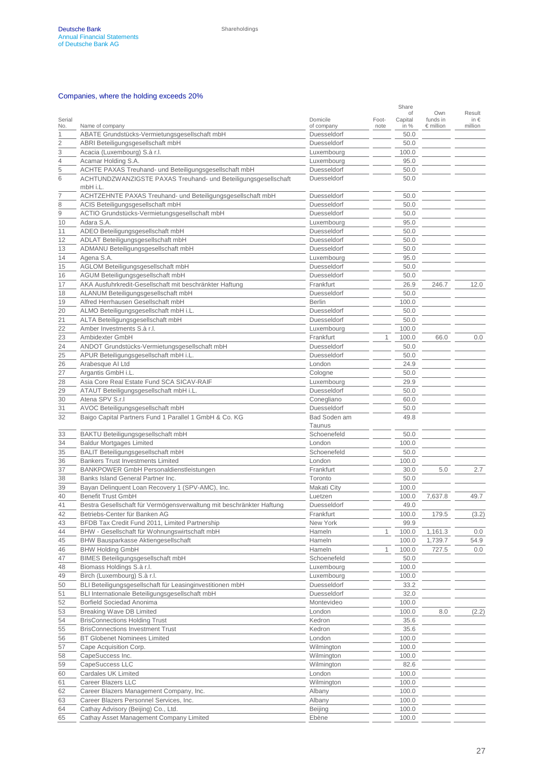## Companies, where the holding exceeds 20%

| Serial No. | Name of company | Domicile of company | Footnote | Share of Capital in % | Own funds in € million | Result in € million |
|---|---|---|---|---|---|---|
| 1 | ABATE Grundstücks-Vermietungsgesellschaft mbH | Duesseldorf | | 50.0 | | |
| 2 | ABRI Beteiligungsgesellschaft mbH | Duesseldorf | | 50.0 | | |
| 3 | Acacia (Luxembourg) S.à r.l. | Luxembourg | | 100.0 | | |
| 4 | Acamar Holding S.A. | Luxembourg | | 95.0 | | |
| 5 | ACHTE PAXAS Treuhand- und Beteiligungsgesellschaft mbH | Duesseldorf | | 50.0 | | |
| 6 | ACHTUNDZWANZIGSTE PAXAS Treuhand- und Beteiligungsgesellschaft mbH i.L. | Duesseldorf | | 50.0 | | |
| 7 | ACHTZEHNTE PAXAS Treuhand- und Beteiligungsgesellschaft mbH | Duesseldorf | | 50.0 | | |
| 8 | ACIS Beteiligungsgesellschaft mbH | Duesseldorf | | 50.0 | | |
| 9 | ACTIO Grundstücks-Vermietungsgesellschaft mbH | Duesseldorf | | 50.0 | | |
| 10 | Adara S.A. | Luxembourg | | 95.0 | | |
| 11 | ADEO Beteiligungsgesellschaft mbH | Duesseldorf | | 50.0 | | |
| 12 | ADLAT Beteiligungsgesellschaft mbH | Duesseldorf | | 50.0 | | |
| 13 | ADMANU Beteiligungsgesellschaft mbH | Duesseldorf | | 50.0 | | |
| 14 | Agena S.A. | Luxembourg | | 95.0 | | |
| 15 | AGLOM Beteiligungsgesellschaft mbH | Duesseldorf | | 50.0 | | |
| 16 | AGUM Beteiligungsgesellschaft mbH | Duesseldorf | | 50.0 | | |
| 17 | AKA Ausfuhrkredit-Gesellschaft mit beschränkter Haftung | Frankfurt | | 26.9 | 246.7 | 12.0 |
| 18 | ALANUM Beteiligungsgesellschaft mbH | Duesseldorf | | 50.0 | | |
| 19 | Alfred Herrhausen Gesellschaft mbH | Berlin | | 100.0 | | |
| 20 | ALMO Beteiligungsgesellschaft mbH i.L. | Duesseldorf | | 50.0 | | |
| 21 | ALTA Beteiligungsgesellschaft mbH | Duesseldorf | | 50.0 | | |
| 22 | Amber Investments S.à r.l. | Luxembourg | | 100.0 | | |
| 23 | Ambidexter GmbH | Frankfurt | 1 | 100.0 | 66.0 | 0.0 |
| 24 | ANDOT Grundstücks-Vermietungsgesellschaft mbH | Duesseldorf | | 50.0 | | |
| 25 | APUR Beteiligungsgesellschaft mbH i.L. | Duesseldorf | | 50.0 | | |
| 26 | Arabesque AI Ltd | London | | 24.9 | | |
| 27 | Argantis GmbH i.L. | Cologne | | 50.0 | | |
| 28 | Asia Core Real Estate Fund SCA SICAV-RAIF | Luxembourg | | 29.9 | | |
| 29 | ATAUT Beteiligungsgesellschaft mbH i.L. | Duesseldorf | | 50.0 | | |
| 30 | Atena SPV S.r.l | Conegliano | | 60.0 | | |
| 31 | AVOC Beteiligungsgesellschaft mbH | Duesseldorf | | 50.0 | | |
| 32 | Baigo Capital Partners Fund 1 Parallel 1 GmbH & Co. KG | Bad Soden am Taunus | | 49.8 | | |
| 33 | BAKTU Beteiligungsgesellschaft mbH | Schoenefeld | | 50.0 | | |
| 34 | Baldur Mortgages Limited | London | | 100.0 | | |
| 35 | BALIT Beteiligungsgesellschaft mbH | Schoenefeld | | 50.0 | | |
| 36 | Bankers Trust Investments Limited | London | | 100.0 | | |
| 37 | BANKPOWER GmbH Personaldienstleistungen | Frankfurt | | 30.0 | 5.0 | 2.7 |
| 38 | Banks Island General Partner Inc. | Toronto | | 50.0 | | |
| 39 | Bayan Delinquent Loan Recovery 1 (SPV-AMC), Inc. | Makati City | | 100.0 | | |
| 40 | Benefit Trust GmbH | Luetzen | | 100.0 | 7,637.8 | 49.7 |
| 41 | Bestra Gesellschaft für Vermögensverwaltung mit beschränkter Haftung | Duesseldorf | | 49.0 | | |
| 42 | Betriebs-Center für Banken AG | Frankfurt | | 100.0 | 179.5 | (3.2) |
| 43 | BFDB Tax Credit Fund 2011, Limited Partnership | New York | | 99.9 | | |
| 44 | BHW - Gesellschaft für Wohnungswirtschaft mbH | Hameln | 1 | 100.0 | 1,161.3 | 0.0 |
| 45 | BHW Bausparkasse Aktiengesellschaft | Hameln | | 100.0 | 1,739.7 | 54.9 |
| 46 | BHW Holding GmbH | Hameln | 1 | 100.0 | 727.5 | 0.0 |
| 47 | BIMES Beteiligungsgesellschaft mbH | Schoenefeld | | 50.0 | | |
| 48 | Biomass Holdings S.à r.l. | Luxembourg | | 100.0 | | |
| 49 | Birch (Luxembourg) S.à r.l. | Luxembourg | | 100.0 | | |
| 50 | BLI Beteiligungsgesellschaft für Leasinginvestitionen mbH | Duesseldorf | | 33.2 | | |
| 51 | BLI Internationale Beteiligungsgesellschaft mbH | Duesseldorf | | 32.0 | | |
| 52 | Borfield Sociedad Anonima | Montevideo | | 100.0 | | |
| 53 | Breaking Wave DB Limited | London | | 100.0 | 8.0 | (2.2) |
| 54 | BrisConnections Holding Trust | Kedron | | 35.6 | | |
| 55 | BrisConnections Investment Trust | Kedron | | 35.6 | | |
| 56 | BT Globenet Nominees Limited | London | | 100.0 | | |
| 57 | Cape Acquisition Corp. | Wilmington | | 100.0 | | |
| 58 | CapeSuccess Inc. | Wilmington | | 100.0 | | |
| 59 | CapeSuccess LLC | Wilmington | | 82.6 | | |
| 60 | Cardales UK Limited | London | | 100.0 | | |
| 61 | Career Blazers LLC | Wilmington | | 100.0 | | |
| 62 | Career Blazers Management Company, Inc. | Albany | | 100.0 | | |
| 63 | Career Blazers Personnel Services, Inc. | Albany | | 100.0 | | |
| 64 | Cathay Advisory (Beijing) Co., Ltd. | Beijing | | 100.0 | | |
| 65 | Cathay Asset Management Company Limited | Ebène | | 100.0 | | |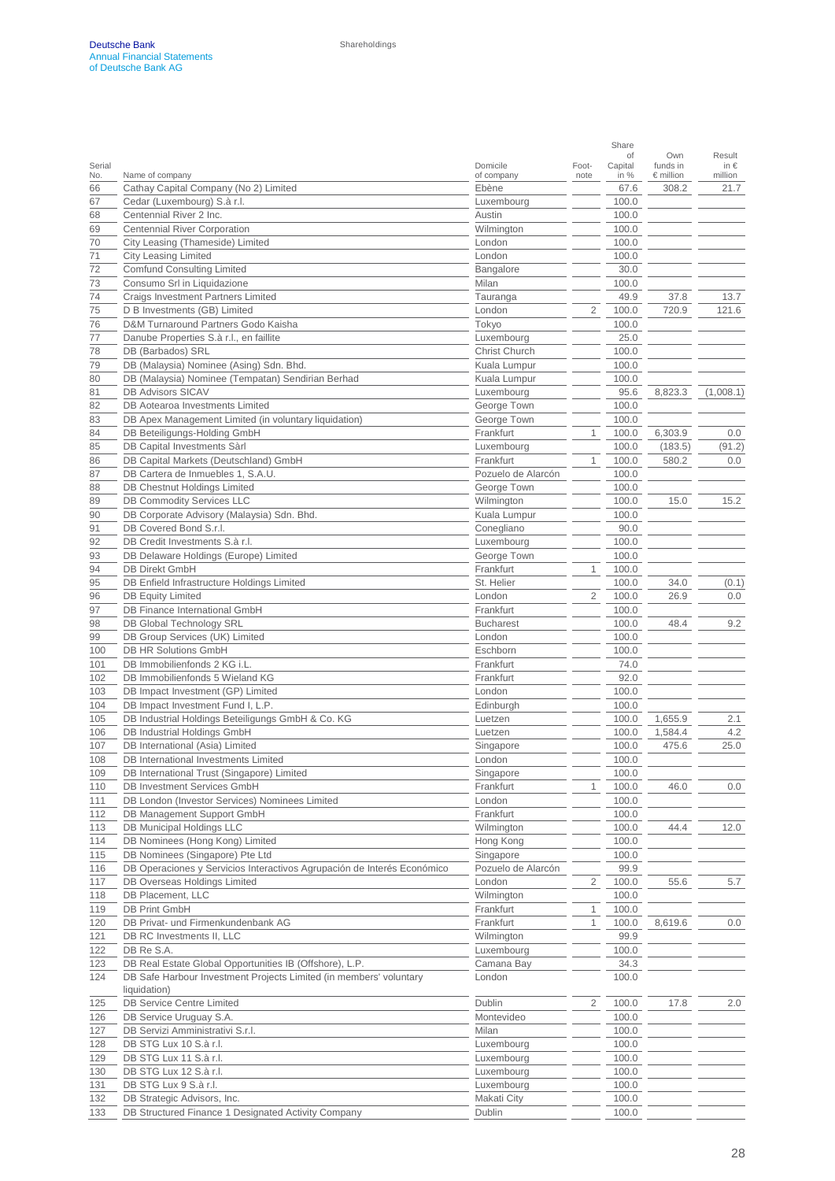| Serial No. | Name of company | Domicile of company | Foot-note | Share of Capital in % | Own funds in € million | Result in € million |
|---|---|---|---|---|---|---|
| 66 | Cathay Capital Company (No 2) Limited | Ebène | | 67.6 | 308.2 | 21.7 |
| 67 | Cedar (Luxembourg) S.à r.l. | Luxembourg | | 100.0 | | |
| 68 | Centennial River 2 Inc. | Austin | | 100.0 | | |
| 69 | Centennial River Corporation | Wilmington | | 100.0 | | |
| 70 | City Leasing (Thameside) Limited | London | | 100.0 | | |
| 71 | City Leasing Limited | London | | 100.0 | | |
| 72 | Comfund Consulting Limited | Bangalore | | 30.0 | | |
| 73 | Consumo Srl in Liquidazione | Milan | | 100.0 | | |
| 74 | Craigs Investment Partners Limited | Tauranga | | 49.9 | 37.8 | 13.7 |
| 75 | D B Investments (GB) Limited | London | 2 | 100.0 | 720.9 | 121.6 |
| 76 | D&M Turnaround Partners Godo Kaisha | Tokyo | | 100.0 | | |
| 77 | Danube Properties S.à r.l., en faillite | Luxembourg | | 25.0 | | |
| 78 | DB (Barbados) SRL | Christ Church | | 100.0 | | |
| 79 | DB (Malaysia) Nominee (Asing) Sdn. Bhd. | Kuala Lumpur | | 100.0 | | |
| 80 | DB (Malaysia) Nominee (Tempatan) Sendirian Berhad | Kuala Lumpur | | 100.0 | | |
| 81 | DB Advisors SICAV | Luxembourg | | 95.6 | 8,823.3 | (1,008.1) |
| 82 | DB Aotearoa Investments Limited | George Town | | 100.0 | | |
| 83 | DB Apex Management Limited (in voluntary liquidation) | George Town | | 100.0 | | |
| 84 | DB Beteiligungs-Holding GmbH | Frankfurt | 1 | 100.0 | 6,303.9 | 0.0 |
| 85 | DB Capital Investments Sàrl | Luxembourg | | 100.0 | (183.5) | (91.2) |
| 86 | DB Capital Markets (Deutschland) GmbH | Frankfurt | 1 | 100.0 | 580.2 | 0.0 |
| 87 | DB Cartera de Inmuebles 1, S.A.U. | Pozuelo de Alarcón | | 100.0 | | |
| 88 | DB Chestnut Holdings Limited | George Town | | 100.0 | | |
| 89 | DB Commodity Services LLC | Wilmington | | 100.0 | 15.0 | 15.2 |
| 90 | DB Corporate Advisory (Malaysia) Sdn. Bhd. | Kuala Lumpur | | 100.0 | | |
| 91 | DB Covered Bond S.r.l. | Conegliano | | 90.0 | | |
| 92 | DB Credit Investments S.à r.l. | Luxembourg | | 100.0 | | |
| 93 | DB Delaware Holdings (Europe) Limited | George Town | | 100.0 | | |
| 94 | DB Direkt GmbH | Frankfurt | 1 | 100.0 | | |
| 95 | DB Enfield Infrastructure Holdings Limited | St. Helier | | 100.0 | 34.0 | (0.1) |
| 96 | DB Equity Limited | London | 2 | 100.0 | 26.9 | 0.0 |
| 97 | DB Finance International GmbH | Frankfurt | | 100.0 | | |
| 98 | DB Global Technology SRL | Bucharest | | 100.0 | 48.4 | 9.2 |
| 99 | DB Group Services (UK) Limited | London | | 100.0 | | |
| 100 | DB HR Solutions GmbH | Eschborn | | 100.0 | | |
| 101 | DB Immobilienfonds 2 KG i.L. | Frankfurt | | 74.0 | | |
| 102 | DB Immobilienfonds 5 Wieland KG | Frankfurt | | 92.0 | | |
| 103 | DB Impact Investment (GP) Limited | London | | 100.0 | | |
| 104 | DB Impact Investment Fund I, L.P. | Edinburgh | | 100.0 | | |
| 105 | DB Industrial Holdings Beteiligungs GmbH & Co. KG | Luetzen | | 100.0 | 1,655.9 | 2.1 |
| 106 | DB Industrial Holdings GmbH | Luetzen | | 100.0 | 1,584.4 | 4.2 |
| 107 | DB International (Asia) Limited | Singapore | | 100.0 | 475.6 | 25.0 |
| 108 | DB International Investments Limited | London | | 100.0 | | |
| 109 | DB International Trust (Singapore) Limited | Singapore | | 100.0 | | |
| 110 | DB Investment Services GmbH | Frankfurt | 1 | 100.0 | 46.0 | 0.0 |
| 111 | DB London (Investor Services) Nominees Limited | London | | 100.0 | | |
| 112 | DB Management Support GmbH | Frankfurt | | 100.0 | | |
| 113 | DB Municipal Holdings LLC | Wilmington | | 100.0 | 44.4 | 12.0 |
| 114 | DB Nominees (Hong Kong) Limited | Hong Kong | | 100.0 | | |
| 115 | DB Nominees (Singapore) Pte Ltd | Singapore | | 100.0 | | |
| 116 | DB Operaciones y Servicios Interactivos Agrupación de Interés Económico | Pozuelo de Alarcón | | 99.9 | | |
| 117 | DB Overseas Holdings Limited | London | 2 | 100.0 | 55.6 | 5.7 |
| 118 | DB Placement, LLC | Wilmington | | 100.0 | | |
| 119 | DB Print GmbH | Frankfurt | 1 | 100.0 | | |
| 120 | DB Privat- und Firmenkundenbank AG | Frankfurt | 1 | 100.0 | 8,619.6 | 0.0 |
| 121 | DB RC Investments II, LLC | Wilmington | | 99.9 | | |
| 122 | DB Re S.A. | Luxembourg | | 100.0 | | |
| 123 | DB Real Estate Global Opportunities IB (Offshore), L.P. | Camana Bay | | 34.3 | | |
| 124 | DB Safe Harbour Investment Projects Limited (in members' voluntary liquidation) | London | | 100.0 | | |
| 125 | DB Service Centre Limited | Dublin | 2 | 100.0 | 17.8 | 2.0 |
| 126 | DB Service Uruguay S.A. | Montevideo | | 100.0 | | |
| 127 | DB Servizi Amministrativi S.r.l. | Milan | | 100.0 | | |
| 128 | DB STG Lux 10 S.à r.l. | Luxembourg | | 100.0 | | |
| 129 | DB STG Lux 11 S.à r.l. | Luxembourg | | 100.0 | | |
| 130 | DB STG Lux 12 S.à r.l. | Luxembourg | | 100.0 | | |
| 131 | DB STG Lux 9 S.à r.l. | Luxembourg | | 100.0 | | |
| 132 | DB Strategic Advisors, Inc. | Makati City | | 100.0 | | |
| 133 | DB Structured Finance 1 Designated Activity Company | Dublin | | 100.0 | | |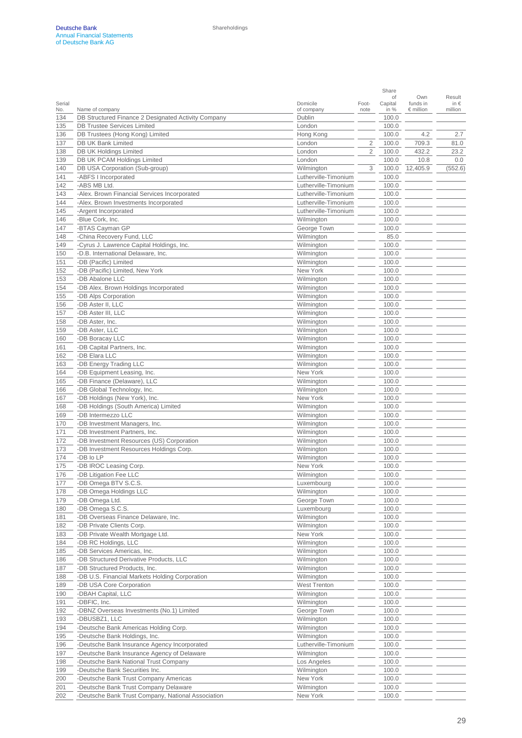| Serial No. | Name of company | Domicile of company | Foot-note | Share of Capital in % | Own funds in € million | Result in € million |
|---|---|---|---|---|---|---|
| 134 | DB Structured Finance 2 Designated Activity Company | Dublin | | 100.0 | | |
| 135 | DB Trustee Services Limited | London | | 100.0 | | |
| 136 | DB Trustees (Hong Kong) Limited | Hong Kong | | 100.0 | 4.2 | 2.7 |
| 137 | DB UK Bank Limited | London | 2 | 100.0 | 709.3 | 81.0 |
| 138 | DB UK Holdings Limited | London | 2 | 100.0 | 432.2 | 23.2 |
| 139 | DB UK PCAM Holdings Limited | London | | 100.0 | 10.8 | 0.0 |
| 140 | DB USA Corporation (Sub-group) | Wilmington | 3 | 100.0 | 12,405.9 | (552.6) |
| 141 | -ABFS I Incorporated | Lutherville-Timonium | | 100.0 | | |
| 142 | -ABS MB Ltd. | Lutherville-Timonium | | 100.0 | | |
| 143 | -Alex. Brown Financial Services Incorporated | Lutherville-Timonium | | 100.0 | | |
| 144 | -Alex. Brown Investments Incorporated | Lutherville-Timonium | | 100.0 | | |
| 145 | -Argent Incorporated | Lutherville-Timonium | | 100.0 | | |
| 146 | -Blue Cork, Inc. | Wilmington | | 100.0 | | |
| 147 | -BTAS Cayman GP | George Town | | 100.0 | | |
| 148 | -China Recovery Fund, LLC | Wilmington | | 85.0 | | |
| 149 | -Cyrus J. Lawrence Capital Holdings, Inc. | Wilmington | | 100.0 | | |
| 150 | -D.B. International Delaware, Inc. | Wilmington | | 100.0 | | |
| 151 | -DB (Pacific) Limited | Wilmington | | 100.0 | | |
| 152 | -DB (Pacific) Limited, New York | New York | | 100.0 | | |
| 153 | -DB Abalone LLC | Wilmington | | 100.0 | | |
| 154 | -DB Alex. Brown Holdings Incorporated | Wilmington | | 100.0 | | |
| 155 | -DB Alps Corporation | Wilmington | | 100.0 | | |
| 156 | -DB Aster II, LLC | Wilmington | | 100.0 | | |
| 157 | -DB Aster III, LLC | Wilmington | | 100.0 | | |
| 158 | -DB Aster, Inc. | Wilmington | | 100.0 | | |
| 159 | -DB Aster, LLC | Wilmington | | 100.0 | | |
| 160 | -DB Boracay LLC | Wilmington | | 100.0 | | |
| 161 | -DB Capital Partners, Inc. | Wilmington | | 100.0 | | |
| 162 | -DB Elara LLC | Wilmington | | 100.0 | | |
| 163 | -DB Energy Trading LLC | Wilmington | | 100.0 | | |
| 164 | -DB Equipment Leasing, Inc. | New York | | 100.0 | | |
| 165 | -DB Finance (Delaware), LLC | Wilmington | | 100.0 | | |
| 166 | -DB Global Technology, Inc. | Wilmington | | 100.0 | | |
| 167 | -DB Holdings (New York), Inc. | New York | | 100.0 | | |
| 168 | -DB Holdings (South America) Limited | Wilmington | | 100.0 | | |
| 169 | -DB Intermezzo LLC | Wilmington | | 100.0 | | |
| 170 | -DB Investment Managers, Inc. | Wilmington | | 100.0 | | |
| 171 | -DB Investment Partners, Inc. | Wilmington | | 100.0 | | |
| 172 | -DB Investment Resources (US) Corporation | Wilmington | | 100.0 | | |
| 173 | -DB Investment Resources Holdings Corp. | Wilmington | | 100.0 | | |
| 174 | -DB Io LP | Wilmington | | 100.0 | | |
| 175 | -DB IROC Leasing Corp. | New York | | 100.0 | | |
| 176 | -DB Litigation Fee LLC | Wilmington | | 100.0 | | |
| 177 | -DB Omega BTV S.C.S. | Luxembourg | | 100.0 | | |
| 178 | -DB Omega Holdings LLC | Wilmington | | 100.0 | | |
| 179 | -DB Omega Ltd. | George Town | | 100.0 | | |
| 180 | -DB Omega S.C.S. | Luxembourg | | 100.0 | | |
| 181 | -DB Overseas Finance Delaware, Inc. | Wilmington | | 100.0 | | |
| 182 | -DB Private Clients Corp. | Wilmington | | 100.0 | | |
| 183 | -DB Private Wealth Mortgage Ltd. | New York | | 100.0 | | |
| 184 | -DB RC Holdings, LLC | Wilmington | | 100.0 | | |
| 185 | -DB Services Americas, Inc. | Wilmington | | 100.0 | | |
| 186 | -DB Structured Derivative Products, LLC | Wilmington | | 100.0 | | |
| 187 | -DB Structured Products, Inc. | Wilmington | | 100.0 | | |
| 188 | -DB U.S. Financial Markets Holding Corporation | Wilmington | | 100.0 | | |
| 189 | -DB USA Core Corporation | West Trenton | | 100.0 | | |
| 190 | -DBAH Capital, LLC | Wilmington | | 100.0 | | |
| 191 | -DBFIC, Inc. | Wilmington | | 100.0 | | |
| 192 | -DBNZ Overseas Investments (No.1) Limited | George Town | | 100.0 | | |
| 193 | -DBUSBZ1, LLC | Wilmington | | 100.0 | | |
| 194 | -Deutsche Bank Americas Holding Corp. | Wilmington | | 100.0 | | |
| 195 | -Deutsche Bank Holdings, Inc. | Wilmington | | 100.0 | | |
| 196 | -Deutsche Bank Insurance Agency Incorporated | Lutherville-Timonium | | 100.0 | | |
| 197 | -Deutsche Bank Insurance Agency of Delaware | Wilmington | | 100.0 | | |
| 198 | -Deutsche Bank National Trust Company | Los Angeles | | 100.0 | | |
| 199 | -Deutsche Bank Securities Inc. | Wilmington | | 100.0 | | |
| 200 | -Deutsche Bank Trust Company Americas | New York | | 100.0 | | |
| 201 | -Deutsche Bank Trust Company Delaware | Wilmington | | 100.0 | | |
| 202 | -Deutsche Bank Trust Company, National Association | New York | | 100.0 | | |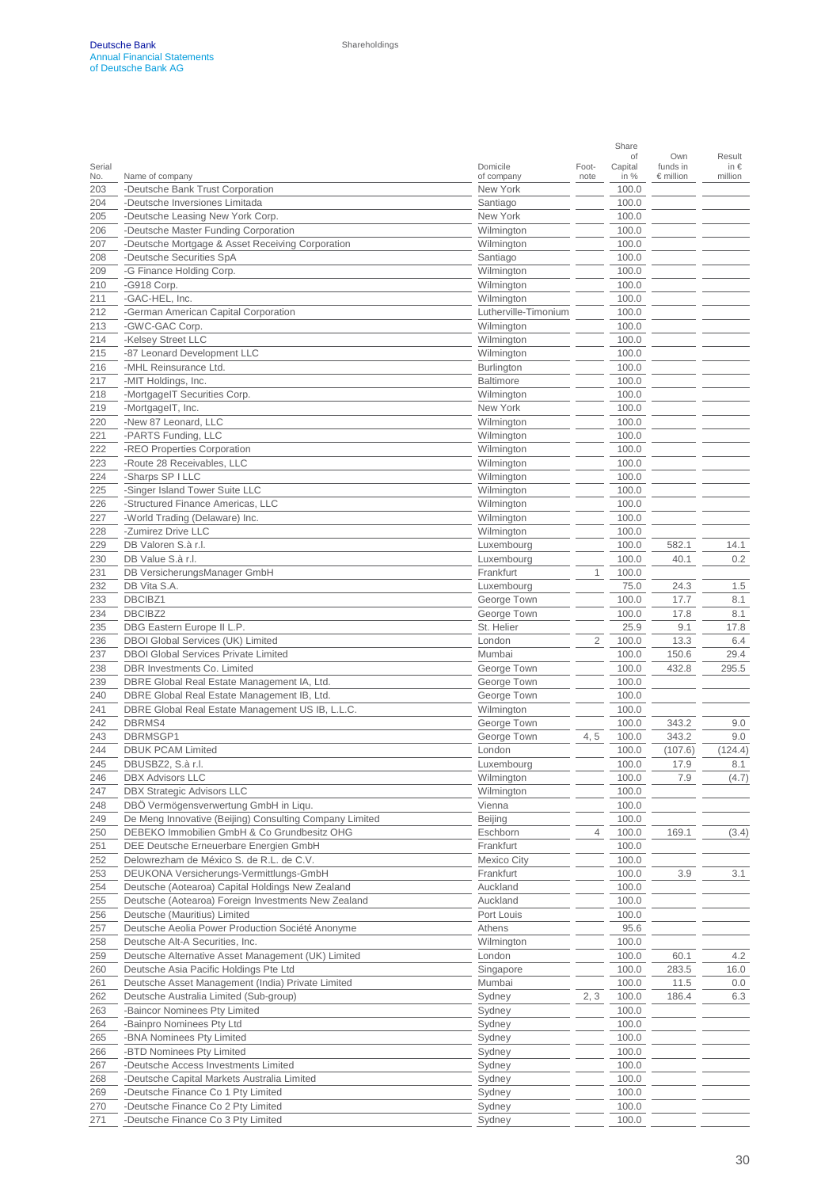| Serial No. | Name of company | Domicile of company | Foot-note | Share of Capital in % | Own funds in € million | Result in € million |
|---|---|---|---|---|---|---|
| 203 | -Deutsche Bank Trust Corporation | New York | | 100.0 | | |
| 204 | -Deutsche Inversiones Limitada | Santiago | | 100.0 | | |
| 205 | -Deutsche Leasing New York Corp. | New York | | 100.0 | | |
| 206 | -Deutsche Master Funding Corporation | Wilmington | | 100.0 | | |
| 207 | -Deutsche Mortgage & Asset Receiving Corporation | Wilmington | | 100.0 | | |
| 208 | -Deutsche Securities SpA | Santiago | | 100.0 | | |
| 209 | -G Finance Holding Corp. | Wilmington | | 100.0 | | |
| 210 | -G918 Corp. | Wilmington | | 100.0 | | |
| 211 | -GAC-HEL, Inc. | Wilmington | | 100.0 | | |
| 212 | -German American Capital Corporation | Lutherville-Timonium | | 100.0 | | |
| 213 | -GWC-GAC Corp. | Wilmington | | 100.0 | | |
| 214 | -Kelsey Street LLC | Wilmington | | 100.0 | | |
| 215 | -87 Leonard Development LLC | Wilmington | | 100.0 | | |
| 216 | -MHL Reinsurance Ltd. | Burlington | | 100.0 | | |
| 217 | -MIT Holdings, Inc. | Baltimore | | 100.0 | | |
| 218 | -MortgageIT Securities Corp. | Wilmington | | 100.0 | | |
| 219 | -MortgageIT, Inc. | New York | | 100.0 | | |
| 220 | -New 87 Leonard, LLC | Wilmington | | 100.0 | | |
| 221 | -PARTS Funding, LLC | Wilmington | | 100.0 | | |
| 222 | -REO Properties Corporation | Wilmington | | 100.0 | | |
| 223 | -Route 28 Receivables, LLC | Wilmington | | 100.0 | | |
| 224 | -Sharps SP I LLC | Wilmington | | 100.0 | | |
| 225 | -Singer Island Tower Suite LLC | Wilmington | | 100.0 | | |
| 226 | -Structured Finance Americas, LLC | Wilmington | | 100.0 | | |
| 227 | -World Trading (Delaware) Inc. | Wilmington | | 100.0 | | |
| 228 | -Zumirez Drive LLC | Wilmington | | 100.0 | | |
| 229 | DB Valoren S.à r.l. | Luxembourg | | 100.0 | 582.1 | 14.1 |
| 230 | DB Value S.à r.l. | Luxembourg | | 100.0 | 40.1 | 0.2 |
| 231 | DB VersicherungsManager GmbH | Frankfurt | 1 | 100.0 | | |
| 232 | DB Vita S.A. | Luxembourg | | 75.0 | 24.3 | 1.5 |
| 233 | DBCIBZ1 | George Town | | 100.0 | 17.7 | 8.1 |
| 234 | DBCIBZ2 | George Town | | 100.0 | 17.8 | 8.1 |
| 235 | DBG Eastern Europe II L.P. | St. Helier | | 25.9 | 9.1 | 17.8 |
| 236 | DBOI Global Services (UK) Limited | London | 2 | 100.0 | 13.3 | 6.4 |
| 237 | DBOI Global Services Private Limited | Mumbai | | 100.0 | 150.6 | 29.4 |
| 238 | DBR Investments Co. Limited | George Town | | 100.0 | 432.8 | 295.5 |
| 239 | DBRE Global Real Estate Management IA, Ltd. | George Town | | 100.0 | | |
| 240 | DBRE Global Real Estate Management IB, Ltd. | George Town | | 100.0 | | |
| 241 | DBRE Global Real Estate Management US IB, L.L.C. | Wilmington | | 100.0 | | |
| 242 | DBRMS4 | George Town | | 100.0 | 343.2 | 9.0 |
| 243 | DBRMSGP1 | George Town | 4, 5 | 100.0 | 343.2 | 9.0 |
| 244 | DBUK PCAM Limited | London | | 100.0 | (107.6) | (124.4) |
| 245 | DBUSBZ2, S.à r.l. | Luxembourg | | 100.0 | 17.9 | 8.1 |
| 246 | DBX Advisors LLC | Wilmington | | 100.0 | 7.9 | (4.7) |
| 247 | DBX Strategic Advisors LLC | Wilmington | | 100.0 | | |
| 248 | DBÖ Vermögensverwertung GmbH in Liqu. | Vienna | | 100.0 | | |
| 249 | De Meng Innovative (Beijing) Consulting Company Limited | Beijing | | 100.0 | | |
| 250 | DEBEKO Immobilien GmbH & Co Grundbesitz OHG | Eschborn | 4 | 100.0 | 169.1 | (3.4) |
| 251 | DEE Deutsche Erneuerbare Energien GmbH | Frankfurt | | 100.0 | | |
| 252 | Delowrezham de México S. de R.L. de C.V. | Mexico City | | 100.0 | | |
| 253 | DEUKONA Versicherungs-Vermittlungs-GmbH | Frankfurt | | 100.0 | 3.9 | 3.1 |
| 254 | Deutsche (Aotearoa) Capital Holdings New Zealand | Auckland | | 100.0 | | |
| 255 | Deutsche (Aotearoa) Foreign Investments New Zealand | Auckland | | 100.0 | | |
| 256 | Deutsche (Mauritius) Limited | Port Louis | | 100.0 | | |
| 257 | Deutsche Aeolia Power Production Société Anonyme | Athens | | 95.6 | | |
| 258 | Deutsche Alt-A Securities, Inc. | Wilmington | | 100.0 | | |
| 259 | Deutsche Alternative Asset Management (UK) Limited | London | | 100.0 | 60.1 | 4.2 |
| 260 | Deutsche Asia Pacific Holdings Pte Ltd | Singapore | | 100.0 | 283.5 | 16.0 |
| 261 | Deutsche Asset Management (India) Private Limited | Mumbai | | 100.0 | 11.5 | 0.0 |
| 262 | Deutsche Australia Limited (Sub-group) | Sydney | 2, 3 | 100.0 | 186.4 | 6.3 |
| 263 | -Baincor Nominees Pty Limited | Sydney | | 100.0 | | |
| 264 | -Bainpro Nominees Pty Ltd | Sydney | | 100.0 | | |
| 265 | -BNA Nominees Pty Limited | Sydney | | 100.0 | | |
| 266 | -BTD Nominees Pty Limited | Sydney | | 100.0 | | |
| 267 | -Deutsche Access Investments Limited | Sydney | | 100.0 | | |
| 268 | -Deutsche Capital Markets Australia Limited | Sydney | | 100.0 | | |
| 269 | -Deutsche Finance Co 1 Pty Limited | Sydney | | 100.0 | | |
| 270 | -Deutsche Finance Co 2 Pty Limited | Sydney | | 100.0 | | |
| 271 | -Deutsche Finance Co 3 Pty Limited | Sydney | | 100.0 | | |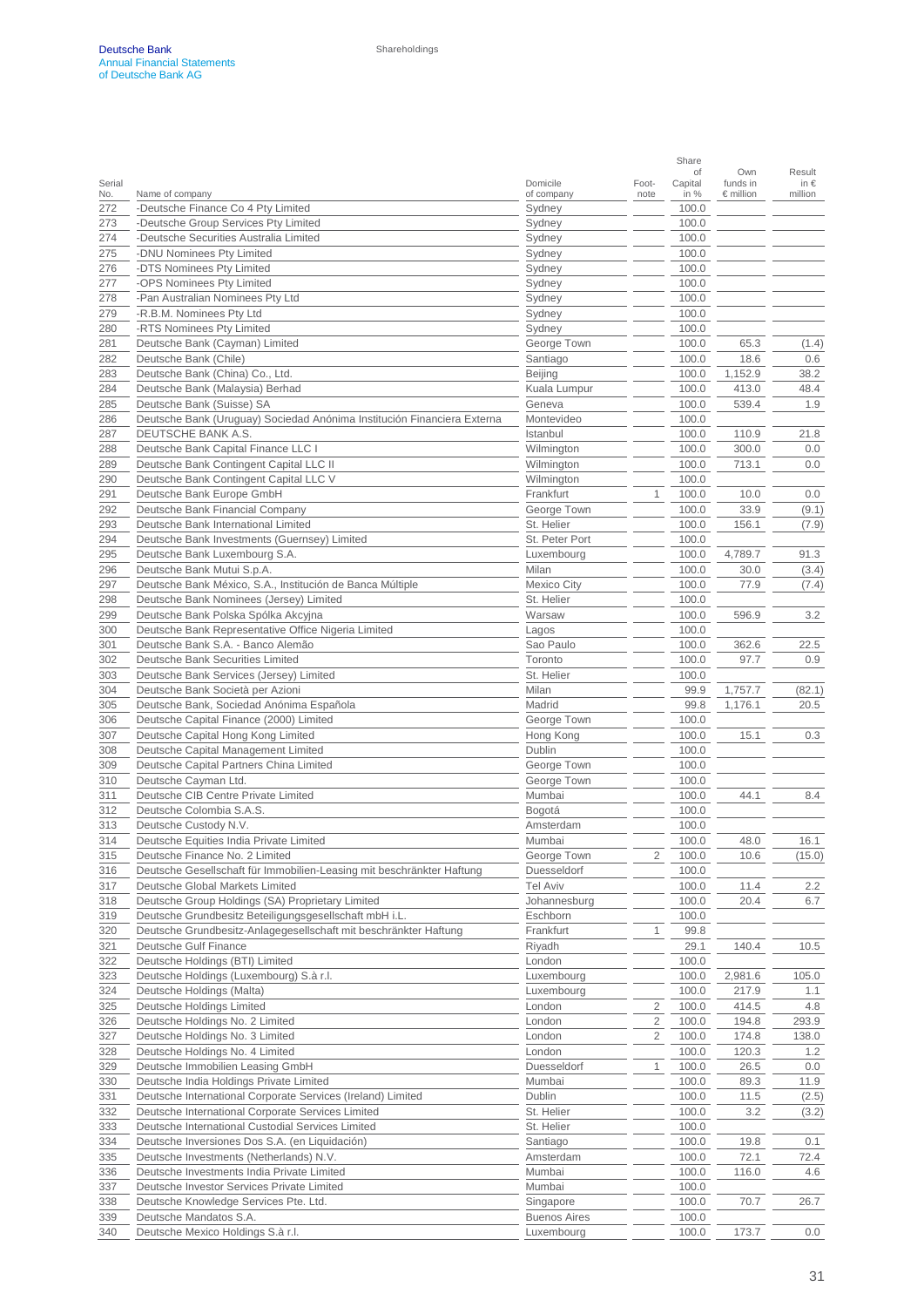| Serial No. | Name of company | Domicile of company | Foot-note | Share of Capital in % | Own funds in € million | Result in € million |
|---|---|---|---|---|---|---|
| 272 | -Deutsche Finance Co 4 Pty Limited | Sydney | | 100.0 | | |
| 273 | -Deutsche Group Services Pty Limited | Sydney | | 100.0 | | |
| 274 | -Deutsche Securities Australia Limited | Sydney | | 100.0 | | |
| 275 | -DNU Nominees Pty Limited | Sydney | | 100.0 | | |
| 276 | -DTS Nominees Pty Limited | Sydney | | 100.0 | | |
| 277 | -OPS Nominees Pty Limited | Sydney | | 100.0 | | |
| 278 | -Pan Australian Nominees Pty Ltd | Sydney | | 100.0 | | |
| 279 | -R.B.M. Nominees Pty Ltd | Sydney | | 100.0 | | |
| 280 | -RTS Nominees Pty Limited | Sydney | | 100.0 | | |
| 281 | Deutsche Bank (Cayman) Limited | George Town | | 100.0 | 65.3 | (1.4) |
| 282 | Deutsche Bank (Chile) | Santiago | | 100.0 | 18.6 | 0.6 |
| 283 | Deutsche Bank (China) Co., Ltd. | Beijing | | 100.0 | 1,152.9 | 38.2 |
| 284 | Deutsche Bank (Malaysia) Berhad | Kuala Lumpur | | 100.0 | 413.0 | 48.4 |
| 285 | Deutsche Bank (Suisse) SA | Geneva | | 100.0 | 539.4 | 1.9 |
| 286 | Deutsche Bank (Uruguay) Sociedad Anónima Institución Financiera Externa | Montevideo | | 100.0 | | |
| 287 | DEUTSCHE BANK A.S. | Istanbul | | 100.0 | 110.9 | 21.8 |
| 288 | Deutsche Bank Capital Finance LLC I | Wilmington | | 100.0 | 300.0 | 0.0 |
| 289 | Deutsche Bank Contingent Capital LLC II | Wilmington | | 100.0 | 713.1 | 0.0 |
| 290 | Deutsche Bank Contingent Capital LLC V | Wilmington | | 100.0 | | |
| 291 | Deutsche Bank Europe GmbH | Frankfurt | 1 | 100.0 | 10.0 | 0.0 |
| 292 | Deutsche Bank Financial Company | George Town | | 100.0 | 33.9 | (9.1) |
| 293 | Deutsche Bank International Limited | St. Helier | | 100.0 | 156.1 | (7.9) |
| 294 | Deutsche Bank Investments (Guernsey) Limited | St. Peter Port | | 100.0 | | |
| 295 | Deutsche Bank Luxembourg S.A. | Luxembourg | | 100.0 | 4,789.7 | 91.3 |
| 296 | Deutsche Bank Mutui S.p.A. | Milan | | 100.0 | 30.0 | (3.4) |
| 297 | Deutsche Bank México, S.A., Institución de Banca Múltiple | Mexico City | | 100.0 | 77.9 | (7.4) |
| 298 | Deutsche Bank Nominees (Jersey) Limited | St. Helier | | 100.0 | | |
| 299 | Deutsche Bank Polska Spólka Akcyjna | Warsaw | | 100.0 | 596.9 | 3.2 |
| 300 | Deutsche Bank Representative Office Nigeria Limited | Lagos | | 100.0 | | |
| 301 | Deutsche Bank S.A. - Banco Alemão | Sao Paulo | | 100.0 | 362.6 | 22.5 |
| 302 | Deutsche Bank Securities Limited | Toronto | | 100.0 | 97.7 | 0.9 |
| 303 | Deutsche Bank Services (Jersey) Limited | St. Helier | | 100.0 | | |
| 304 | Deutsche Bank Società per Azioni | Milan | | 99.9 | 1,757.7 | (82.1) |
| 305 | Deutsche Bank, Sociedad Anónima Española | Madrid | | 99.8 | 1,176.1 | 20.5 |
| 306 | Deutsche Capital Finance (2000) Limited | George Town | | 100.0 | | |
| 307 | Deutsche Capital Hong Kong Limited | Hong Kong | | 100.0 | 15.1 | 0.3 |
| 308 | Deutsche Capital Management Limited | Dublin | | 100.0 | | |
| 309 | Deutsche Capital Partners China Limited | George Town | | 100.0 | | |
| 310 | Deutsche Cayman Ltd. | George Town | | 100.0 | | |
| 311 | Deutsche CIB Centre Private Limited | Mumbai | | 100.0 | 44.1 | 8.4 |
| 312 | Deutsche Colombia S.A.S. | Bogotá | | 100.0 | | |
| 313 | Deutsche Custody N.V. | Amsterdam | | 100.0 | | |
| 314 | Deutsche Equities India Private Limited | Mumbai | | 100.0 | 48.0 | 16.1 |
| 315 | Deutsche Finance No. 2 Limited | George Town | 2 | 100.0 | 10.6 | (15.0) |
| 316 | Deutsche Gesellschaft für Immobilien-Leasing mit beschränkter Haftung | Duesseldorf | | 100.0 | | |
| 317 | Deutsche Global Markets Limited | Tel Aviv | | 100.0 | 11.4 | 2.2 |
| 318 | Deutsche Group Holdings (SA) Proprietary Limited | Johannesburg | | 100.0 | 20.4 | 6.7 |
| 319 | Deutsche Grundbesitz Beteiligungsgesellschaft mbH i.L. | Eschborn | | 100.0 | | |
| 320 | Deutsche Grundbesitz-Anlagegesellschaft mit beschränkter Haftung | Frankfurt | 1 | 99.8 | | |
| 321 | Deutsche Gulf Finance | Riyadh | | 29.1 | 140.4 | 10.5 |
| 322 | Deutsche Holdings (BTI) Limited | London | | 100.0 | | |
| 323 | Deutsche Holdings (Luxembourg) S.à r.l. | Luxembourg | | 100.0 | 2,981.6 | 105.0 |
| 324 | Deutsche Holdings (Malta) | Luxembourg | | 100.0 | 217.9 | 1.1 |
| 325 | Deutsche Holdings Limited | London | 2 | 100.0 | 414.5 | 4.8 |
| 326 | Deutsche Holdings No. 2 Limited | London | 2 | 100.0 | 194.8 | 293.9 |
| 327 | Deutsche Holdings No. 3 Limited | London | 2 | 100.0 | 174.8 | 138.0 |
| 328 | Deutsche Holdings No. 4 Limited | London | | 100.0 | 120.3 | 1.2 |
| 329 | Deutsche Immobilien Leasing GmbH | Duesseldorf | 1 | 100.0 | 26.5 | 0.0 |
| 330 | Deutsche India Holdings Private Limited | Mumbai | | 100.0 | 89.3 | 11.9 |
| 331 | Deutsche International Corporate Services (Ireland) Limited | Dublin | | 100.0 | 11.5 | (2.5) |
| 332 | Deutsche International Corporate Services Limited | St. Helier | | 100.0 | 3.2 | (3.2) |
| 333 | Deutsche International Custodial Services Limited | St. Helier | | 100.0 | | |
| 334 | Deutsche Inversiones Dos S.A. (en Liquidación) | Santiago | | 100.0 | 19.8 | 0.1 |
| 335 | Deutsche Investments (Netherlands) N.V. | Amsterdam | | 100.0 | 72.1 | 72.4 |
| 336 | Deutsche Investments India Private Limited | Mumbai | | 100.0 | 116.0 | 4.6 |
| 337 | Deutsche Investor Services Private Limited | Mumbai | | 100.0 | | |
| 338 | Deutsche Knowledge Services Pte. Ltd. | Singapore | | 100.0 | 70.7 | 26.7 |
| 339 | Deutsche Mandatos S.A. | Buenos Aires | | 100.0 | | |
| 340 | Deutsche Mexico Holdings S.à r.l. | Luxembourg | | 100.0 | 173.7 | 0.0 |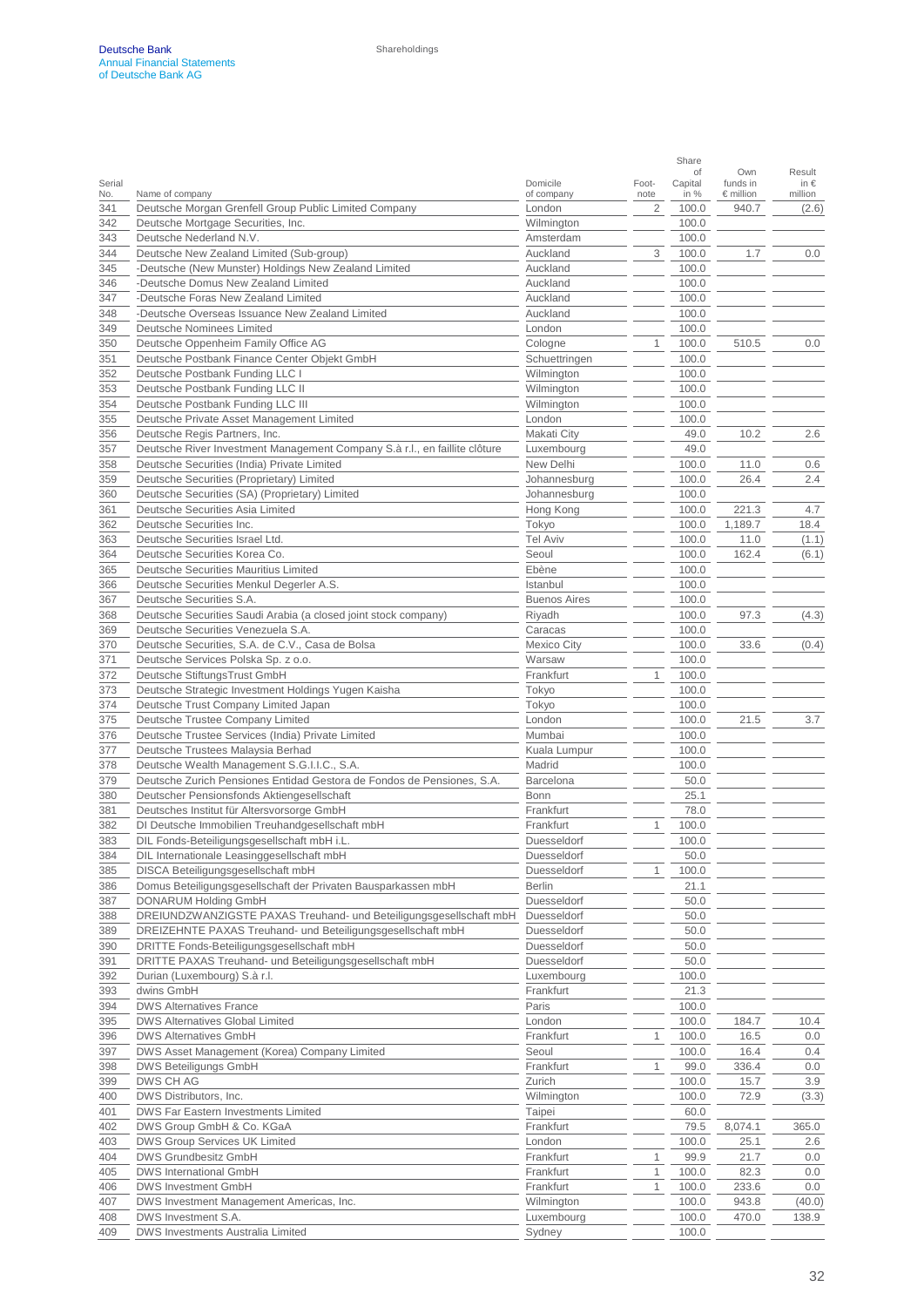| Serial No. | Name of company | Domicile of company | Foot-note | Share of Capital in % | Own funds in € million | Result in € million |
|---|---|---|---|---|---|---|
| 341 | Deutsche Morgan Grenfell Group Public Limited Company | London | 2 | 100.0 | 940.7 | (2.6) |
| 342 | Deutsche Mortgage Securities, Inc. | Wilmington | | 100.0 | | |
| 343 | Deutsche Nederland N.V. | Amsterdam | | 100.0 | | |
| 344 | Deutsche New Zealand Limited (Sub-group) | Auckland | 3 | 100.0 | 1.7 | 0.0 |
| 345 | -Deutsche (New Munster) Holdings New Zealand Limited | Auckland | | 100.0 | | |
| 346 | -Deutsche Domus New Zealand Limited | Auckland | | 100.0 | | |
| 347 | -Deutsche Foras New Zealand Limited | Auckland | | 100.0 | | |
| 348 | -Deutsche Overseas Issuance New Zealand Limited | Auckland | | 100.0 | | |
| 349 | Deutsche Nominees Limited | London | | 100.0 | | |
| 350 | Deutsche Oppenheim Family Office AG | Cologne | 1 | 100.0 | 510.5 | 0.0 |
| 351 | Deutsche Postbank Finance Center Objekt GmbH | Schuettringen | | 100.0 | | |
| 352 | Deutsche Postbank Funding LLC I | Wilmington | | 100.0 | | |
| 353 | Deutsche Postbank Funding LLC II | Wilmington | | 100.0 | | |
| 354 | Deutsche Postbank Funding LLC III | Wilmington | | 100.0 | | |
| 355 | Deutsche Private Asset Management Limited | London | | 100.0 | | |
| 356 | Deutsche Regis Partners, Inc. | Makati City | | 49.0 | 10.2 | 2.6 |
| 357 | Deutsche River Investment Management Company S.à r.l., en faillite clôture | Luxembourg | | 49.0 | | |
| 358 | Deutsche Securities (India) Private Limited | New Delhi | | 100.0 | 11.0 | 0.6 |
| 359 | Deutsche Securities (Proprietary) Limited | Johannesburg | | 100.0 | 26.4 | 2.4 |
| 360 | Deutsche Securities (SA) (Proprietary) Limited | Johannesburg | | 100.0 | | |
| 361 | Deutsche Securities Asia Limited | Hong Kong | | 100.0 | 221.3 | 4.7 |
| 362 | Deutsche Securities Inc. | Tokyo | | 100.0 | 1,189.7 | 18.4 |
| 363 | Deutsche Securities Israel Ltd. | Tel Aviv | | 100.0 | 11.0 | (1.1) |
| 364 | Deutsche Securities Korea Co. | Seoul | | 100.0 | 162.4 | (6.1) |
| 365 | Deutsche Securities Mauritius Limited | Ebène | | 100.0 | | |
| 366 | Deutsche Securities Menkul Degerler A.S. | Istanbul | | 100.0 | | |
| 367 | Deutsche Securities S.A. | Buenos Aires | | 100.0 | | |
| 368 | Deutsche Securities Saudi Arabia (a closed joint stock company) | Riyadh | | 100.0 | 97.3 | (4.3) |
| 369 | Deutsche Securities Venezuela S.A. | Caracas | | 100.0 | | |
| 370 | Deutsche Securities, S.A. de C.V., Casa de Bolsa | Mexico City | | 100.0 | 33.6 | (0.4) |
| 371 | Deutsche Services Polska Sp. z o.o. | Warsaw | | 100.0 | | |
| 372 | Deutsche StiftungsTrust GmbH | Frankfurt | 1 | 100.0 | | |
| 373 | Deutsche Strategic Investment Holdings Yugen Kaisha | Tokyo | | 100.0 | | |
| 374 | Deutsche Trust Company Limited Japan | Tokyo | | 100.0 | | |
| 375 | Deutsche Trustee Company Limited | London | | 100.0 | 21.5 | 3.7 |
| 376 | Deutsche Trustee Services (India) Private Limited | Mumbai | | 100.0 | | |
| 377 | Deutsche Trustees Malaysia Berhad | Kuala Lumpur | | 100.0 | | |
| 378 | Deutsche Wealth Management S.G.I.I.C., S.A. | Madrid | | 100.0 | | |
| 379 | Deutsche Zurich Pensiones Entidad Gestora de Fondos de Pensiones, S.A. | Barcelona | | 50.0 | | |
| 380 | Deutscher Pensionsfonds Aktiengesellschaft | Bonn | | 25.1 | | |
| 381 | Deutsches Institut für Altersvorsorge GmbH | Frankfurt | | 78.0 | | |
| 382 | DI Deutsche Immobilien Treuhandgesellschaft mbH | Frankfurt | 1 | 100.0 | | |
| 383 | DIL Fonds-Beteiligungsgesellschaft mbH i.L. | Duesseldorf | | 100.0 | | |
| 384 | DIL Internationale Leasinggesellschaft mbH | Duesseldorf | | 50.0 | | |
| 385 | DISCA Beteiligungsgesellschaft mbH | Duesseldorf | 1 | 100.0 | | |
| 386 | Domus Beteiligungsgesellschaft der Privaten Bausparkassen mbH | Berlin | | 21.1 | | |
| 387 | DONARUM Holding GmbH | Duesseldorf | | 50.0 | | |
| 388 | DREIUNDZWANZIGSTE PAXAS Treuhand- und Beteiligungsgesellschaft mbH | Duesseldorf | | 50.0 | | |
| 389 | DREIZEHNTE PAXAS Treuhand- und Beteiligungsgesellschaft mbH | Duesseldorf | | 50.0 | | |
| 390 | DRITTE Fonds-Beteiligungsgesellschaft mbH | Duesseldorf | | 50.0 | | |
| 391 | DRITTE PAXAS Treuhand- und Beteiligungsgesellschaft mbH | Duesseldorf | | 50.0 | | |
| 392 | Durian (Luxembourg) S.à r.l. | Luxembourg | | 100.0 | | |
| 393 | dwins GmbH | Frankfurt | | 21.3 | | |
| 394 | DWS Alternatives France | Paris | | 100.0 | | |
| 395 | DWS Alternatives Global Limited | London | | 100.0 | 184.7 | 10.4 |
| 396 | DWS Alternatives GmbH | Frankfurt | 1 | 100.0 | 16.5 | 0.0 |
| 397 | DWS Asset Management (Korea) Company Limited | Seoul | | 100.0 | 16.4 | 0.4 |
| 398 | DWS Beteiligungs GmbH | Frankfurt | 1 | 99.0 | 336.4 | 0.0 |
| 399 | DWS CH AG | Zurich | | 100.0 | 15.7 | 3.9 |
| 400 | DWS Distributors, Inc. | Wilmington | | 100.0 | 72.9 | (3.3) |
| 401 | DWS Far Eastern Investments Limited | Taipei | | 60.0 | | |
| 402 | DWS Group GmbH & Co. KGaA | Frankfurt | | 79.5 | 8,074.1 | 365.0 |
| 403 | DWS Group Services UK Limited | London | | 100.0 | 25.1 | 2.6 |
| 404 | DWS Grundbesitz GmbH | Frankfurt | 1 | 99.9 | 21.7 | 0.0 |
| 405 | DWS International GmbH | Frankfurt | 1 | 100.0 | 82.3 | 0.0 |
| 406 | DWS Investment GmbH | Frankfurt | 1 | 100.0 | 233.6 | 0.0 |
| 407 | DWS Investment Management Americas, Inc. | Wilmington | | 100.0 | 943.8 | (40.0) |
| 408 | DWS Investment S.A. | Luxembourg | | 100.0 | 470.0 | 138.9 |
| 409 | DWS Investments Australia Limited | Sydney | | 100.0 | | |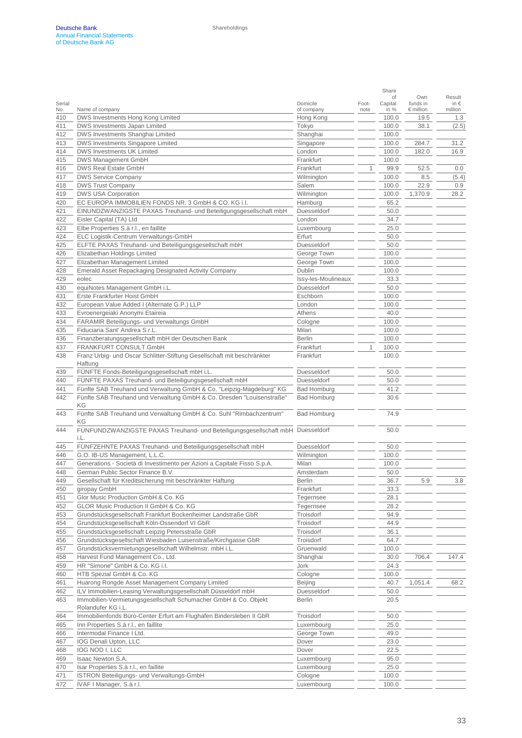| Serial No. | Name of company | Domicile of company | Footnote | Share of Capital in % | Own funds in € million | Result in € million |
|---|---|---|---|---|---|---|
| 410 | DWS Investments Hong Kong Limited | Hong Kong | | 100.0 | 19.5 | 1.3 |
| 411 | DWS Investments Japan Limited | Tokyo | | 100.0 | 38.1 | (2.5) |
| 412 | DWS Investments Shanghai Limited | Shanghai | | 100.0 | | |
| 413 | DWS Investments Singapore Limited | Singapore | | 100.0 | 284.7 | 31.2 |
| 414 | DWS Investments UK Limited | London | | 100.0 | 182.0 | 16.9 |
| 415 | DWS Management GmbH | Frankfurt | | 100.0 | | |
| 416 | DWS Real Estate GmbH | Frankfurt | 1 | 99.9 | 52.5 | 0.0 |
| 417 | DWS Service Company | Wilmington | | 100.0 | 8.5 | (5.4) |
| 418 | DWS Trust Company | Salem | | 100.0 | 22.9 | 0.9 |
| 419 | DWS USA Corporation | Wilmington | | 100.0 | 1,370.9 | 28.2 |
| 420 | EC EUROPA IMMOBILIEN FONDS NR. 3 GmbH & CO. KG i.I. | Hamburg | | 65.2 | | |
| 421 | EINUNDZWANZIGSTE PAXAS Treuhand- und Beteiligungsgesellschaft mbH | Duesseldorf | | 50.0 | | |
| 422 | Eisler Capital (TA) Ltd | London | | 34.7 | | |
| 423 | Elbe Properties S.à r.l., en faillite | Luxembourg | | 25.0 | | |
| 424 | ELC Logistik-Centrum Verwaltungs-GmbH | Erfurt | | 50.0 | | |
| 425 | ELFTE PAXAS Treuhand- und Beteiligungsgesellschaft mbH | Duesseldorf | | 50.0 | | |
| 426 | Elizabethan Holdings Limited | George Town | | 100.0 | | |
| 427 | Elizabethan Management Limited | George Town | | 100.0 | | |
| 428 | Emerald Asset Repackaging Designated Activity Company | Dublin | | 100.0 | | |
| 429 | eolec | Issy-les-Moulineaux | | 33.3 | | |
| 430 | equiNotes Management GmbH i.L. | Duesseldorf | | 50.0 | | |
| 431 | Erste Frankfurter Hoist GmbH | Eschborn | | 100.0 | | |
| 432 | European Value Added I (Alternate G.P.) LLP | London | | 100.0 | | |
| 433 | Evroenergeiaki Anonymi Etaireia | Athens | | 40.0 | | |
| 434 | FARAMIR Beteiligungs- und Verwaltungs GmbH | Cologne | | 100.0 | | |
| 435 | Fiduciaria Sant' Andrea S.r.L. | Milan | | 100.0 | | |
| 436 | Finanzberatungsgesellschaft mbH der Deutschen Bank | Berlin | | 100.0 | | |
| 437 | FRANKFURT CONSULT GmbH | Frankfurt | 1 | 100.0 | | |
| 438 | Franz Urbig- und Oscar Schlitter-Stiftung Gesellschaft mit beschränkter Haftung | Frankfurt | | 100.0 | | |
| 439 | FÜNFTE Fonds-Beteiligungsgesellschaft mbH i.L. | Duesseldorf | | 50.0 | | |
| 440 | FÜNFTE PAXAS Treuhand- und Beteiligungsgesellschaft mbH | Duesseldorf | | 50.0 | | |
| 441 | Fünfte SAB Treuhand und Verwaltung GmbH & Co. "Leipzig-Magdeburg" KG | Bad Homburg | | 41.2 | | |
| 442 | Fünfte SAB Treuhand und Verwaltung GmbH & Co. Dresden "Louisenstraße" KG | Bad Homburg | | 30.6 | | |
| 443 | Fünfte SAB Treuhand und Verwaltung GmbH & Co. Suhl "Rimbachzentrum" KG | Bad Homburg | | 74.9 | | |
| 444 | FÜNFUNDZWANZIGSTE PAXAS Treuhand- und Beteiligungsgesellschaft mbH i.L. | Duesseldorf | | 50.0 | | |
| 445 | FÜNFZEHNTE PAXAS Treuhand- und Beteiligungsgesellschaft mbH | Duesseldorf | | 50.0 | | |
| 446 | G.O. IB-US Management, L.L.C. | Wilmington | | 100.0 | | |
| 447 | Generations - Società di Investimento per Azioni a Capitale Fisso S.p.A. | Milan | | 100.0 | | |
| 448 | German Public Sector Finance B.V. | Amsterdam | | 50.0 | | |
| 449 | Gesellschaft für Kreditsicherung mit beschränkter Haftung | Berlin | | 36.7 | 5.9 | 3.8 |
| 450 | giropay GmbH | Frankfurt | | 33.3 | | |
| 451 | Glor Music Production GmbH & Co. KG | Tegernsee | | 28.1 | | |
| 452 | GLOR Music Production II GmbH & Co. KG | Tegernsee | | 28.2 | | |
| 453 | Grundstücksgesellschaft Frankfurt Bockenheimer Landstraße GbR | Troisdorf | | 94.9 | | |
| 454 | Grundstücksgesellschaft Köln-Ossendorf VI GbR | Troisdorf | | 44.9 | | |
| 455 | Grundstücksgesellschaft Leipzig Petersstraße GbR | Troisdorf | | 36.1 | | |
| 456 | Grundstücksgesellschaft Wiesbaden Luisenstraße/Kirchgasse GbR | Troisdorf | | 64.7 | | |
| 457 | Grundstücksvermietungsgesellschaft Wilhelmstr. mbH i.L. | Gruenwald | | 100.0 | | |
| 458 | Harvest Fund Management Co., Ltd. | Shanghai | | 30.0 | 706.4 | 147.4 |
| 459 | HR "Simone" GmbH & Co. KG i.I. | Jork | | 24.3 | | |
| 460 | HTB Spezial GmbH & Co. KG | Cologne | | 100.0 | | |
| 461 | Huarong Rongde Asset Management Company Limited | Beijing | | 40.7 | 1,051.4 | 68.2 |
| 462 | ILV Immobilien-Leasing Verwaltungsgesellschaft Düsseldorf mbH | Duesseldorf | | 50.0 | | |
| 463 | Immobilien-Vermietungsgesellschaft Schumacher GmbH & Co. Objekt Rolandufer KG i.L. | Berlin | | 20.5 | | |
| 464 | Immobilienfonds Büro-Center Erfurt am Flughafen Bindersleben II GbR | Troisdorf | | 50.0 | | |
| 465 | Inn Properties S.à r.l., en faillite | Luxembourg | | 25.0 | | |
| 466 | Intermodal Finance I Ltd. | George Town | | 49.0 | | |
| 467 | IOG Denali Upton, LLC | Dover | | 23.0 | | |
| 468 | IOG NOD I, LLC | Dover | | 22.5 | | |
| 469 | Isaac Newton S.A. | Luxembourg | | 95.0 | | |
| 470 | Isar Properties S.à r.l., en faillite | Luxembourg | | 25.0 | | |
| 471 | ISTRON Beteiligungs- und Verwaltungs-GmbH | Cologne | | 100.0 | | |
| 472 | IVAF I Manager, S.à r.l. | Luxembourg | | 100.0 | | |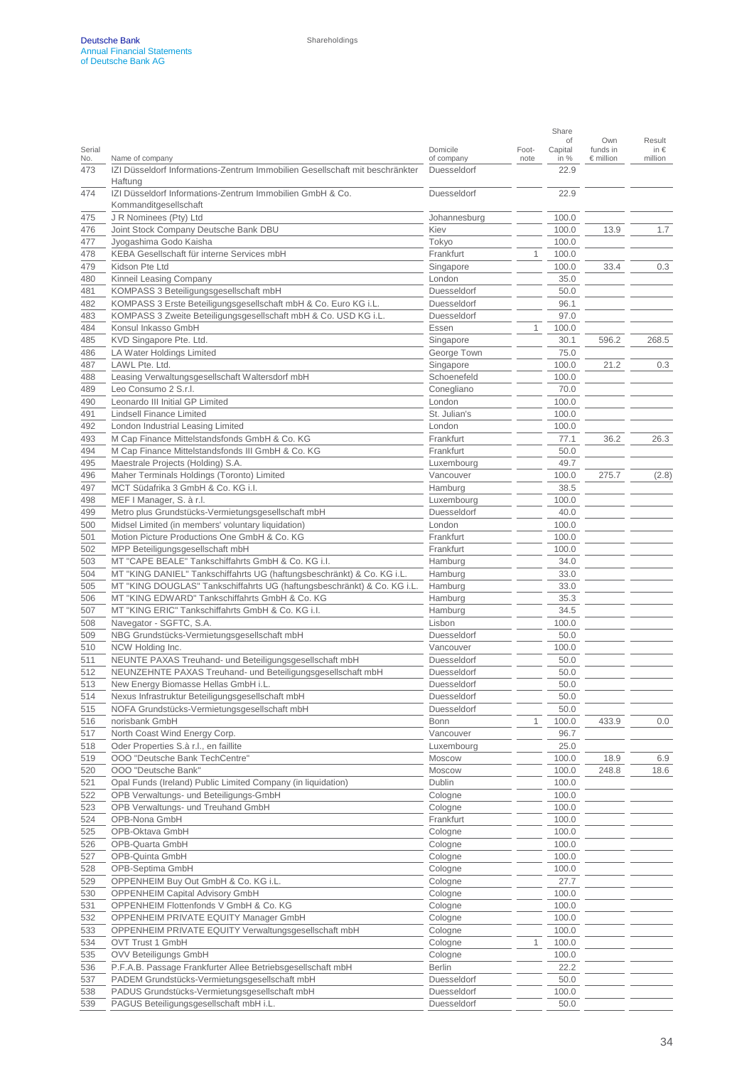| Serial No. | Name of company | Domicile of company | Foot-note | Share of Capital in % | Own funds in € million | Result in € million |
|---|---|---|---|---|---|---|
| 473 | IZI Düsseldorf Informations-Zentrum Immobilien Gesellschaft mit beschränkter Haftung | Duesseldorf | | 22.9 | | |
| 474 | IZI Düsseldorf Informations-Zentrum Immobilien GmbH & Co. Kommanditgesellschaft | Duesseldorf | | 22.9 | | |
| 475 | J R Nominees (Pty) Ltd | Johannesburg | | 100.0 | | |
| 476 | Joint Stock Company Deutsche Bank DBU | Kiev | | 100.0 | 13.9 | 1.7 |
| 477 | Jyogashima Godo Kaisha | Tokyo | | 100.0 | | |
| 478 | KEBA Gesellschaft für interne Services mbH | Frankfurt | 1 | 100.0 | | |
| 479 | Kidson Pte Ltd | Singapore | | 100.0 | 33.4 | 0.3 |
| 480 | Kinneil Leasing Company | London | | 35.0 | | |
| 481 | KOMPASS 3 Beteiligungsgesellschaft mbH | Duesseldorf | | 50.0 | | |
| 482 | KOMPASS 3 Erste Beteiligungsgesellschaft mbH & Co. Euro KG i.L. | Duesseldorf | | 96.1 | | |
| 483 | KOMPASS 3 Zweite Beteiligungsgesellschaft mbH & Co. USD KG i.L. | Duesseldorf | | 97.0 | | |
| 484 | Konsul Inkasso GmbH | Essen | 1 | 100.0 | | |
| 485 | KVD Singapore Pte. Ltd. | Singapore | | 30.1 | 596.2 | 268.5 |
| 486 | LA Water Holdings Limited | George Town | | 75.0 | | |
| 487 | LAWL Pte. Ltd. | Singapore | | 100.0 | 21.2 | 0.3 |
| 488 | Leasing Verwaltungsgesellschaft Waltersdorf mbH | Schoenefeld | | 100.0 | | |
| 489 | Leo Consumo 2 S.r.l. | Conegliano | | 70.0 | | |
| 490 | Leonardo III Initial GP Limited | London | | 100.0 | | |
| 491 | Lindsell Finance Limited | St. Julian's | | 100.0 | | |
| 492 | London Industrial Leasing Limited | London | | 100.0 | | |
| 493 | M Cap Finance Mittelstandsfonds GmbH & Co. KG | Frankfurt | | 77.1 | 36.2 | 26.3 |
| 494 | M Cap Finance Mittelstandsfonds III GmbH & Co. KG | Frankfurt | | 50.0 | | |
| 495 | Maestrale Projects (Holding) S.A. | Luxembourg | | 49.7 | | |
| 496 | Maher Terminals Holdings (Toronto) Limited | Vancouver | | 100.0 | 275.7 | (2.8) |
| 497 | MCT Südafrika 3 GmbH & Co. KG i.I. | Hamburg | | 38.5 | | |
| 498 | MEF I Manager, S. à r.l. | Luxembourg | | 100.0 | | |
| 499 | Metro plus Grundstücks-Vermietungsgesellschaft mbH | Duesseldorf | | 40.0 | | |
| 500 | Midsel Limited (in members' voluntary liquidation) | London | | 100.0 | | |
| 501 | Motion Picture Productions One GmbH & Co. KG | Frankfurt | | 100.0 | | |
| 502 | MPP Beteiligungsgesellschaft mbH | Frankfurt | | 100.0 | | |
| 503 | MT "CAPE BEALE" Tankschiffahrts GmbH & Co. KG i.I. | Hamburg | | 34.0 | | |
| 504 | MT "KING DANIEL" Tankschiffahrts UG (haftungsbeschränkt) & Co. KG i.L. | Hamburg | | 33.0 | | |
| 505 | MT "KING DOUGLAS" Tankschiffahrts UG (haftungsbeschränkt) & Co. KG i.L. | Hamburg | | 33.0 | | |
| 506 | MT "KING EDWARD" Tankschiffahrts GmbH & Co. KG | Hamburg | | 35.3 | | |
| 507 | MT "KING ERIC" Tankschiffahrts GmbH & Co. KG i.I. | Hamburg | | 34.5 | | |
| 508 | Navegator - SGFTC, S.A. | Lisbon | | 100.0 | | |
| 509 | NBG Grundstücks-Vermietungsgesellschaft mbH | Duesseldorf | | 50.0 | | |
| 510 | NCW Holding Inc. | Vancouver | | 100.0 | | |
| 511 | NEUNTE PAXAS Treuhand- und Beteiligungsgesellschaft mbH | Duesseldorf | | 50.0 | | |
| 512 | NEUNZEHNTE PAXAS Treuhand- und Beteiligungsgesellschaft mbH | Duesseldorf | | 50.0 | | |
| 513 | New Energy Biomasse Hellas GmbH i.L. | Duesseldorf | | 50.0 | | |
| 514 | Nexus Infrastruktur Beteiligungsgesellschaft mbH | Duesseldorf | | 50.0 | | |
| 515 | NOFA Grundstücks-Vermietungsgesellschaft mbH | Duesseldorf | | 50.0 | | |
| 516 | norisbank GmbH | Bonn | 1 | 100.0 | 433.9 | 0.0 |
| 517 | North Coast Wind Energy Corp. | Vancouver | | 96.7 | | |
| 518 | Oder Properties S.à r.l., en faillite | Luxembourg | | 25.0 | | |
| 519 | OOO "Deutsche Bank TechCentre" | Moscow | | 100.0 | 18.9 | 6.9 |
| 520 | OOO "Deutsche Bank" | Moscow | | 100.0 | 248.8 | 18.6 |
| 521 | Opal Funds (Ireland) Public Limited Company (in liquidation) | Dublin | | 100.0 | | |
| 522 | OPB Verwaltungs- und Beteiligungs-GmbH | Cologne | | 100.0 | | |
| 523 | OPB Verwaltungs- und Treuhand GmbH | Cologne | | 100.0 | | |
| 524 | OPB-Nona GmbH | Frankfurt | | 100.0 | | |
| 525 | OPB-Oktava GmbH | Cologne | | 100.0 | | |
| 526 | OPB-Quarta GmbH | Cologne | | 100.0 | | |
| 527 | OPB-Quinta GmbH | Cologne | | 100.0 | | |
| 528 | OPB-Septima GmbH | Cologne | | 100.0 | | |
| 529 | OPPENHEIM Buy Out GmbH & Co. KG i.L. | Cologne | | 27.7 | | |
| 530 | OPPENHEIM Capital Advisory GmbH | Cologne | | 100.0 | | |
| 531 | OPPENHEIM Flottenfonds V GmbH & Co. KG | Cologne | | 100.0 | | |
| 532 | OPPENHEIM PRIVATE EQUITY Manager GmbH | Cologne | | 100.0 | | |
| 533 | OPPENHEIM PRIVATE EQUITY Verwaltungsgesellschaft mbH | Cologne | | 100.0 | | |
| 534 | OVT Trust 1 GmbH | Cologne | 1 | 100.0 | | |
| 535 | OVV Beteiligungs GmbH | Cologne | | 100.0 | | |
| 536 | P.F.A.B. Passage Frankfurter Allee Betriebsgesellschaft mbH | Berlin | | 22.2 | | |
| 537 | PADEM Grundstücks-Vermietungsgesellschaft mbH | Duesseldorf | | 50.0 | | |
| 538 | PADUS Grundstücks-Vermietungsgesellschaft mbH | Duesseldorf | | 100.0 | | |
| 539 | PAGUS Beteiligungsgesellschaft mbH i.L. | Duesseldorf | | 50.0 | | |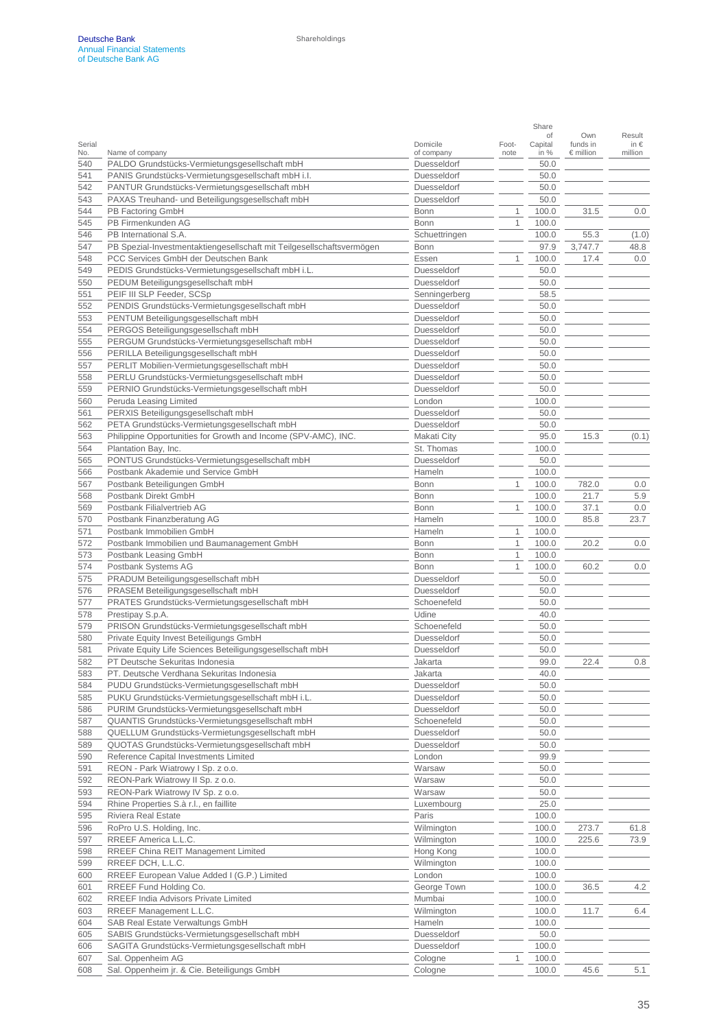| Serial No. | Name of company | Domicile of company | Foot-note | Share of Capital in % | Own funds in € million | Result in € million |
|---|---|---|---|---|---|---|
| 540 | PALDO Grundstücks-Vermietungsgesellschaft mbH | Duesseldorf | | 50.0 | | |
| 541 | PANIS Grundstücks-Vermietungsgesellschaft mbH i.l. | Duesseldorf | | 50.0 | | |
| 542 | PANTUR Grundstücks-Vermietungsgesellschaft mbH | Duesseldorf | | 50.0 | | |
| 543 | PAXAS Treuhand- und Beteiligungsgesellschaft mbH | Duesseldorf | | 50.0 | | |
| 544 | PB Factoring GmbH | Bonn | 1 | 100.0 | 31.5 | 0.0 |
| 545 | PB Firmenkunden AG | Bonn | 1 | 100.0 | | |
| 546 | PB International S.A. | Schuettringen | | 100.0 | 55.3 | (1.0) |
| 547 | PB Spezial-Investmentaktiengesellschaft mit Teilgesellschaftsvermögen | Bonn | | 97.9 | 3,747.7 | 48.8 |
| 548 | PCC Services GmbH der Deutschen Bank | Essen | 1 | 100.0 | 17.4 | 0.0 |
| 549 | PEDIS Grundstücks-Vermietungsgesellschaft mbH i.L. | Duesseldorf | | 50.0 | | |
| 550 | PEDUM Beteiligungsgesellschaft mbH | Duesseldorf | | 50.0 | | |
| 551 | PEIF III SLP Feeder, SCSp | Senningerberg | | 58.5 | | |
| 552 | PENDIS Grundstücks-Vermietungsgesellschaft mbH | Duesseldorf | | 50.0 | | |
| 553 | PENTUM Beteiligungsgesellschaft mbH | Duesseldorf | | 50.0 | | |
| 554 | PERGOS Beteiligungsgesellschaft mbH | Duesseldorf | | 50.0 | | |
| 555 | PERGUM Grundstücks-Vermietungsgesellschaft mbH | Duesseldorf | | 50.0 | | |
| 556 | PERILLA Beteiligungsgesellschaft mbH | Duesseldorf | | 50.0 | | |
| 557 | PERLIT Mobilien-Vermietungsgesellschaft mbH | Duesseldorf | | 50.0 | | |
| 558 | PERLU Grundstücks-Vermietungsgesellschaft mbH | Duesseldorf | | 50.0 | | |
| 559 | PERNIO Grundstücks-Vermietungsgesellschaft mbH | Duesseldorf | | 50.0 | | |
| 560 | Peruda Leasing Limited | London | | 100.0 | | |
| 561 | PERXIS Beteiligungsgesellschaft mbH | Duesseldorf | | 50.0 | | |
| 562 | PETA Grundstücks-Vermietungsgesellschaft mbH | Duesseldorf | | 50.0 | | |
| 563 | Philippine Opportunities for Growth and Income (SPV-AMC), INC. | Makati City | | 95.0 | 15.3 | (0.1) |
| 564 | Plantation Bay, Inc. | St. Thomas | | 100.0 | | |
| 565 | PONTUS Grundstücks-Vermietungsgesellschaft mbH | Duesseldorf | | 50.0 | | |
| 566 | Postbank Akademie und Service GmbH | Hameln | | 100.0 | | |
| 567 | Postbank Beteiligungen GmbH | Bonn | 1 | 100.0 | 782.0 | 0.0 |
| 568 | Postbank Direkt GmbH | Bonn | | 100.0 | 21.7 | 5.9 |
| 569 | Postbank Filialvertrieb AG | Bonn | 1 | 100.0 | 37.1 | 0.0 |
| 570 | Postbank Finanzberatung AG | Hameln | | 100.0 | 85.8 | 23.7 |
| 571 | Postbank Immobilien GmbH | Hameln | 1 | 100.0 | | |
| 572 | Postbank Immobilien und Baumanagement GmbH | Bonn | 1 | 100.0 | 20.2 | 0.0 |
| 573 | Postbank Leasing GmbH | Bonn | 1 | 100.0 | | |
| 574 | Postbank Systems AG | Bonn | 1 | 100.0 | 60.2 | 0.0 |
| 575 | PRADUM Beteiligungsgesellschaft mbH | Duesseldorf | | 50.0 | | |
| 576 | PRASEM Beteiligungsgesellschaft mbH | Duesseldorf | | 50.0 | | |
| 577 | PRATES Grundstücks-Vermietungsgesellschaft mbH | Schoenefeld | | 50.0 | | |
| 578 | Prestipay S.p.A. | Udine | | 40.0 | | |
| 579 | PRISON Grundstücks-Vermietungsgesellschaft mbH | Schoenefeld | | 50.0 | | |
| 580 | Private Equity Invest Beteiligungs GmbH | Duesseldorf | | 50.0 | | |
| 581 | Private Equity Life Sciences Beteiligungsgesellschaft mbH | Duesseldorf | | 50.0 | | |
| 582 | PT Deutsche Sekuritas Indonesia | Jakarta | | 99.0 | 22.4 | 0.8 |
| 583 | PT. Deutsche Verdhana Sekuritas Indonesia | Jakarta | | 40.0 | | |
| 584 | PUDU Grundstücks-Vermietungsgesellschaft mbH | Duesseldorf | | 50.0 | | |
| 585 | PUKU Grundstücks-Vermietungsgesellschaft mbH i.L. | Duesseldorf | | 50.0 | | |
| 586 | PURIM Grundstücks-Vermietungsgesellschaft mbH | Duesseldorf | | 50.0 | | |
| 587 | QUANTIS Grundstücks-Vermietungsgesellschaft mbH | Schoenefeld | | 50.0 | | |
| 588 | QUELLUM Grundstücks-Vermietungsgesellschaft mbH | Duesseldorf | | 50.0 | | |
| 589 | QUOTAS Grundstücks-Vermietungsgesellschaft mbH | Duesseldorf | | 50.0 | | |
| 590 | Reference Capital Investments Limited | London | | 99.9 | | |
| 591 | REON - Park Wiatrowy I Sp. z o.o. | Warsaw | | 50.0 | | |
| 592 | REON-Park Wiatrowy II Sp. z o.o. | Warsaw | | 50.0 | | |
| 593 | REON-Park Wiatrowy IV Sp. z o.o. | Warsaw | | 50.0 | | |
| 594 | Rhine Properties S.à r.l., en faillite | Luxembourg | | 25.0 | | |
| 595 | Riviera Real Estate | Paris | | 100.0 | | |
| 596 | RoPro U.S. Holding, Inc. | Wilmington | | 100.0 | 273.7 | 61.8 |
| 597 | RREEF America L.L.C. | Wilmington | | 100.0 | 225.6 | 73.9 |
| 598 | RREEF China REIT Management Limited | Hong Kong | | 100.0 | | |
| 599 | RREEF DCH, L.L.C. | Wilmington | | 100.0 | | |
| 600 | RREEF European Value Added I (G.P.) Limited | London | | 100.0 | | |
| 601 | RREEF Fund Holding Co. | George Town | | 100.0 | 36.5 | 4.2 |
| 602 | RREEF India Advisors Private Limited | Mumbai | | 100.0 | | |
| 603 | RREEF Management L.L.C. | Wilmington | | 100.0 | 11.7 | 6.4 |
| 604 | SAB Real Estate Verwaltungs GmbH | Hameln | | 100.0 | | |
| 605 | SABIS Grundstücks-Vermietungsgesellschaft mbH | Duesseldorf | | 50.0 | | |
| 606 | SAGITA Grundstücks-Vermietungsgesellschaft mbH | Duesseldorf | | 100.0 | | |
| 607 | Sal. Oppenheim AG | Cologne | 1 | 100.0 | | |
| 608 | Sal. Oppenheim jr. & Cie. Beteiligungs GmbH | Cologne | | 100.0 | 45.6 | 5.1 |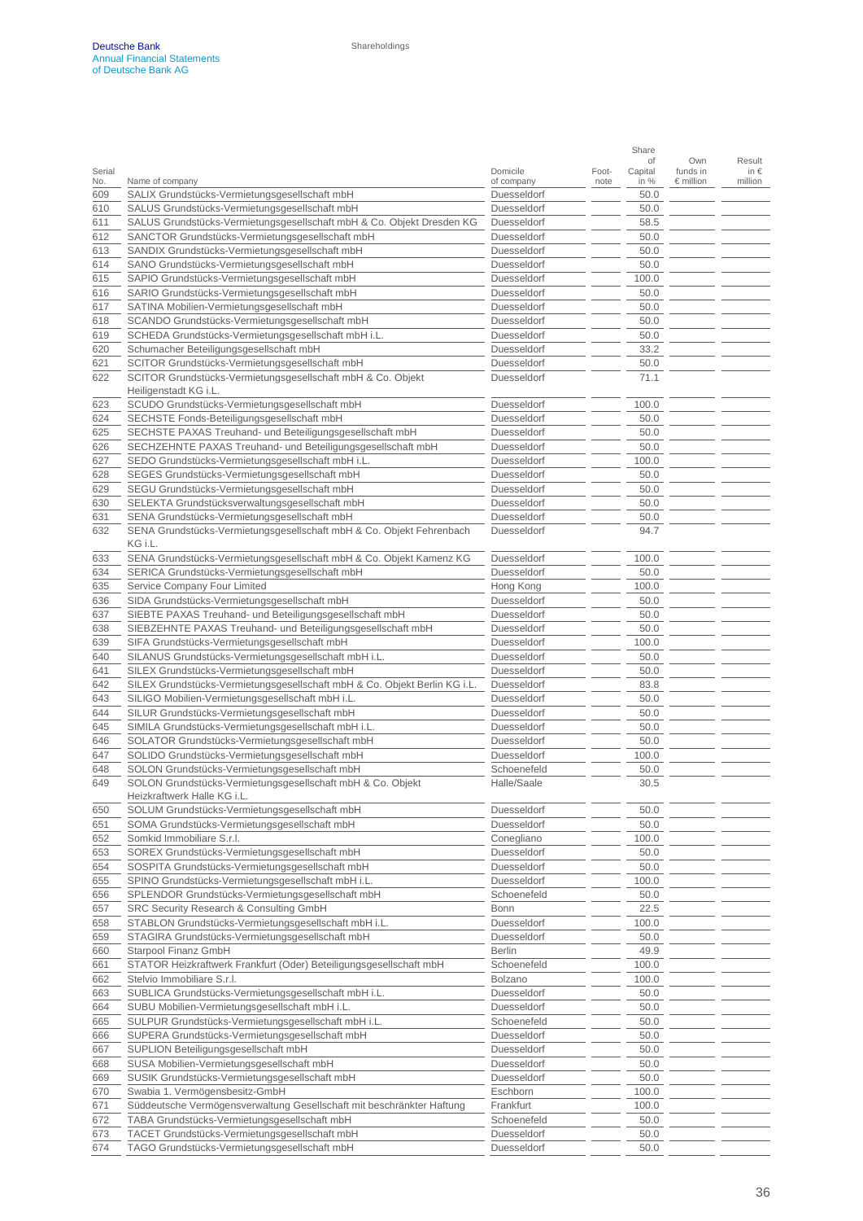| Serial No. | Name of company | Domicile of company | Foot-note | Share of Capital in % | Own funds in € million | Result in € million |
|---|---|---|---|---|---|---|
| 609 | SALIX Grundstücks-Vermietungsgesellschaft mbH | Duesseldorf | | 50.0 | | |
| 610 | SALUS Grundstücks-Vermietungsgesellschaft mbH | Duesseldorf | | 50.0 | | |
| 611 | SALUS Grundstücks-Vermietungsgesellschaft mbH & Co. Objekt Dresden KG | Duesseldorf | | 58.5 | | |
| 612 | SANCTOR Grundstücks-Vermietungsgesellschaft mbH | Duesseldorf | | 50.0 | | |
| 613 | SANDIX Grundstücks-Vermietungsgesellschaft mbH | Duesseldorf | | 50.0 | | |
| 614 | SANO Grundstücks-Vermietungsgesellschaft mbH | Duesseldorf | | 50.0 | | |
| 615 | SAPIO Grundstücks-Vermietungsgesellschaft mbH | Duesseldorf | | 100.0 | | |
| 616 | SARIO Grundstücks-Vermietungsgesellschaft mbH | Duesseldorf | | 50.0 | | |
| 617 | SATINA Mobilien-Vermietungsgesellschaft mbH | Duesseldorf | | 50.0 | | |
| 618 | SCANDO Grundstücks-Vermietungsgesellschaft mbH | Duesseldorf | | 50.0 | | |
| 619 | SCHEDA Grundstücks-Vermietungsgesellschaft mbH i.L. | Duesseldorf | | 50.0 | | |
| 620 | Schumacher Beteiligungsgesellschaft mbH | Duesseldorf | | 33.2 | | |
| 621 | SCITOR Grundstücks-Vermietungsgesellschaft mbH | Duesseldorf | | 50.0 | | |
| 622 | SCITOR Grundstücks-Vermietungsgesellschaft mbH & Co. Objekt Heiligenstadt KG i.L. | Duesseldorf | | 71.1 | | |
| 623 | SCUDO Grundstücks-Vermietungsgesellschaft mbH | Duesseldorf | | 100.0 | | |
| 624 | SECHSTE Fonds-Beteiligungsgesellschaft mbH | Duesseldorf | | 50.0 | | |
| 625 | SECHSTE PAXAS Treuhand- und Beteiligungsgesellschaft mbH | Duesseldorf | | 50.0 | | |
| 626 | SECHZEHNTE PAXAS Treuhand- und Beteiligungsgesellschaft mbH | Duesseldorf | | 50.0 | | |
| 627 | SEDO Grundstücks-Vermietungsgesellschaft mbH i.L. | Duesseldorf | | 100.0 | | |
| 628 | SEGES Grundstücks-Vermietungsgesellschaft mbH | Duesseldorf | | 50.0 | | |
| 629 | SEGU Grundstücks-Vermietungsgesellschaft mbH | Duesseldorf | | 50.0 | | |
| 630 | SELEKTA Grundstücksverwaltungsgesellschaft mbH | Duesseldorf | | 50.0 | | |
| 631 | SENA Grundstücks-Vermietungsgesellschaft mbH | Duesseldorf | | 50.0 | | |
| 632 | SENA Grundstücks-Vermietungsgesellschaft mbH & Co. Objekt Fehrenbach KG i.L. | Duesseldorf | | 94.7 | | |
| 633 | SENA Grundstücks-Vermietungsgesellschaft mbH & Co. Objekt Kamenz KG | Duesseldorf | | 100.0 | | |
| 634 | SERICA Grundstücks-Vermietungsgesellschaft mbH | Duesseldorf | | 50.0 | | |
| 635 | Service Company Four Limited | Hong Kong | | 100.0 | | |
| 636 | SIDA Grundstücks-Vermietungsgesellschaft mbH | Duesseldorf | | 50.0 | | |
| 637 | SIEBTE PAXAS Treuhand- und Beteiligungsgesellschaft mbH | Duesseldorf | | 50.0 | | |
| 638 | SIEBZEHNTE PAXAS Treuhand- und Beteiligungsgesellschaft mbH | Duesseldorf | | 50.0 | | |
| 639 | SIFA Grundstücks-Vermietungsgesellschaft mbH | Duesseldorf | | 100.0 | | |
| 640 | SILANUS Grundstücks-Vermietungsgesellschaft mbH i.L. | Duesseldorf | | 50.0 | | |
| 641 | SILEX Grundstücks-Vermietungsgesellschaft mbH | Duesseldorf | | 50.0 | | |
| 642 | SILEX Grundstücks-Vermietungsgesellschaft mbH & Co. Objekt Berlin KG i.L. | Duesseldorf | | 83.8 | | |
| 643 | SILIGO Mobilien-Vermietungsgesellschaft mbH i.L. | Duesseldorf | | 50.0 | | |
| 644 | SILUR Grundstücks-Vermietungsgesellschaft mbH | Duesseldorf | | 50.0 | | |
| 645 | SIMILA Grundstücks-Vermietungsgesellschaft mbH i.L. | Duesseldorf | | 50.0 | | |
| 646 | SOLATOR Grundstücks-Vermietungsgesellschaft mbH | Duesseldorf | | 50.0 | | |
| 647 | SOLIDO Grundstücks-Vermietungsgesellschaft mbH | Duesseldorf | | 100.0 | | |
| 648 | SOLON Grundstücks-Vermietungsgesellschaft mbH | Schoenefeld | | 50.0 | | |
| 649 | SOLON Grundstücks-Vermietungsgesellschaft mbH & Co. Objekt Heizkraftwerk Halle KG i.L. | Halle/Saale | | 30.5 | | |
| 650 | SOLUM Grundstücks-Vermietungsgesellschaft mbH | Duesseldorf | | 50.0 | | |
| 651 | SOMA Grundstücks-Vermietungsgesellschaft mbH | Duesseldorf | | 50.0 | | |
| 652 | Somkid Immobiliare S.r.l. | Conegliano | | 100.0 | | |
| 653 | SOREX Grundstücks-Vermietungsgesellschaft mbH | Duesseldorf | | 50.0 | | |
| 654 | SOSPITA Grundstücks-Vermietungsgesellschaft mbH | Duesseldorf | | 50.0 | | |
| 655 | SPINO Grundstücks-Vermietungsgesellschaft mbH i.L. | Duesseldorf | | 100.0 | | |
| 656 | SPLENDOR Grundstücks-Vermietungsgesellschaft mbH | Schoenefeld | | 50.0 | | |
| 657 | SRC Security Research & Consulting GmbH | Bonn | | 22.5 | | |
| 658 | STABLON Grundstücks-Vermietungsgesellschaft mbH i.L. | Duesseldorf | | 100.0 | | |
| 659 | STAGIRA Grundstücks-Vermietungsgesellschaft mbH | Duesseldorf | | 50.0 | | |
| 660 | Starpool Finanz GmbH | Berlin | | 49.9 | | |
| 661 | STATOR Heizkraftwerk Frankfurt (Oder) Beteiligungsgesellschaft mbH | Schoenefeld | | 100.0 | | |
| 662 | Stelvio Immobiliare S.r.l. | Bolzano | | 100.0 | | |
| 663 | SUBLICA Grundstücks-Vermietungsgesellschaft mbH i.L. | Duesseldorf | | 50.0 | | |
| 664 | SUBU Mobilien-Vermietungsgesellschaft mbH i.L. | Duesseldorf | | 50.0 | | |
| 665 | SULPUR Grundstücks-Vermietungsgesellschaft mbH i.L. | Schoenefeld | | 50.0 | | |
| 666 | SUPERA Grundstücks-Vermietungsgesellschaft mbH | Duesseldorf | | 50.0 | | |
| 667 | SUPLION Beteiligungsgesellschaft mbH | Duesseldorf | | 50.0 | | |
| 668 | SUSA Mobilien-Vermietungsgesellschaft mbH | Duesseldorf | | 50.0 | | |
| 669 | SUSIK Grundstücks-Vermietungsgesellschaft mbH | Duesseldorf | | 50.0 | | |
| 670 | Swabia 1. Vermögensbesitz-GmbH | Eschborn | | 100.0 | | |
| 671 | Süddeutsche Vermögensverwaltung Gesellschaft mit beschränkter Haftung | Frankfurt | | 100.0 | | |
| 672 | TABA Grundstücks-Vermietungsgesellschaft mbH | Schoenefeld | | 50.0 | | |
| 673 | TACET Grundstücks-Vermietungsgesellschaft mbH | Duesseldorf | | 50.0 | | |
| 674 | TAGO Grundstücks-Vermietungsgesellschaft mbH | Duesseldorf | | 50.0 | | |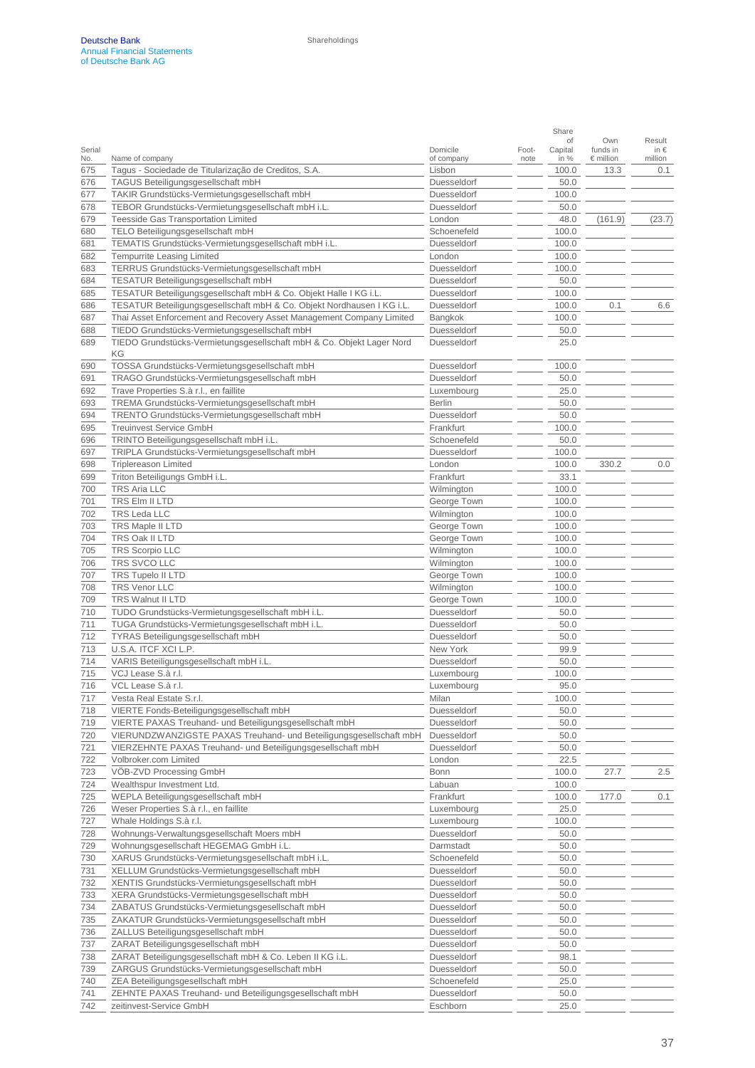| Serial No. | Name of company | Domicile of company | Foot-note | Share of Capital in % | Own funds in € million | Result in € million |
|---|---|---|---|---|---|---|
| 675 | Tagus - Sociedade de Titularização de Creditos, S.A. | Lisbon | | 100.0 | 13.3 | 0.1 |
| 676 | TAGUS Beteiligungsgesellschaft mbH | Duesseldorf | | 50.0 | | |
| 677 | TAKIR Grundstücks-Vermietungsgesellschaft mbH | Duesseldorf | | 100.0 | | |
| 678 | TEBOR Grundstücks-Vermietungsgesellschaft mbH i.L. | Duesseldorf | | 50.0 | | |
| 679 | Teesside Gas Transportation Limited | London | | 48.0 | (161.9) | (23.7) |
| 680 | TELO Beteiligungsgesellschaft mbH | Schoenefeld | | 100.0 | | |
| 681 | TEMATIS Grundstücks-Vermietungsgesellschaft mbH i.L. | Duesseldorf | | 100.0 | | |
| 682 | Tempurrite Leasing Limited | London | | 100.0 | | |
| 683 | TERRUS Grundstücks-Vermietungsgesellschaft mbH | Duesseldorf | | 100.0 | | |
| 684 | TESATUR Beteiligungsgesellschaft mbH | Duesseldorf | | 50.0 | | |
| 685 | TESATUR Beteiligungsgesellschaft mbH & Co. Objekt Halle I KG i.L. | Duesseldorf | | 100.0 | | |
| 686 | TESATUR Beteiligungsgesellschaft mbH & Co. Objekt Nordhausen I KG i.L. | Duesseldorf | | 100.0 | 0.1 | 6.6 |
| 687 | Thai Asset Enforcement and Recovery Asset Management Company Limited | Bangkok | | 100.0 | | |
| 688 | TIEDO Grundstücks-Vermietungsgesellschaft mbH | Duesseldorf | | 50.0 | | |
| 689 | TIEDO Grundstücks-Vermietungsgesellschaft mbH & Co. Objekt Lager Nord KG | Duesseldorf | | 25.0 | | |
| 690 | TOSSA Grundstücks-Vermietungsgesellschaft mbH | Duesseldorf | | 100.0 | | |
| 691 | TRAGO Grundstücks-Vermietungsgesellschaft mbH | Duesseldorf | | 50.0 | | |
| 692 | Trave Properties S.à r.l., en faillite | Luxembourg | | 25.0 | | |
| 693 | TREMA Grundstücks-Vermietungsgesellschaft mbH | Berlin | | 50.0 | | |
| 694 | TRENTO Grundstücks-Vermietungsgesellschaft mbH | Duesseldorf | | 50.0 | | |
| 695 | Treuinvest Service GmbH | Frankfurt | | 100.0 | | |
| 696 | TRINTO Beteiligungsgesellschaft mbH i.L. | Schoenefeld | | 50.0 | | |
| 697 | TRIPLA Grundstücks-Vermietungsgesellschaft mbH | Duesseldorf | | 100.0 | | |
| 698 | Triplereason Limited | London | | 100.0 | 330.2 | 0.0 |
| 699 | Triton Beteiligungs GmbH i.L. | Frankfurt | | 33.1 | | |
| 700 | TRS Aria LLC | Wilmington | | 100.0 | | |
| 701 | TRS Elm II LTD | George Town | | 100.0 | | |
| 702 | TRS Leda LLC | Wilmington | | 100.0 | | |
| 703 | TRS Maple II LTD | George Town | | 100.0 | | |
| 704 | TRS Oak II LTD | George Town | | 100.0 | | |
| 705 | TRS Scorpio LLC | Wilmington | | 100.0 | | |
| 706 | TRS SVCO LLC | Wilmington | | 100.0 | | |
| 707 | TRS Tupelo II LTD | George Town | | 100.0 | | |
| 708 | TRS Venor LLC | Wilmington | | 100.0 | | |
| 709 | TRS Walnut II LTD | George Town | | 100.0 | | |
| 710 | TUDO Grundstücks-Vermietungsgesellschaft mbH i.L. | Duesseldorf | | 50.0 | | |
| 711 | TUGA Grundstücks-Vermietungsgesellschaft mbH i.L. | Duesseldorf | | 50.0 | | |
| 712 | TYRAS Beteiligungsgesellschaft mbH | Duesseldorf | | 50.0 | | |
| 713 | U.S.A. ITCF XCI L.P. | New York | | 99.9 | | |
| 714 | VARIS Beteiligungsgesellschaft mbH i.L. | Duesseldorf | | 50.0 | | |
| 715 | VCJ Lease S.à r.l. | Luxembourg | | 100.0 | | |
| 716 | VCL Lease S.à r.l. | Luxembourg | | 95.0 | | |
| 717 | Vesta Real Estate S.r.l. | Milan | | 100.0 | | |
| 718 | VIERTE Fonds-Beteiligungsgesellschaft mbH | Duesseldorf | | 50.0 | | |
| 719 | VIERTE PAXAS Treuhand- und Beteiligungsgesellschaft mbH | Duesseldorf | | 50.0 | | |
| 720 | VIERUNDZWANZIGSTE PAXAS Treuhand- und Beteiligungsgesellschaft mbH | Duesseldorf | | 50.0 | | |
| 721 | VIERZEHNTE PAXAS Treuhand- und Beteiligungsgesellschaft mbH | Duesseldorf | | 50.0 | | |
| 722 | Volbroker.com Limited | London | | 22.5 | | |
| 723 | VÖB-ZVD Processing GmbH | Bonn | | 100.0 | 27.7 | 2.5 |
| 724 | Wealthspur Investment Ltd. | Labuan | | 100.0 | | |
| 725 | WEPLA Beteiligungsgesellschaft mbH | Frankfurt | | 100.0 | 177.0 | 0.1 |
| 726 | Weser Properties S.à r.l., en faillite | Luxembourg | | 25.0 | | |
| 727 | Whale Holdings S.à r.l. | Luxembourg | | 100.0 | | |
| 728 | Wohnungs-Verwaltungsgesellschaft Moers mbH | Duesseldorf | | 50.0 | | |
| 729 | Wohnungsgesellschaft HEGEMAG GmbH i.L. | Darmstadt | | 50.0 | | |
| 730 | XARUS Grundstücks-Vermietungsgesellschaft mbH i.L. | Schoenefeld | | 50.0 | | |
| 731 | XELLUM Grundstücks-Vermietungsgesellschaft mbH | Duesseldorf | | 50.0 | | |
| 732 | XENTIS Grundstücks-Vermietungsgesellschaft mbH | Duesseldorf | | 50.0 | | |
| 733 | XERA Grundstücks-Vermietungsgesellschaft mbH | Duesseldorf | | 50.0 | | |
| 734 | ZABATUS Grundstücks-Vermietungsgesellschaft mbH | Duesseldorf | | 50.0 | | |
| 735 | ZAKATUR Grundstücks-Vermietungsgesellschaft mbH | Duesseldorf | | 50.0 | | |
| 736 | ZALLUS Beteiligungsgesellschaft mbH | Duesseldorf | | 50.0 | | |
| 737 | ZARAT Beteiligungsgesellschaft mbH | Duesseldorf | | 50.0 | | |
| 738 | ZARAT Beteiligungsgesellschaft mbH & Co. Leben II KG i.L. | Duesseldorf | | 98.1 | | |
| 739 | ZARGUS Grundstücks-Vermietungsgesellschaft mbH | Duesseldorf | | 50.0 | | |
| 740 | ZEA Beteiligungsgesellschaft mbH | Schoenefeld | | 25.0 | | |
| 741 | ZEHNTE PAXAS Treuhand- und Beteiligungsgesellschaft mbH | Duesseldorf | | 50.0 | | |
| 742 | zeitinvest-Service GmbH | Eschborn | | 25.0 | | |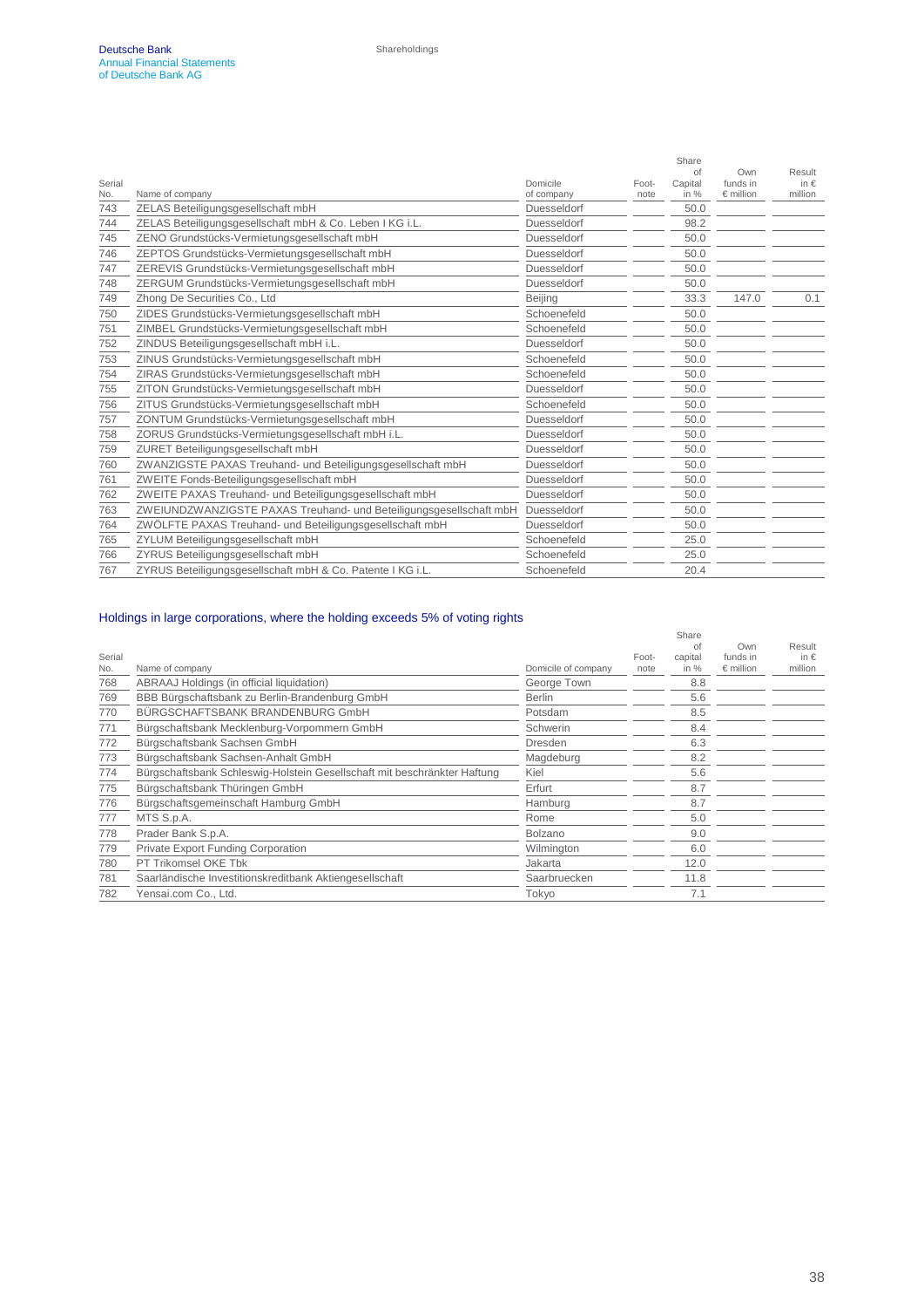| Serial No. | Name of company | Domicile of company | Foot-note | Share of Capital in % | Own funds in € million | Result in € million |
|---|---|---|---|---|---|---|
| 743 | ZELAS Beteiligungsgesellschaft mbH | Duesseldorf | | 50.0 | | |
| 744 | ZELAS Beteiligungsgesellschaft mbH & Co. Leben I KG i.L. | Duesseldorf | | 98.2 | | |
| 745 | ZENO Grundstücks-Vermietungsgesellschaft mbH | Duesseldorf | | 50.0 | | |
| 746 | ZEPTOS Grundstücks-Vermietungsgesellschaft mbH | Duesseldorf | | 50.0 | | |
| 747 | ZEREVIS Grundstücks-Vermietungsgesellschaft mbH | Duesseldorf | | 50.0 | | |
| 748 | ZERGUM Grundstücks-Vermietungsgesellschaft mbH | Duesseldorf | | 50.0 | | |
| 749 | Zhong De Securities Co., Ltd | Beijing | | 33.3 | 147.0 | 0.1 |
| 750 | ZIDES Grundstücks-Vermietungsgesellschaft mbH | Schoenefeld | | 50.0 | | |
| 751 | ZIMBEL Grundstücks-Vermietungsgesellschaft mbH | Schoenefeld | | 50.0 | | |
| 752 | ZINDUS Beteiligungsgesellschaft mbH i.L. | Duesseldorf | | 50.0 | | |
| 753 | ZINUS Grundstücks-Vermietungsgesellschaft mbH | Schoenefeld | | 50.0 | | |
| 754 | ZIRAS Grundstücks-Vermietungsgesellschaft mbH | Schoenefeld | | 50.0 | | |
| 755 | ZITON Grundstücks-Vermietungsgesellschaft mbH | Duesseldorf | | 50.0 | | |
| 756 | ZITUS Grundstücks-Vermietungsgesellschaft mbH | Schoenefeld | | 50.0 | | |
| 757 | ZONTUM Grundstücks-Vermietungsgesellschaft mbH | Duesseldorf | | 50.0 | | |
| 758 | ZORUS Grundstücks-Vermietungsgesellschaft mbH i.L. | Duesseldorf | | 50.0 | | |
| 759 | ZURET Beteiligungsgesellschaft mbH | Duesseldorf | | 50.0 | | |
| 760 | ZWANZIGSTE PAXAS Treuhand- und Beteiligungsgesellschaft mbH | Duesseldorf | | 50.0 | | |
| 761 | ZWEITE Fonds-Beteiligungsgesellschaft mbH | Duesseldorf | | 50.0 | | |
| 762 | ZWEITE PAXAS Treuhand- und Beteiligungsgesellschaft mbH | Duesseldorf | | 50.0 | | |
| 763 | ZWEIUNDZWANZIGSTE PAXAS Treuhand- und Beteiligungsgesellschaft mbH | Duesseldorf | | 50.0 | | |
| 764 | ZWÖLFTE PAXAS Treuhand- und Beteiligungsgesellschaft mbH | Duesseldorf | | 50.0 | | |
| 765 | ZYLUM Beteiligungsgesellschaft mbH | Schoenefeld | | 25.0 | | |
| 766 | ZYRUS Beteiligungsgesellschaft mbH | Schoenefeld | | 25.0 | | |
| 767 | ZYRUS Beteiligungsgesellschaft mbH & Co. Patente I KG i.L. | Schoenefeld | | 20.4 | | |

## Holdings in large corporations, where the holding exceeds 5% of voting rights

| Serial No. | Name of company | Domicile of company | Foot-note | Share of capital in % | Own funds in € million | Result in € million |
|---|---|---|---|---|---|---|
| 768 | ABRAAJ Holdings (in official liquidation) | George Town | | 8.8 | | |
| 769 | BBB Bürgschaftsbank zu Berlin-Brandenburg GmbH | Berlin | | 5.6 | | |
| 770 | BÜRGSCHAFTSBANK BRANDENBURG GmbH | Potsdam | | 8.5 | | |
| 771 | Bürgschaftsbank Mecklenburg-Vorpommern GmbH | Schwerin | | 8.4 | | |
| 772 | Bürgschaftsbank Sachsen GmbH | Dresden | | 6.3 | | |
| 773 | Bürgschaftsbank Sachsen-Anhalt GmbH | Magdeburg | | 8.2 | | |
| 774 | Bürgschaftsbank Schleswig-Holstein Gesellschaft mit beschränkter Haftung | Kiel | | 5.6 | | |
| 775 | Bürgschaftsbank Thüringen GmbH | Erfurt | | 8.7 | | |
| 776 | Bürgschaftsgemeinschaft Hamburg GmbH | Hamburg | | 8.7 | | |
| 777 | MTS S.p.A. | Rome | | 5.0 | | |
| 778 | Prader Bank S.p.A. | Bolzano | | 9.0 | | |
| 779 | Private Export Funding Corporation | Wilmington | | 6.0 | | |
| 780 | PT Trikomsel OKE Tbk | Jakarta | | 12.0 | | |
| 781 | Saarländische Investitionskreditbank Aktiengesellschaft | Saarbruecken | | 11.8 | | |
| 782 | Yensai.com Co., Ltd. | Tokyo | | 7.1 | | |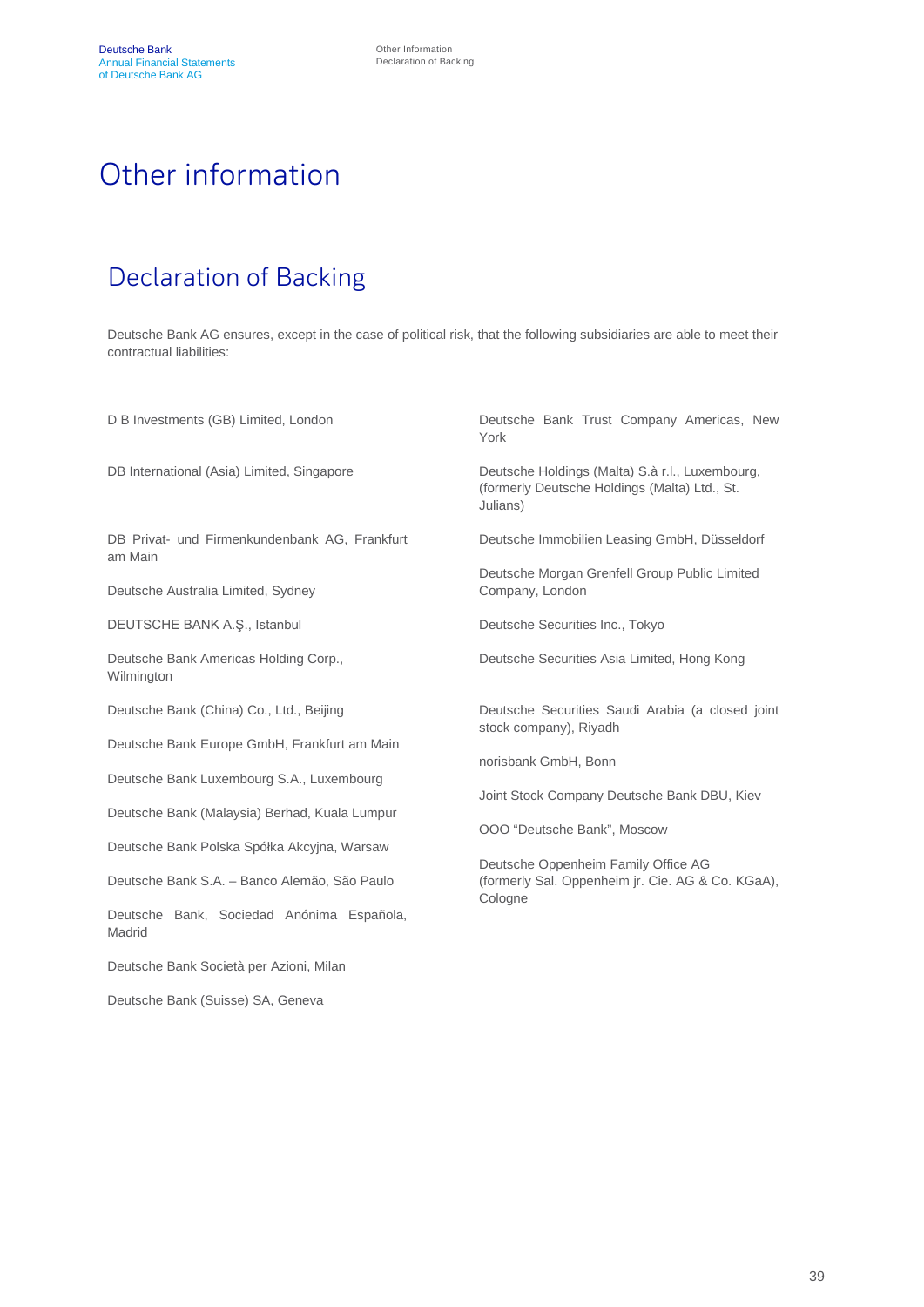# Other information

## Declaration of Backing

Deutsche Bank AG ensures, except in the case of political risk, that the following subsidiaries are able to meet their contractual liabilities:

D B Investments (GB) Limited, London

DB International (Asia) Limited, Singapore

DB Privat- und Firmenkundenbank AG, Frankfurt am Main

Deutsche Australia Limited, Sydney

DEUTSCHE BANK A.Ş., Istanbul

Deutsche Bank Americas Holding Corp., Wilmington

Deutsche Bank (China) Co., Ltd., Beijing

Deutsche Bank Europe GmbH, Frankfurt am Main

Deutsche Bank Luxembourg S.A., Luxembourg

Deutsche Bank (Malaysia) Berhad, Kuala Lumpur

Deutsche Bank Polska Spółka Akcyjna, Warsaw

Deutsche Bank S.A. – Banco Alemão, São Paulo

Deutsche Bank, Sociedad Anónima Española, Madrid

Deutsche Bank Società per Azioni, Milan

Deutsche Bank (Suisse) SA, Geneva

Deutsche Bank Trust Company Americas, New York

Deutsche Holdings (Malta) S.à r.l., Luxembourg, (formerly Deutsche Holdings (Malta) Ltd., St. Julians)

Deutsche Immobilien Leasing GmbH, Düsseldorf

Deutsche Morgan Grenfell Group Public Limited Company, London

Deutsche Securities Inc., Tokyo

Deutsche Securities Asia Limited, Hong Kong

Deutsche Securities Saudi Arabia (a closed joint stock company), Riyadh

norisbank GmbH, Bonn

Joint Stock Company Deutsche Bank DBU, Kiev

OOO “Deutsche Bank”, Moscow

Deutsche Oppenheim Family Office AG (formerly Sal. Oppenheim jr. Cie. AG & Co. KGaA), Cologne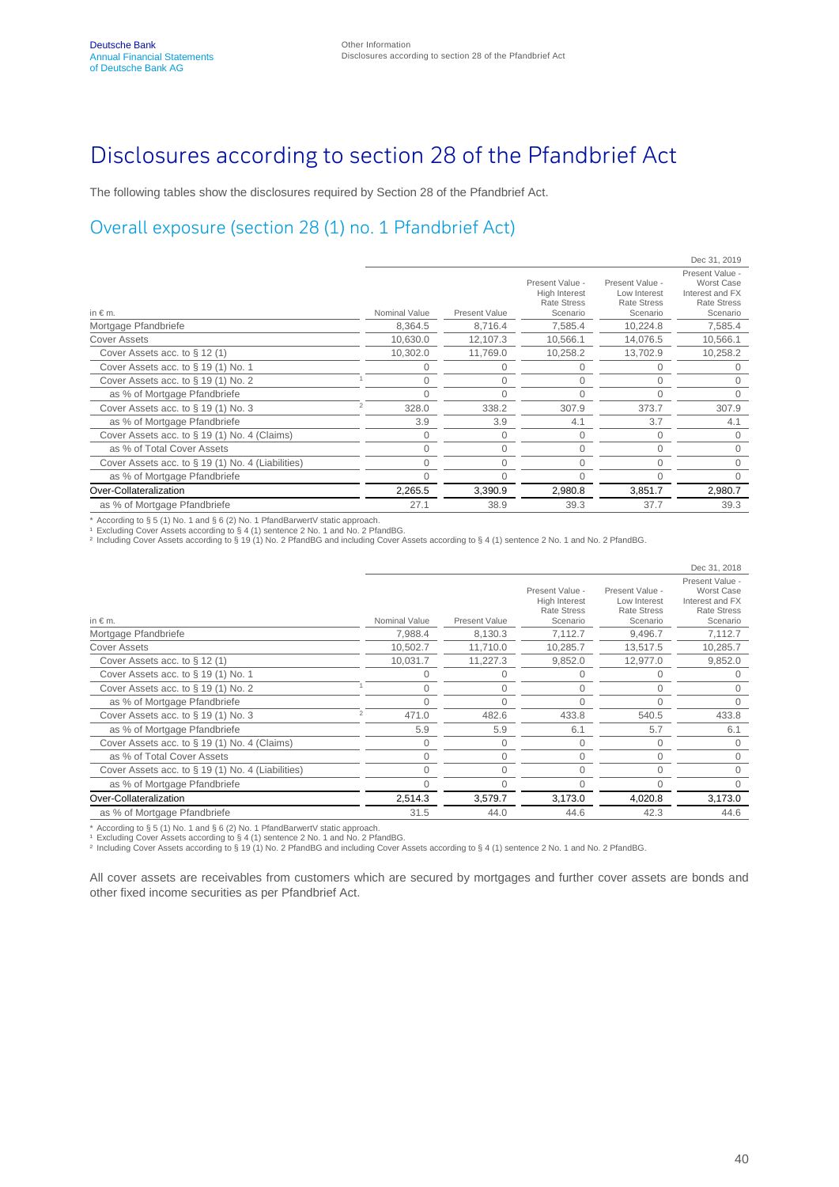# Disclosures according to section 28 of the Pfandbrief Act

The following tables show the disclosures required by Section 28 of the Pfandbrief Act.

## Overall exposure (section 28 (1) no. 1 Pfandbrief Act)

| in € m. | | Nominal Value | Present Value | Present Value - High Interest Rate Stress Scenario | Present Value - Low Interest Rate Stress Scenario | Dec 31, 2019 Present Value - Worst Case Interest and FX Rate Stress Scenario |
|---|---|---|---|---|---|---|
| Mortgage Pfandbriefe | | 8,364.5 | 8,716.4 | 7,585.4 | 10,224.8 | 7,585.4 |
| Cover Assets | | 10,630.0 | 12,107.3 | 10,566.1 | 14,076.5 | 10,566.1 |
| Cover Assets acc. to § 12 (1) | | 10,302.0 | 11,769.0 | 10,258.2 | 13,702.9 | 10,258.2 |
| Cover Assets acc. to § 19 (1) No. 1 | | 0 | 0 | 0 | 0 | 0 |
| Cover Assets acc. to § 19 (1) No. 2 | 1 | 0 | 0 | 0 | 0 | 0 |
| as % of Mortgage Pfandbriefe | | 0 | 0 | 0 | 0 | 0 |
| Cover Assets acc. to § 19 (1) No. 3 | 2 | 328.0 | 338.2 | 307.9 | 373.7 | 307.9 |
| as % of Mortgage Pfandbriefe | | 3.9 | 3.9 | 4.1 | 3.7 | 4.1 |
| Cover Assets acc. to § 19 (1) No. 4 (Claims) | | 0 | 0 | 0 | 0 | 0 |
| as % of Total Cover Assets | | 0 | 0 | 0 | 0 | 0 |
| Cover Assets acc. to § 19 (1) No. 4 (Liabilities) | | 0 | 0 | 0 | 0 | 0 |
| as % of Mortgage Pfandbriefe | | 0 | 0 | 0 | 0 | 0 |
| Over-Collateralization | | 2,265.5 | 3,390.9 | 2,980.8 | 3,851.7 | 2,980.7 |
| as % of Mortgage Pfandbriefe | | 27.1 | 38.9 | 39.3 | 37.7 | 39.3 |

* According to § 5 (1) No. 1 and § 6 (2) No. 1 PfandBarwertV static approach.
[1] Excluding Cover Assets according to § 4 (1) sentence 2 No. 1 and No. 2 PfandBG.
[2] Including Cover Assets according to § 19 (1) No. 2 PfandBG and including Cover Assets according to § 4 (1) sentence 2 No. 1 and No. 2 PfandBG.

| in € m. | | Nominal Value | Present Value | Present Value - High Interest Rate Stress Scenario | Present Value - Low Interest Rate Stress Scenario | Dec 31, 2018 Present Value - Worst Case Interest and FX Rate Stress Scenario |
|---|---|---|---|---|---|---|
| Mortgage Pfandbriefe | | 7,988.4 | 8,130.3 | 7,112.7 | 9,496.7 | 7,112.7 |
| Cover Assets | | 10,502.7 | 11,710.0 | 10,285.7 | 13,517.5 | 10,285.7 |
| Cover Assets acc. to § 12 (1) | | 10,031.7 | 11,227.3 | 9,852.0 | 12,977.0 | 9,852.0 |
| Cover Assets acc. to § 19 (1) No. 1 | | 0 | 0 | 0 | 0 | 0 |
| Cover Assets acc. to § 19 (1) No. 2 | 1 | 0 | 0 | 0 | 0 | 0 |
| as % of Mortgage Pfandbriefe | | 0 | 0 | 0 | 0 | 0 |
| Cover Assets acc. to § 19 (1) No. 3 | 2 | 471.0 | 482.6 | 433.8 | 540.5 | 433.8 |
| as % of Mortgage Pfandbriefe | | 5.9 | 5.9 | 6.1 | 5.7 | 6.1 |
| Cover Assets acc. to § 19 (1) No. 4 (Claims) | | 0 | 0 | 0 | 0 | 0 |
| as % of Total Cover Assets | | 0 | 0 | 0 | 0 | 0 |
| Cover Assets acc. to § 19 (1) No. 4 (Liabilities) | | 0 | 0 | 0 | 0 | 0 |
| as % of Mortgage Pfandbriefe | | 0 | 0 | 0 | 0 | 0 |
| Over-Collateralization | | 2,514.3 | 3,579.7 | 3,173.0 | 4,020.8 | 3,173.0 |
| as % of Mortgage Pfandbriefe | | 31.5 | 44.0 | 44.6 | 42.3 | 44.6 |

* According to § 5 (1) No. 1 and § 6 (2) No. 1 PfandBarwertV static approach.
[1] Excluding Cover Assets according to § 4 (1) sentence 2 No. 1 and No. 2 PfandBG.
[2] Including Cover Assets according to § 19 (1) No. 2 PfandBG and including Cover Assets according to § 4 (1) sentence 2 No. 1 and No. 2 PfandBG.

All cover assets are receivables from customers which are secured by mortgages and further cover assets are bonds and other fixed income securities as per Pfandbrief Act.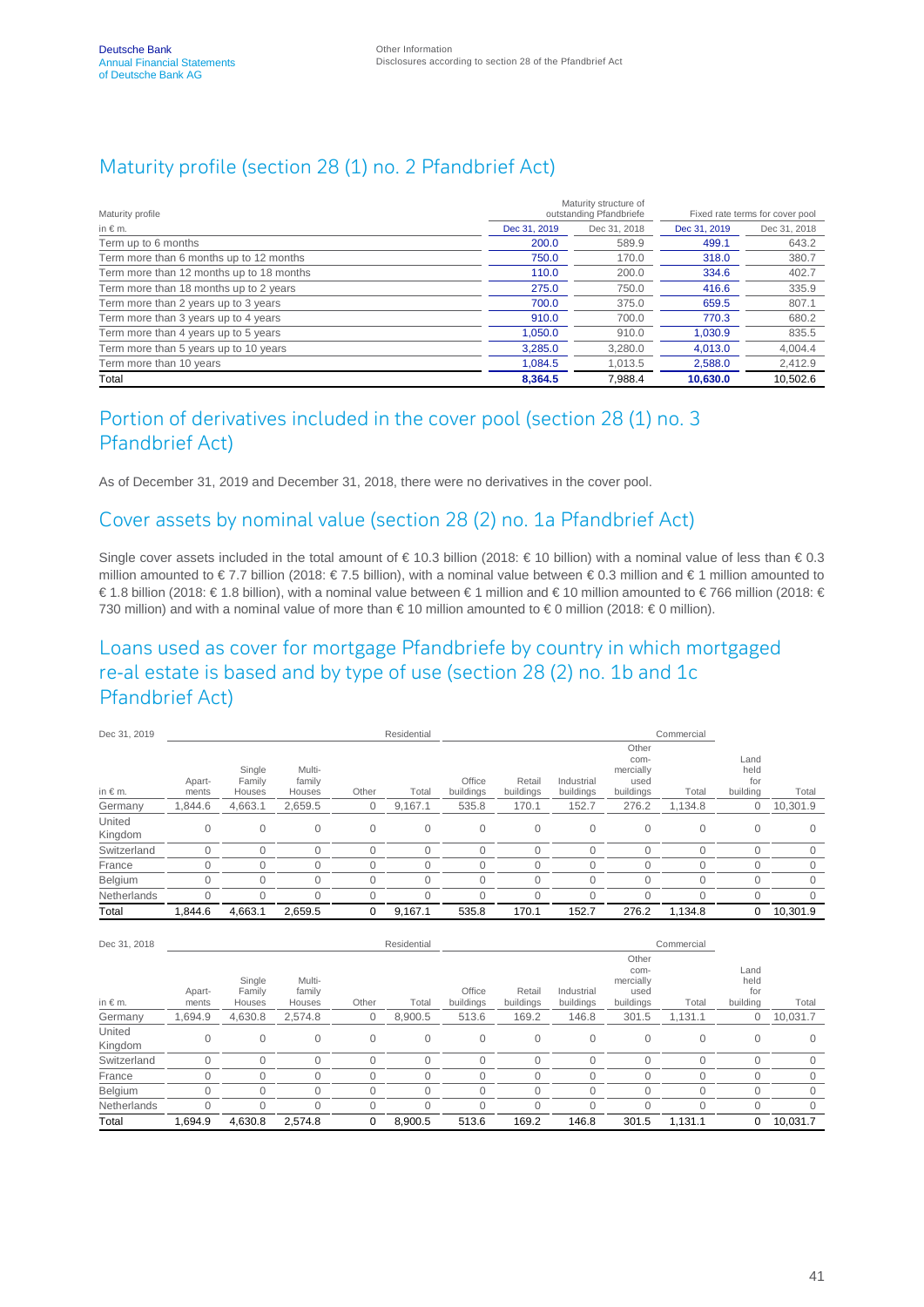## Maturity profile (section 28 (1) no. 2 Pfandbrief Act)

| Maturity profile | Maturity structure of outstanding Pfandbriefe | | Fixed rate terms for cover pool | |
|---|---|---|---|---|
| in € m. | Dec 31, 2019 | Dec 31, 2018 | Dec 31, 2019 | Dec 31, 2018 |
| Term up to 6 months | 200.0 | 589.9 | 499.1 | 643.2 |
| Term more than 6 months up to 12 months | 750.0 | 170.0 | 318.0 | 380.7 |
| Term more than 12 months up to 18 months | 110.0 | 200.0 | 334.6 | 402.7 |
| Term more than 18 months up to 2 years | 275.0 | 750.0 | 416.6 | 335.9 |
| Term more than 2 years up to 3 years | 700.0 | 375.0 | 659.5 | 807.1 |
| Term more than 3 years up to 4 years | 910.0 | 700.0 | 770.3 | 680.2 |
| Term more than 4 years up to 5 years | 1,050.0 | 910.0 | 1,030.9 | 835.5 |
| Term more than 5 years up to 10 years | 3,285.0 | 3,280.0 | 4,013.0 | 4,004.4 |
| Term more than 10 years | 1,084.5 | 1,013.5 | 2,588.0 | 2,412.9 |
| Total | **8,364.5** | 7,988.4 | **10,630.0** | 10,502.6 |

## Portion of derivatives included in the cover pool (section 28 (1) no. 3 Pfandbrief Act)

As of December 31, 2019 and December 31, 2018, there were no derivatives in the cover pool.

## Cover assets by nominal value (section 28 (2) no. 1a Pfandbrief Act)

Single cover assets included in the total amount of € 10.3 billion (2018: € 10 billion) with a nominal value of less than € 0.3 million amounted to € 7.7 billion (2018: € 7.5 billion), with a nominal value between € 0.3 million and € 1 million amounted to € 1.8 billion (2018: € 1.8 billion), with a nominal value between € 1 million and € 10 million amounted to € 766 million (2018: € 730 million) and with a nominal value of more than € 10 million amounted to € 0 million (2018: € 0 million).

## Loans used as cover for mortgage Pfandbriefe by country in which mortgaged re-al estate is based and by type of use (section 28 (2) no. 1b and 1c Pfandbrief Act)

| Dec 31, 2019 | Residential | | | | | Commercial | | | | | | |
|---|---|---|---|---|---|---|---|---|---|---|---|---|
| in € m. | Apart-ments | Single Family Houses | Multi-family Houses | Other | Total | Office buildings | Retail buildings | Industrial buildings | Other com-mercially used buildings | Total | Land held for building | Total |
| Germany | 1,844.6 | 4,663.1 | 2,659.5 | 0 | 9,167.1 | 535.8 | 170.1 | 152.7 | 276.2 | 1,134.8 | 0 | 10,301.9 |
| United Kingdom | 0 | 0 | 0 | 0 | 0 | 0 | 0 | 0 | 0 | 0 | 0 | 0 |
| Switzerland | 0 | 0 | 0 | 0 | 0 | 0 | 0 | 0 | 0 | 0 | 0 | 0 |
| France | 0 | 0 | 0 | 0 | 0 | 0 | 0 | 0 | 0 | 0 | 0 | 0 |
| Belgium | 0 | 0 | 0 | 0 | 0 | 0 | 0 | 0 | 0 | 0 | 0 | 0 |
| Netherlands | 0 | 0 | 0 | 0 | 0 | 0 | 0 | 0 | 0 | 0 | 0 | 0 |
| Total | 1,844.6 | 4,663.1 | 2,659.5 | 0 | 9,167.1 | 535.8 | 170.1 | 152.7 | 276.2 | 1,134.8 | 0 | 10,301.9 |

| Dec 31, 2018 | Residential | | | | | Commercial | | | | | | |
|---|---|---|---|---|---|---|---|---|---|---|---|---|
| in € m. | Apart-ments | Single Family Houses | Multi-family Houses | Other | Total | Office buildings | Retail buildings | Industrial buildings | Other com-mercially used buildings | Total | Land held for building | Total |
| Germany | 1,694.9 | 4,630.8 | 2,574.8 | 0 | 8,900.5 | 513.6 | 169.2 | 146.8 | 301.5 | 1,131.1 | 0 | 10,031.7 |
| United Kingdom | 0 | 0 | 0 | 0 | 0 | 0 | 0 | 0 | 0 | 0 | 0 | 0 |
| Switzerland | 0 | 0 | 0 | 0 | 0 | 0 | 0 | 0 | 0 | 0 | 0 | 0 |
| France | 0 | 0 | 0 | 0 | 0 | 0 | 0 | 0 | 0 | 0 | 0 | 0 |
| Belgium | 0 | 0 | 0 | 0 | 0 | 0 | 0 | 0 | 0 | 0 | 0 | 0 |
| Netherlands | 0 | 0 | 0 | 0 | 0 | 0 | 0 | 0 | 0 | 0 | 0 | 0 |
| Total | 1,694.9 | 4,630.8 | 2,574.8 | 0 | 8,900.5 | 513.6 | 169.2 | 146.8 | 301.5 | 1,131.1 | 0 | 10,031.7 |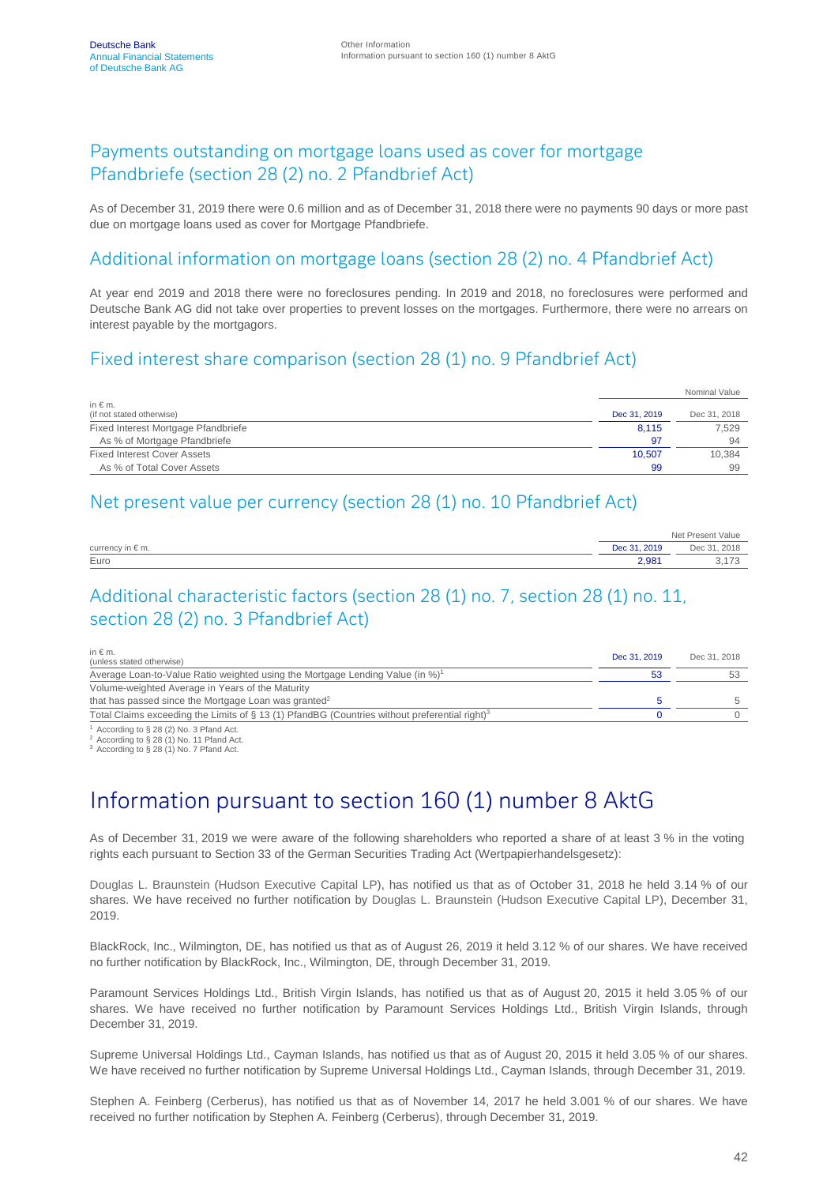## Payments outstanding on mortgage loans used as cover for mortgage Pfandbriefe (section 28 (2) no. 2 Pfandbrief Act)

As of December 31, 2019 there were 0.6 million and as of December 31, 2018 there were no payments 90 days or more past due on mortgage loans used as cover for Mortgage Pfandbriefe.

## Additional information on mortgage loans (section 28 (2) no. 4 Pfandbrief Act)

At year end 2019 and 2018 there were no foreclosures pending. In 2019 and 2018, no foreclosures were performed and Deutsche Bank AG did not take over properties to prevent losses on the mortgages. Furthermore, there were no arrears on interest payable by the mortgagors.

## Fixed interest share comparison (section 28 (1) no. 9 Pfandbrief Act)

| in € m. (if not stated otherwise) | Nominal Value | |
|---|---|---|
| | Dec 31, 2019 | Dec 31, 2018 |
| Fixed Interest Mortgage Pfandbriefe | 8,115 | 7,529 |
| As % of Mortgage Pfandbriefe | 97 | 94 |
| Fixed Interest Cover Assets | 10,507 | 10,384 |
| As % of Total Cover Assets | 99 | 99 |

## Net present value per currency (section 28 (1) no. 10 Pfandbrief Act)

| currency in € m. | Net Present Value | |
|---|---|---|
| | Dec 31, 2019 | Dec 31, 2018 |
| Euro | 2,981 | 3,173 |

## Additional characteristic factors (section 28 (1) no. 7, section 28 (1) no. 11, section 28 (2) no. 3 Pfandbrief Act)

| in € m. (unless stated otherwise) | Dec 31, 2019 | Dec 31, 2018 |
|---|---|---|
| Average Loan-to-Value Ratio weighted using the Mortgage Lending Value (in %)[1] | 53 | 53 |
| Volume-weighted Average in Years of the Maturity that has passed since the Mortgage Loan was granted[2] | 5 | 5 |
| Total Claims exceeding the Limits of § 13 (1) PfandBG (Countries without preferential right)[3] | 0 | 0 |

[1] According to § 28 (2) No. 3 Pfand Act.
[2] According to § 28 (1) No. 11 Pfand Act.
[3] According to § 28 (1) No. 7 Pfand Act.

# Information pursuant to section 160 (1) number 8 AktG

As of December 31, 2019 we were aware of the following shareholders who reported a share of at least 3 % in the voting rights each pursuant to Section 33 of the German Securities Trading Act (Wertpapierhandelsgesetz):

Douglas L. Braunstein (Hudson Executive Capital LP), has notified us that as of October 31, 2018 he held 3.14 % of our shares. We have received no further notification by Douglas L. Braunstein (Hudson Executive Capital LP), December 31, 2019.

BlackRock, Inc., Wilmington, DE, has notified us that as of August 26, 2019 it held 3.12 % of our shares. We have received no further notification by BlackRock, Inc., Wilmington, DE, through December 31, 2019.

Paramount Services Holdings Ltd., British Virgin Islands, has notified us that as of August 20, 2015 it held 3.05 % of our shares. We have received no further notification by Paramount Services Holdings Ltd., British Virgin Islands, through December 31, 2019.

Supreme Universal Holdings Ltd., Cayman Islands, has notified us that as of August 20, 2015 it held 3.05 % of our shares. We have received no further notification by Supreme Universal Holdings Ltd., Cayman Islands, through December 31, 2019.

Stephen A. Feinberg (Cerberus), has notified us that as of November 14, 2017 he held 3.001 % of our shares. We have received no further notification by Stephen A. Feinberg (Cerberus), through December 31, 2019.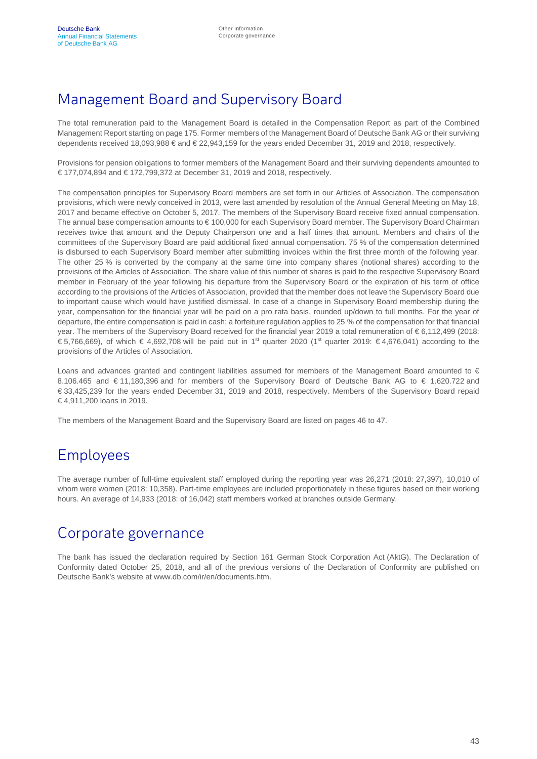## Management Board and Supervisory Board

The total remuneration paid to the Management Board is detailed in the Compensation Report as part of the Combined Management Report starting on page 175. Former members of the Management Board of Deutsche Bank AG or their surviving dependents received 18,093,988 € and € 22,943,159 for the years ended December 31, 2019 and 2018, respectively.

Provisions for pension obligations to former members of the Management Board and their surviving dependents amounted to € 177,074,894 and € 172,799,372 at December 31, 2019 and 2018, respectively.

The compensation principles for Supervisory Board members are set forth in our Articles of Association. The compensation provisions, which were newly conceived in 2013, were last amended by resolution of the Annual General Meeting on May 18, 2017 and became effective on October 5, 2017. The members of the Supervisory Board receive fixed annual compensation. The annual base compensation amounts to € 100,000 for each Supervisory Board member. The Supervisory Board Chairman receives twice that amount and the Deputy Chairperson one and a half times that amount. Members and chairs of the committees of the Supervisory Board are paid additional fixed annual compensation. 75 % of the compensation determined is disbursed to each Supervisory Board member after submitting invoices within the first three month of the following year. The other 25 % is converted by the company at the same time into company shares (notional shares) according to the provisions of the Articles of Association. The share value of this number of shares is paid to the respective Supervisory Board member in February of the year following his departure from the Supervisory Board or the expiration of his term of office according to the provisions of the Articles of Association, provided that the member does not leave the Supervisory Board due to important cause which would have justified dismissal. In case of a change in Supervisory Board membership during the year, compensation for the financial year will be paid on a pro rata basis, rounded up/down to full months. For the year of departure, the entire compensation is paid in cash; a forfeiture regulation applies to 25 % of the compensation for that financial year. The members of the Supervisory Board received for the financial year 2019 a total remuneration of € 6,112,499 (2018: € 5,766,669), of which € 4,692,708 will be paid out in 1st quarter 2020 (1st quarter 2019: € 4,676,041) according to the provisions of the Articles of Association.

Loans and advances granted and contingent liabilities assumed for members of the Management Board amounted to € 8.106.465 and € 11,180,396 and for members of the Supervisory Board of Deutsche Bank AG to € 1.620.722 and € 33,425,239 for the years ended December 31, 2019 and 2018, respectively. Members of the Supervisory Board repaid € 4,911,200 loans in 2019.

The members of the Management Board and the Supervisory Board are listed on pages 46 to 47.

## Employees

The average number of full-time equivalent staff employed during the reporting year was 26,271 (2018: 27,397), 10,010 of whom were women (2018: 10,358). Part-time employees are included proportionately in these figures based on their working hours. An average of 14,933 (2018: of 16,042) staff members worked at branches outside Germany.

## Corporate governance

The bank has issued the declaration required by Section 161 German Stock Corporation Act (AktG). The Declaration of Conformity dated October 25, 2018, and all of the previous versions of the Declaration of Conformity are published on Deutsche Bank's website at www.db.com/ir/en/documents.htm.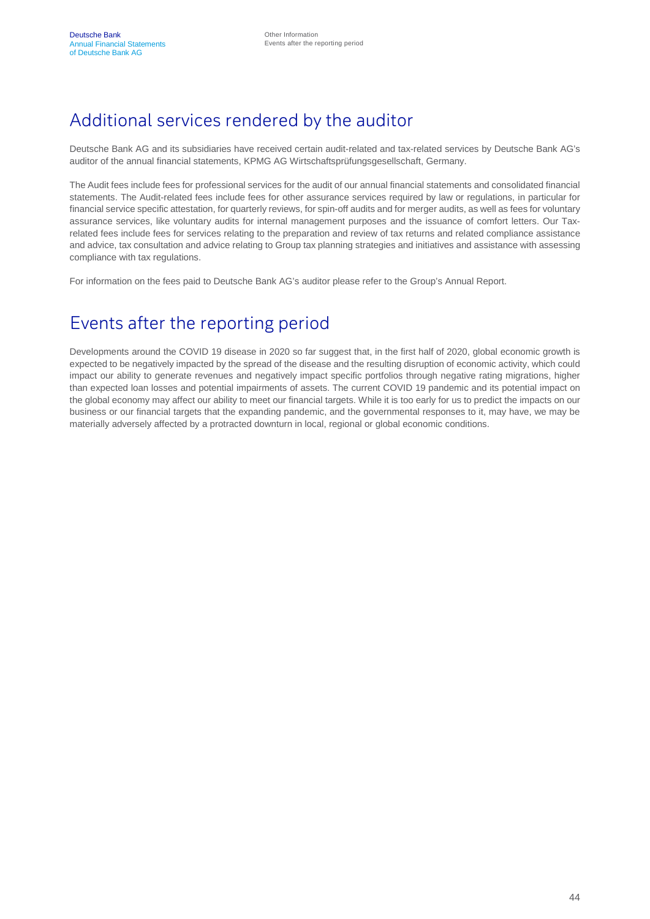## Additional services rendered by the auditor

Deutsche Bank AG and its subsidiaries have received certain audit-related and tax-related services by Deutsche Bank AG's auditor of the annual financial statements, KPMG AG Wirtschaftsprüfungsgesellschaft, Germany.

The Audit fees include fees for professional services for the audit of our annual financial statements and consolidated financial statements. The Audit-related fees include fees for other assurance services required by law or regulations, in particular for financial service specific attestation, for quarterly reviews, for spin-off audits and for merger audits, as well as fees for voluntary assurance services, like voluntary audits for internal management purposes and the issuance of comfort letters. Our Tax-related fees include fees for services relating to the preparation and review of tax returns and related compliance assistance and advice, tax consultation and advice relating to Group tax planning strategies and initiatives and assistance with assessing compliance with tax regulations.

For information on the fees paid to Deutsche Bank AG's auditor please refer to the Group's Annual Report.

## Events after the reporting period

Developments around the COVID 19 disease in 2020 so far suggest that, in the first half of 2020, global economic growth is expected to be negatively impacted by the spread of the disease and the resulting disruption of economic activity, which could impact our ability to generate revenues and negatively impact specific portfolios through negative rating migrations, higher than expected loan losses and potential impairments of assets. The current COVID 19 pandemic and its potential impact on the global economy may affect our ability to meet our financial targets. While it is too early for us to predict the impacts on our business or our financial targets that the expanding pandemic, and the governmental responses to it, may have, we may be materially adversely affected by a protracted downturn in local, regional or global economic conditions.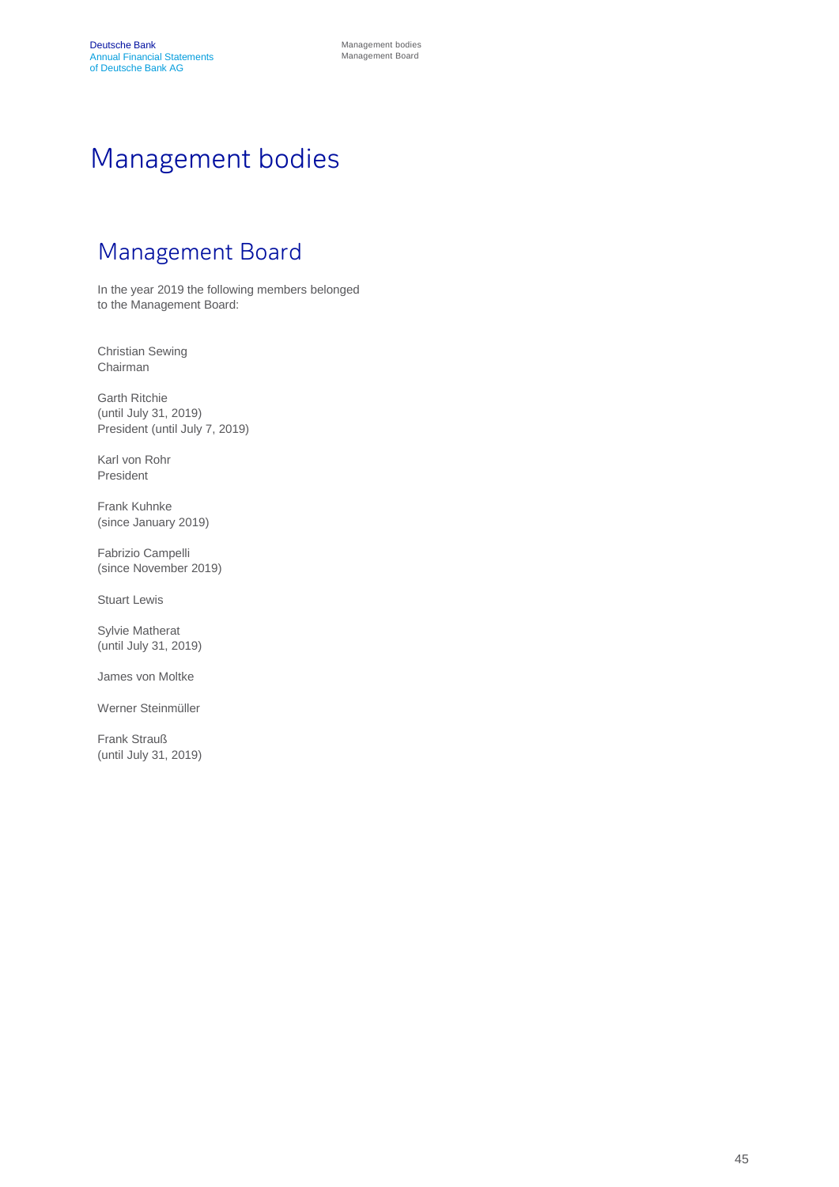# Management bodies

## Management Board

In the year 2019 the following members belonged to the Management Board:

Christian Sewing
Chairman

Garth Ritchie
(until July 31, 2019)
President (until July 7, 2019)

Karl von Rohr
President

Frank Kuhnke
(since January 2019)

Fabrizio Campelli
(since November 2019)

Stuart Lewis

Sylvie Matherat
(until July 31, 2019)

James von Moltke

Werner Steinmüller

Frank Strauß
(until July 31, 2019)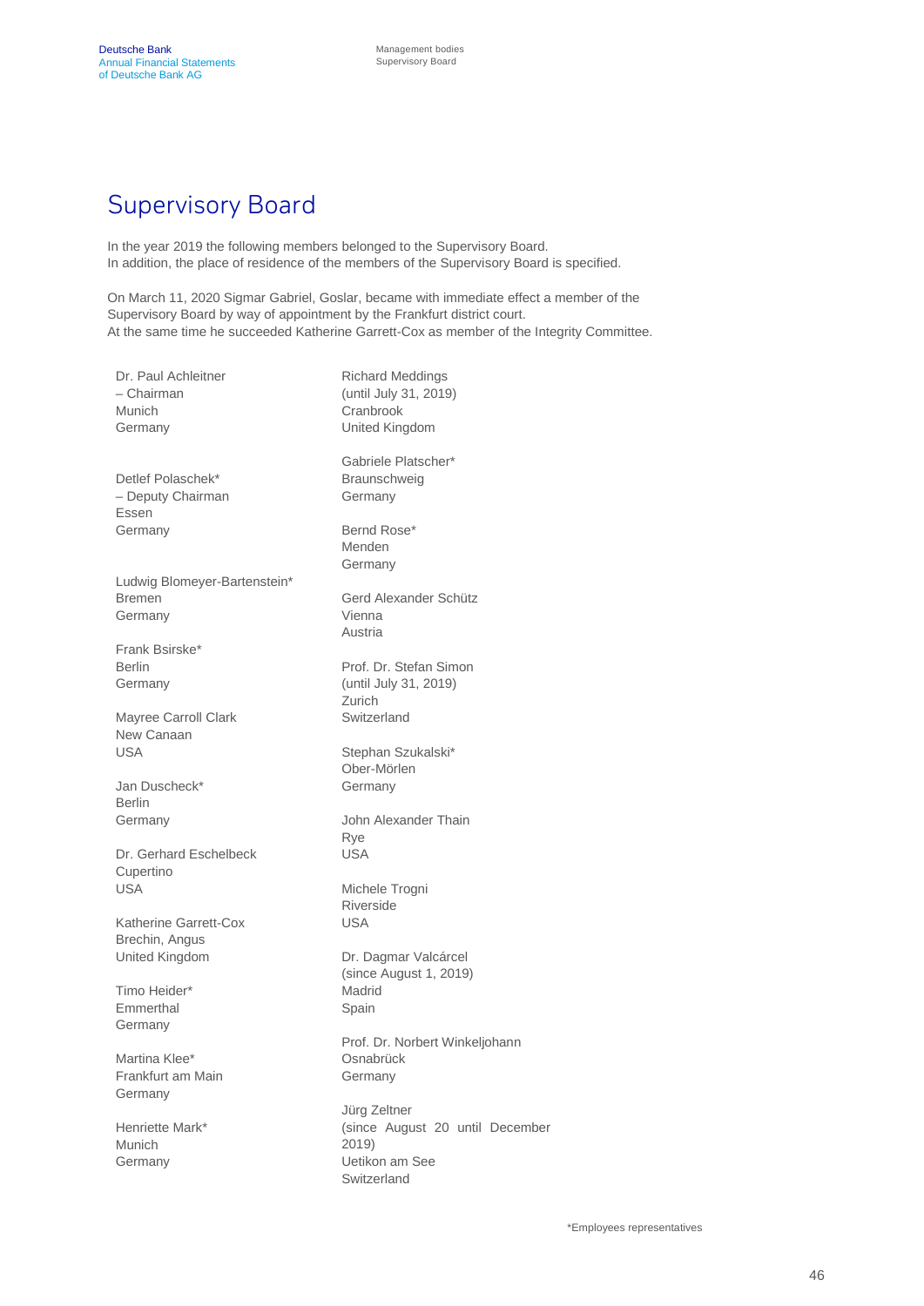# Supervisory Board

In the year 2019 the following members belonged to the Supervisory Board.
In addition, the place of residence of the members of the Supervisory Board is specified.

On March 11, 2020 Sigmar Gabriel, Goslar, became with immediate effect a member of the Supervisory Board by way of appointment by the Frankfurt district court.
At the same time he succeeded Katherine Garrett-Cox as member of the Integrity Committee.

Dr. Paul Achleitner
– Chairman
Munich
Germany

Detlef Polaschek*
– Deputy Chairman
Essen
Germany

Ludwig Blomeyer-Bartenstein*
Bremen
Germany

Frank Bsirske*
Berlin
Germany

Mayree Carroll Clark
New Canaan
USA

Jan Duscheck*
Berlin
Germany

Dr. Gerhard Eschelbeck
Cupertino
USA

Katherine Garrett-Cox
Brechin, Angus
United Kingdom

Timo Heider*
Emmerthal
Germany

Martina Klee*
Frankfurt am Main
Germany

Henriette Mark*
Munich
Germany

Richard Meddings
(until July 31, 2019)
Cranbrook
United Kingdom

Gabriele Platscher*
Braunschweig
Germany

Bernd Rose*
Menden
Germany

Gerd Alexander Schütz
Vienna
Austria

Prof. Dr. Stefan Simon
(until July 31, 2019)
Zurich
Switzerland

Stephan Szukalski*
Ober-Mörlen
Germany

John Alexander Thain
Rye
USA

Michele Trogni
Riverside
USA

Dr. Dagmar Valcárcel
(since August 1, 2019)
Madrid
Spain

Prof. Dr. Norbert Winkeljohann
Osnabrück
Germany

Jürg Zeltner
(since August 20 until December 2019)
Uetikon am See
Switzerland

*Employees representatives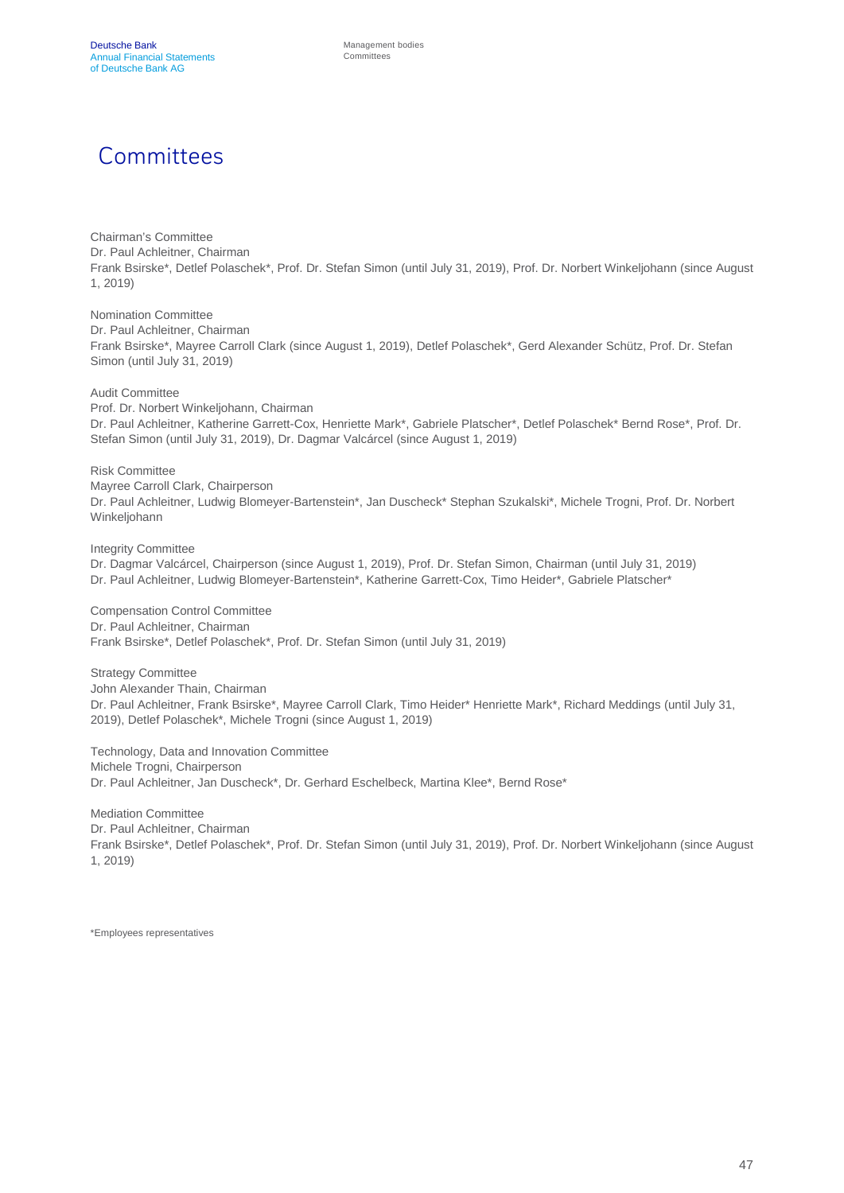# Committees

Chairman's Committee
Dr. Paul Achleitner, Chairman
Frank Bsirske*, Detlef Polaschek*, Prof. Dr. Stefan Simon (until July 31, 2019), Prof. Dr. Norbert Winkeljohann (since August 1, 2019)

Nomination Committee
Dr. Paul Achleitner, Chairman
Frank Bsirske*, Mayree Carroll Clark (since August 1, 2019), Detlef Polaschek*, Gerd Alexander Schütz, Prof. Dr. Stefan Simon (until July 31, 2019)

Audit Committee
Prof. Dr. Norbert Winkeljohann, Chairman
Dr. Paul Achleitner, Katherine Garrett-Cox, Henriette Mark*, Gabriele Platscher*, Detlef Polaschek* Bernd Rose*, Prof. Dr. Stefan Simon (until July 31, 2019), Dr. Dagmar Valcárcel (since August 1, 2019)

Risk Committee
Mayree Carroll Clark, Chairperson
Dr. Paul Achleitner, Ludwig Blomeyer-Bartenstein*, Jan Duscheck* Stephan Szukalski*, Michele Trogni, Prof. Dr. Norbert Winkeljohann

Integrity Committee
Dr. Dagmar Valcárcel, Chairperson (since August 1, 2019), Prof. Dr. Stefan Simon, Chairman (until July 31, 2019)
Dr. Paul Achleitner, Ludwig Blomeyer-Bartenstein*, Katherine Garrett-Cox, Timo Heider*, Gabriele Platscher*

Compensation Control Committee
Dr. Paul Achleitner, Chairman
Frank Bsirske*, Detlef Polaschek*, Prof. Dr. Stefan Simon (until July 31, 2019)

Strategy Committee
John Alexander Thain, Chairman
Dr. Paul Achleitner, Frank Bsirske*, Mayree Carroll Clark, Timo Heider* Henriette Mark*, Richard Meddings (until July 31, 2019), Detlef Polaschek*, Michele Trogni (since August 1, 2019)

Technology, Data and Innovation Committee
Michele Trogni, Chairperson
Dr. Paul Achleitner, Jan Duscheck*, Dr. Gerhard Eschelbeck, Martina Klee*, Bernd Rose*

Mediation Committee
Dr. Paul Achleitner, Chairman
Frank Bsirske*, Detlef Polaschek*, Prof. Dr. Stefan Simon (until July 31, 2019), Prof. Dr. Norbert Winkeljohann (since August 1, 2019)

*Employees representatives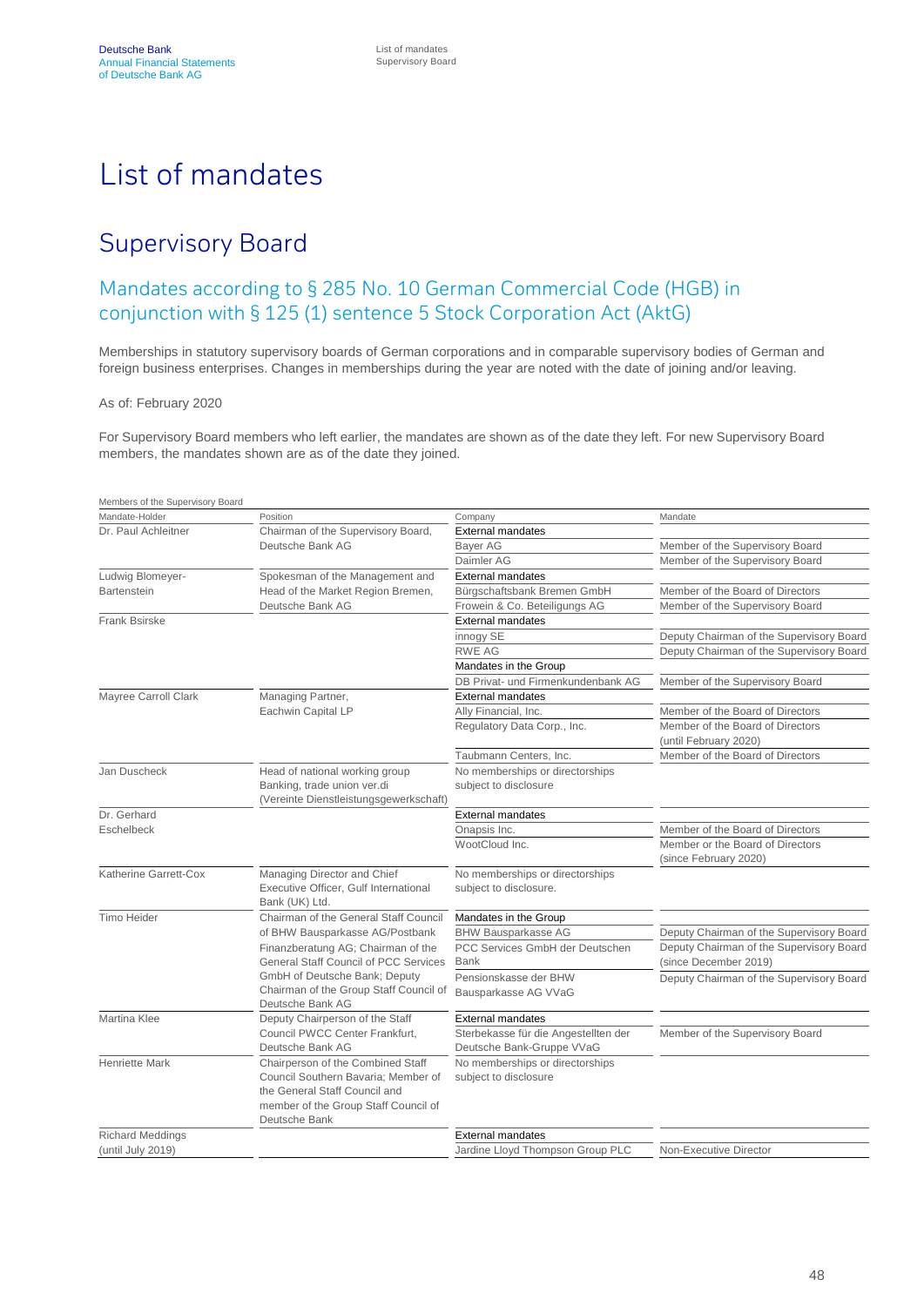# List of mandates

## Supervisory Board

### Mandates according to § 285 No. 10 German Commercial Code (HGB) in conjunction with § 125 (1) sentence 5 Stock Corporation Act (AktG)

Memberships in statutory supervisory boards of German corporations and in comparable supervisory bodies of German and foreign business enterprises. Changes in memberships during the year are noted with the date of joining and/or leaving.

As of: February 2020

For Supervisory Board members who left earlier, the mandates are shown as of the date they left. For new Supervisory Board members, the mandates shown are as of the date they joined.

Members of the Supervisory Board

| Mandate-Holder | Position | Company | Mandate |
|---|---|---|---|
| Dr. Paul Achleitner | Chairman of the Supervisory Board, Deutsche Bank AG | External mandates | |
| | | Bayer AG | Member of the Supervisory Board |
| | | Daimler AG | Member of the Supervisory Board |
| Ludwig Blomeyer-Bartenstein | Spokesman of the Management and Head of the Market Region Bremen, Deutsche Bank AG | External mandates | |
| | | Bürgschaftsbank Bremen GmbH | Member of the Board of Directors |
| | | Frowein & Co. Beteiligungs AG | Member of the Supervisory Board |
| Frank Bsirske | | External mandates | |
| | | innogy SE | Deputy Chairman of the Supervisory Board |
| | | RWE AG | Deputy Chairman of the Supervisory Board |
| | | Mandates in the Group | |
| | | DB Privat- und Firmenkundenbank AG | Member of the Supervisory Board |
| Mayree Carroll Clark | Managing Partner, Eachwin Capital LP | External mandates | |
| | | Ally Financial, Inc. | Member of the Board of Directors |
| | | Regulatory Data Corp., Inc. | Member of the Board of Directors (until February 2020) |
| | | Taubmann Centers, Inc. | Member of the Board of Directors |
| Jan Duscheck | Head of national working group Banking, trade union ver.di (Vereinte Dienstleistungsgewerkschaft) | No memberships or directorships subject to disclosure | |
| Dr. Gerhard Eschelbeck | | External mandates | |
| | | Onapsis Inc. | Member of the Board of Directors |
| | | WootCloud Inc. | Member or the Board of Directors (since February 2020) |
| Katherine Garrett-Cox | Managing Director and Chief Executive Officer, Gulf International Bank (UK) Ltd. | No memberships or directorships subject to disclosure. | |
| Timo Heider | Chairman of the General Staff Council of BHW Bausparkasse AG/Postbank Finanzberatung AG; Chairman of the General Staff Council of PCC Services GmbH of Deutsche Bank; Deputy Chairman of the Group Staff Council of Deutsche Bank AG | Mandates in the Group | |
| | | BHW Bausparkasse AG | Deputy Chairman of the Supervisory Board |
| | | PCC Services GmbH der Deutschen Bank | Deputy Chairman of the Supervisory Board (since December 2019) |
| | | Pensionskasse der BHW Bausparkasse AG VVaG | Deputy Chairman of the Supervisory Board |
| Martina Klee | Deputy Chairperson of the Staff Council PWCC Center Frankfurt, Deutsche Bank AG | External mandates | |
| | | Sterbekasse für die Angestellten der Deutsche Bank-Gruppe VVaG | Member of the Supervisory Board |
| Henriette Mark | Chairperson of the Combined Staff Council Southern Bavaria; Member of the General Staff Council and member of the Group Staff Council of Deutsche Bank | No memberships or directorships subject to disclosure | |
| Richard Meddings (until July 2019) | | External mandates | |
| | | Jardine Lloyd Thompson Group PLC | Non-Executive Director |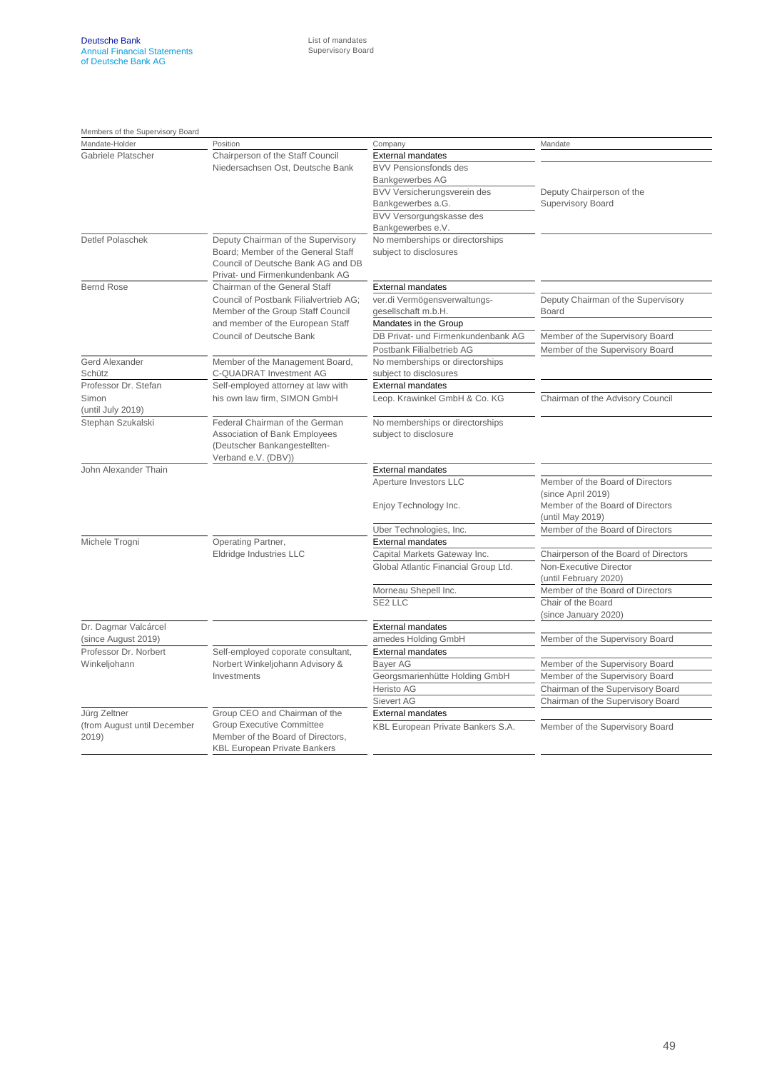Members of the Supervisory Board

| Mandate-Holder | Position | Company | Mandate |
| --- | --- | --- | --- |
| Gabriele Platscher | Chairperson of the Staff Council Niedersachsen Ost, Deutsche Bank | External mandates | |
| | | BVV Pensionsfonds des Bankgewerbes AG | |
| | | BVV Versicherungsverein des Bankgewerbes a.G. | Deputy Chairperson of the Supervisory Board |
| | | BVV Versorgungskasse des Bankgewerbes e.V. | |
| Detlef Polaschek | Deputy Chairman of the Supervisory Board; Member of the General Staff Council of Deutsche Bank AG and DB Privat- und Firmenkundenbank AG | No memberships or directorships subject to disclosures | |
| Bernd Rose | Chairman of the General Staff Council of Postbank Filialvertrieb AG; Member of the Group Staff Council and member of the European Staff Council of Deutsche Bank | External mandates | |
| | | ver.di Vermögensverwaltungs-gesellschaft m.b.H. | Deputy Chairman of the Supervisory Board |
| | | Mandates in the Group | |
| | | DB Privat- und Firmenkundenbank AG | Member of the Supervisory Board |
| | | Postbank Filialbetrieb AG | Member of the Supervisory Board |
| Gerd Alexander Schütz | Member of the Management Board, C-QUADRAT Investment AG | No memberships or directorships subject to disclosures | |
| Professor Dr. Stefan Simon (until July 2019) | Self-employed attorney at law with his own law firm, SIMON GmbH | External mandates | |
| | | Leop. Krawinkel GmbH & Co. KG | Chairman of the Advisory Council |
| Stephan Szukalski | Federal Chairman of the German Association of Bank Employees (Deutscher Bankangestellten-Verband e.V. (DBV)) | No memberships or directorships subject to disclosure | |
| John Alexander Thain | | External mandates | |
| | | Aperture Investors LLC | Member of the Board of Directors (since April 2019) |
| | | Enjoy Technology Inc. | Member of the Board of Directors (until May 2019) |
| | | Uber Technologies, Inc. | Member of the Board of Directors |
| Michele Trogni | Operating Partner, Eldridge Industries LLC | External mandates | |
| | | Capital Markets Gateway Inc. | Chairperson of the Board of Directors |
| | | Global Atlantic Financial Group Ltd. | Non-Executive Director (until February 2020) |
| | | Morneau Shepell Inc. | Member of the Board of Directors |
| | | SE2 LLC | Chair of the Board (since January 2020) |
| Dr. Dagmar Valcárcel (since August 2019) | | External mandates | |
| | | amedes Holding GmbH | Member of the Supervisory Board |
| Professor Dr. Norbert Winkeljohann | Self-employed coporate consultant, Norbert Winkeljohann Advisory & Investments | External mandates | |
| | | Bayer AG | Member of the Supervisory Board |
| | | Georgsmarienhütte Holding GmbH | Member of the Supervisory Board |
| | | Heristo AG | Chairman of the Supervisory Board |
| | | Sievert AG | Chairman of the Supervisory Board |
| Jürg Zeltner (from August until December 2019) | Group CEO and Chairman of the Group Executive Committee Member of the Board of Directors, KBL European Private Bankers | External mandates | |
| | | KBL European Private Bankers S.A. | Member of the Supervisory Board |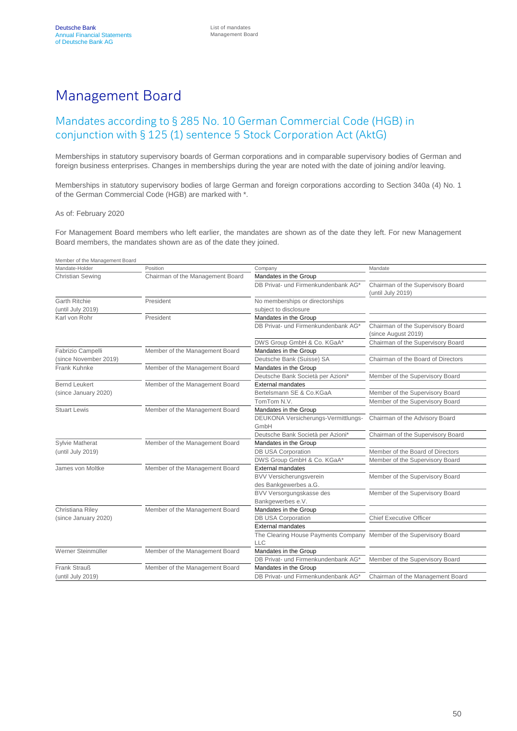# Management Board

## Mandates according to § 285 No. 10 German Commercial Code (HGB) in conjunction with § 125 (1) sentence 5 Stock Corporation Act (AktG)

Memberships in statutory supervisory boards of German corporations and in comparable supervisory bodies of German and foreign business enterprises. Changes in memberships during the year are noted with the date of joining and/or leaving.

Memberships in statutory supervisory bodies of large German and foreign corporations according to Section 340a (4) No. 1 of the German Commercial Code (HGB) are marked with *.

As of: February 2020

For Management Board members who left earlier, the mandates are shown as of the date they left. For new Management Board members, the mandates shown are as of the date they joined.

Member of the Management Board

| Mandate-Holder | Position | Company | Mandate |
|---|---|---|---|
| Christian Sewing | Chairman of the Management Board | Mandates in the Group | |
| | | DB Privat- und Firmenkundenbank AG* | Chairman of the Supervisory Board (until July 2019) |
| Garth Ritchie (until July 2019) | President | No memberships or directorships subject to disclosure | |
| Karl von Rohr | President | Mandates in the Group | |
| | | DB Privat- und Firmenkundenbank AG* | Chairman of the Supervisory Board (since August 2019) |
| | | DWS Group GmbH & Co. KGaA* | Chairman of the Supervisory Board |
| Fabrizio Campelli (since November 2019) | Member of the Management Board | Mandates in the Group | |
| | | Deutsche Bank (Suisse) SA | Chairman of the Board of Directors |
| Frank Kuhnke | Member of the Management Board | Mandates in the Group | |
| | | Deutsche Bank Società per Azioni* | Member of the Supervisory Board |
| Bernd Leukert (since January 2020) | Member of the Management Board | External mandates | |
| | | Bertelsmann SE & Co.KGaA | Member of the Supervisory Board |
| | | TomTom N.V. | Member of the Supervisory Board |
| Stuart Lewis | Member of the Management Board | Mandates in the Group | |
| | | DEUKONA Versicherungs-Vermittlungs-GmbH | Chairman of the Advisory Board |
| | | Deutsche Bank Società per Azioni* | Chairman of the Supervisory Board |
| Sylvie Matherat (until July 2019) | Member of the Management Board | Mandates in the Group | |
| | | DB USA Corporation | Member of the Board of Directors |
| | | DWS Group GmbH & Co. KGaA* | Member of the Supervisory Board |
| James von Moltke | Member of the Management Board | External mandates | |
| | | BVV Versicherungsverein des Bankgewerbes a.G. | Member of the Supervisory Board |
| | | BVV Versorgungskasse des Bankgewerbes e.V. | Member of the Supervisory Board |
| Christiana Riley (since January 2020) | Member of the Management Board | Mandates in the Group | |
| | | DB USA Corporation | Chief Executive Officer |
| | | External mandates | |
| | | The Clearing House Payments Company LLC | Member of the Supervisory Board |
| Werner Steinmüller | Member of the Management Board | Mandates in the Group | |
| | | DB Privat- und Firmenkundenbank AG* | Member of the Supervisory Board |
| Frank Strauß (until July 2019) | Member of the Management Board | Mandates in the Group | |
| | | DB Privat- und Firmenkundenbank AG* | Chairman of the Management Board |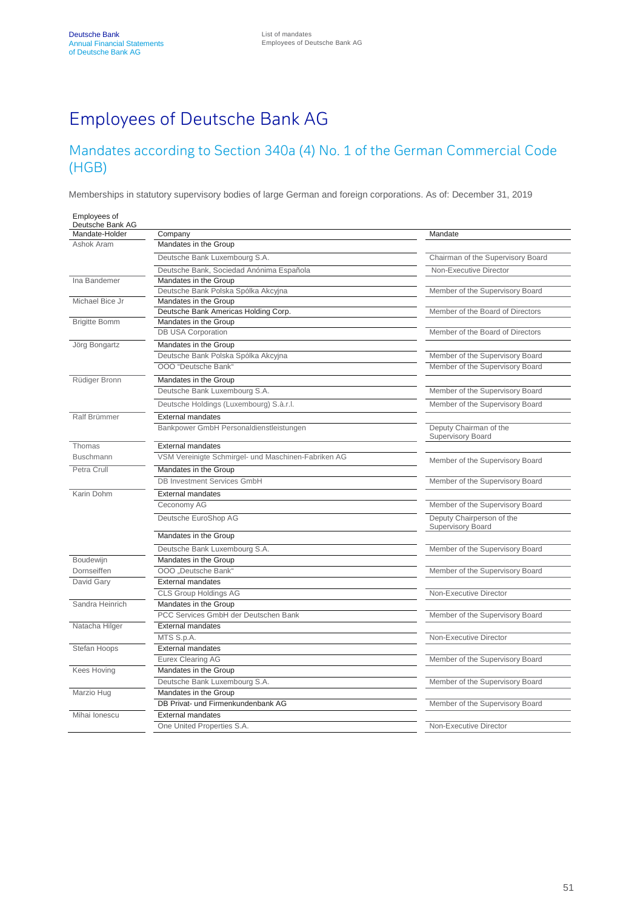# Employees of Deutsche Bank AG

## Mandates according to Section 340a (4) No. 1 of the German Commercial Code (HGB)

Memberships in statutory supervisory bodies of large German and foreign corporations. As of: December 31, 2019

| Employees of Deutsche Bank AG Mandate-Holder | Company | Mandate |
|---|---|---|
| Ashok Aram | Mandates in the Group | |
| | Deutsche Bank Luxembourg S.A. | Chairman of the Supervisory Board |
| | Deutsche Bank, Sociedad Anónima Española | Non-Executive Director |
| Ina Bandemer | Mandates in the Group | |
| | Deutsche Bank Polska Spólka Akcyjna | Member of the Supervisory Board |
| Michael Bice Jr | Mandates in the Group | |
| | Deutsche Bank Americas Holding Corp. | Member of the Board of Directors |
| Brigitte Bomm | Mandates in the Group | |
| | DB USA Corporation | Member of the Board of Directors |
| Jörg Bongartz | Mandates in the Group | |
| | Deutsche Bank Polska Spólka Akcyjna | Member of the Supervisory Board |
| | OOO "Deutsche Bank" | Member of the Supervisory Board |
| Rüdiger Bronn | Mandates in the Group | |
| | Deutsche Bank Luxembourg S.A. | Member of the Supervisory Board |
| | Deutsche Holdings (Luxembourg) S.à.r.l. | Member of the Supervisory Board |
| Ralf Brümmer | External mandates | |
| | Bankpower GmbH Personaldienstleistungen | Deputy Chairman of the Supervisory Board |
| Thomas Buschmann | External mandates | |
| | VSM Vereinigte Schmirgel- und Maschinen-Fabriken AG | Member of the Supervisory Board |
| Petra Crull | Mandates in the Group | |
| | DB Investment Services GmbH | Member of the Supervisory Board |
| Karin Dohm | External mandates | |
| | Ceconomy AG | Member of the Supervisory Board |
| | Deutsche EuroShop AG | Deputy Chairperson of the Supervisory Board |
| | Mandates in the Group | |
| | Deutsche Bank Luxembourg S.A. | Member of the Supervisory Board |
| Boudewijn Dornseiffen | Mandates in the Group | |
| | OOO „Deutsche Bank" | Member of the Supervisory Board |
| David Gary | External mandates | |
| | CLS Group Holdings AG | Non-Executive Director |
| Sandra Heinrich | Mandates in the Group | |
| | PCC Services GmbH der Deutschen Bank | Member of the Supervisory Board |
| Natacha Hilger | External mandates | |
| | MTS S.p.A. | Non-Executive Director |
| Stefan Hoops | External mandates | |
| | Eurex Clearing AG | Member of the Supervisory Board |
| Kees Hoving | Mandates in the Group | |
| | Deutsche Bank Luxembourg S.A. | Member of the Supervisory Board |
| Marzio Hug | Mandates in the Group | |
| | DB Privat- und Firmenkundenbank AG | Member of the Supervisory Board |
| Mihai Ionescu | External mandates | |
| | One United Properties S.A. | Non-Executive Director |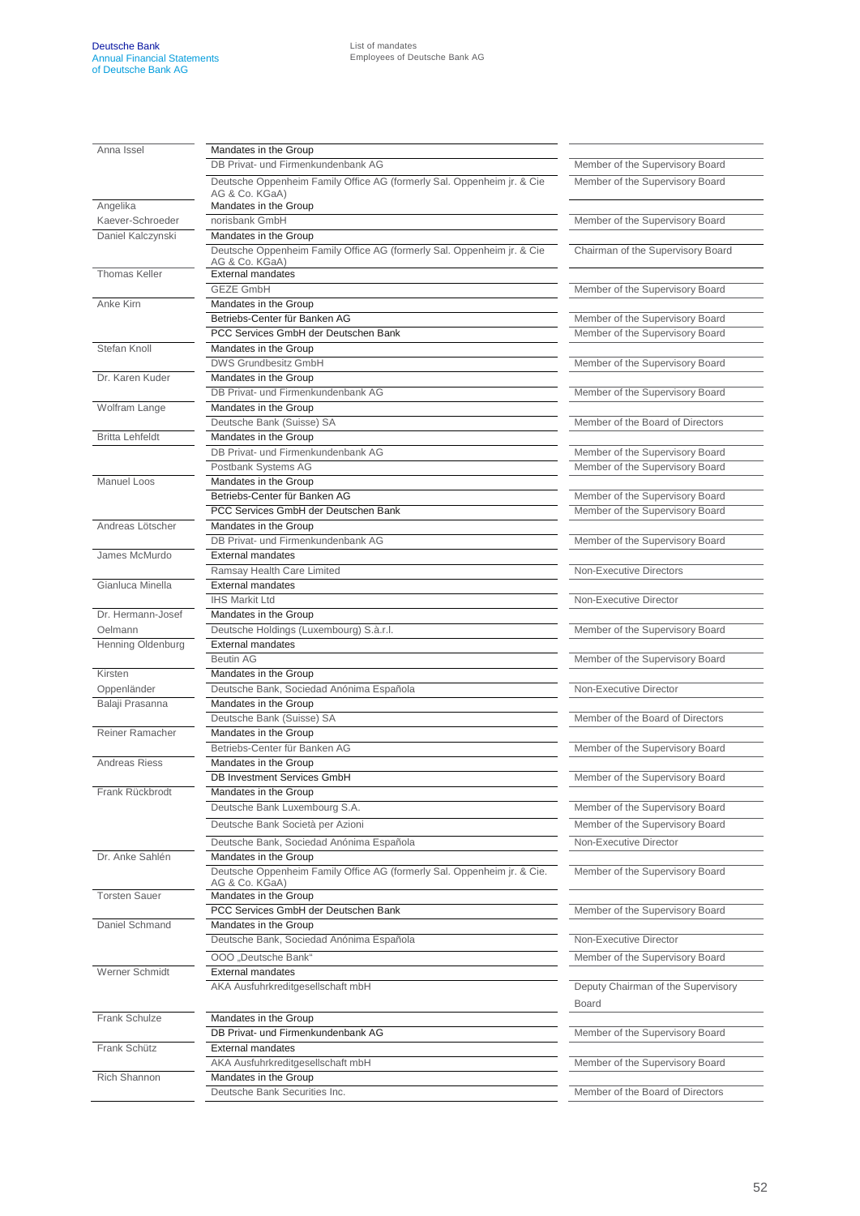| Name | Mandate | Function |
|---|---|---|
| Anna Issel | Mandates in the Group | |
| | DB Privat- und Firmenkundenbank AG | Member of the Supervisory Board |
| | Deutsche Oppenheim Family Office AG (formerly Sal. Oppenheim jr. & Cie AG & Co. KGaA) | Member of the Supervisory Board |
| Angelika Kaever-Schroeder | Mandates in the Group | |
| | norisbank GmbH | Member of the Supervisory Board |
| Daniel Kalczynski | Mandates in the Group | |
| | Deutsche Oppenheim Family Office AG (formerly Sal. Oppenheim jr. & Cie AG & Co. KGaA) | Chairman of the Supervisory Board |
| Thomas Keller | External mandates | |
| | GEZE GmbH | Member of the Supervisory Board |
| Anke Kirn | Mandates in the Group | |
| | Betriebs-Center für Banken AG | Member of the Supervisory Board |
| | PCC Services GmbH der Deutschen Bank | Member of the Supervisory Board |
| Stefan Knoll | Mandates in the Group | |
| | DWS Grundbesitz GmbH | Member of the Supervisory Board |
| Dr. Karen Kuder | Mandates in the Group | |
| | DB Privat- und Firmenkundenbank AG | Member of the Supervisory Board |
| Wolfram Lange | Mandates in the Group | |
| | Deutsche Bank (Suisse) SA | Member of the Board of Directors |
| Britta Lehfeldt | Mandates in the Group | |
| | DB Privat- und Firmenkundenbank AG | Member of the Supervisory Board |
| | Postbank Systems AG | Member of the Supervisory Board |
| Manuel Loos | Mandates in the Group | |
| | Betriebs-Center für Banken AG | Member of the Supervisory Board |
| | PCC Services GmbH der Deutschen Bank | Member of the Supervisory Board |
| Andreas Lötscher | Mandates in the Group | |
| | DB Privat- und Firmenkundenbank AG | Member of the Supervisory Board |
| James McMurdo | External mandates | |
| | Ramsay Health Care Limited | Non-Executive Directors |
| Gianluca Minella | External mandates | |
| | IHS Markit Ltd | Non-Executive Director |
| Dr. Hermann-Josef Oelmann | Mandates in the Group | |
| | Deutsche Holdings (Luxembourg) S.à.r.l. | Member of the Supervisory Board |
| Henning Oldenburg | External mandates | |
| | Beutin AG | Member of the Supervisory Board |
| Kirsten Oppenländer | Mandates in the Group | |
| | Deutsche Bank, Sociedad Anónima Española | Non-Executive Director |
| Balaji Prasanna | Mandates in the Group | |
| | Deutsche Bank (Suisse) SA | Member of the Board of Directors |
| Reiner Ramacher | Mandates in the Group | |
| | Betriebs-Center für Banken AG | Member of the Supervisory Board |
| Andreas Riess | Mandates in the Group | |
| | DB Investment Services GmbH | Member of the Supervisory Board |
| Frank Rückbrodt | Mandates in the Group | |
| | Deutsche Bank Luxembourg S.A. | Member of the Supervisory Board |
| | Deutsche Bank Società per Azioni | Member of the Supervisory Board |
| | Deutsche Bank, Sociedad Anónima Española | Non-Executive Director |
| Dr. Anke Sahlén | Mandates in the Group | |
| | Deutsche Oppenheim Family Office AG (formerly Sal. Oppenheim jr. & Cie. AG & Co. KGaA) | Member of the Supervisory Board |
| Torsten Sauer | Mandates in the Group | |
| | PCC Services GmbH der Deutschen Bank | Member of the Supervisory Board |
| Daniel Schmand | Mandates in the Group | |
| | Deutsche Bank, Sociedad Anónima Española | Non-Executive Director |
| | OOO „Deutsche Bank" | Member of the Supervisory Board |
| Werner Schmidt | External mandates | |
| | AKA Ausfuhrkreditgesellschaft mbH | Deputy Chairman of the Supervisory Board |
| Frank Schulze | Mandates in the Group | |
| | DB Privat- und Firmenkundenbank AG | Member of the Supervisory Board |
| Frank Schütz | External mandates | |
| | AKA Ausfuhrkreditgesellschaft mbH | Member of the Supervisory Board |
| Rich Shannon | Mandates in the Group | |
| | Deutsche Bank Securities Inc. | Member of the Board of Directors |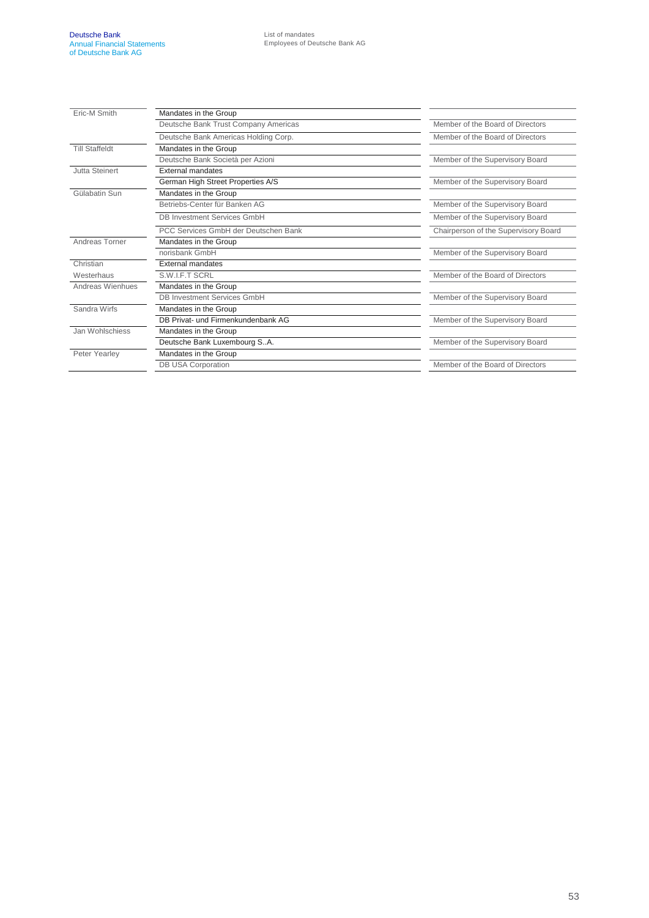| | | |
|---|---|---|
| Eric-M Smith | Mandates in the Group | |
| | Deutsche Bank Trust Company Americas | Member of the Board of Directors |
| | Deutsche Bank Americas Holding Corp. | Member of the Board of Directors |
| Till Staffeldt | Mandates in the Group | |
| | Deutsche Bank Società per Azioni | Member of the Supervisory Board |
| Jutta Steinert | External mandates | |
| | German High Street Properties A/S | Member of the Supervisory Board |
| Gülabatin Sun | Mandates in the Group | |
| | Betriebs-Center für Banken AG | Member of the Supervisory Board |
| | DB Investment Services GmbH | Member of the Supervisory Board |
| | PCC Services GmbH der Deutschen Bank | Chairperson of the Supervisory Board |
| Andreas Torner | Mandates in the Group | |
| | norisbank GmbH | Member of the Supervisory Board |
| Christian Westerhaus | External mandates | |
| | S.W.I.F.T SCRL | Member of the Board of Directors |
| Andreas Wienhues | Mandates in the Group | |
| | DB Investment Services GmbH | Member of the Supervisory Board |
| Sandra Wirfs | Mandates in the Group | |
| | DB Privat- und Firmenkundenbank AG | Member of the Supervisory Board |
| Jan Wohlschiess | Mandates in the Group | |
| | Deutsche Bank Luxembourg S..A. | Member of the Supervisory Board |
| Peter Yearley | Mandates in the Group | |
| | DB USA Corporation | Member of the Board of Directors |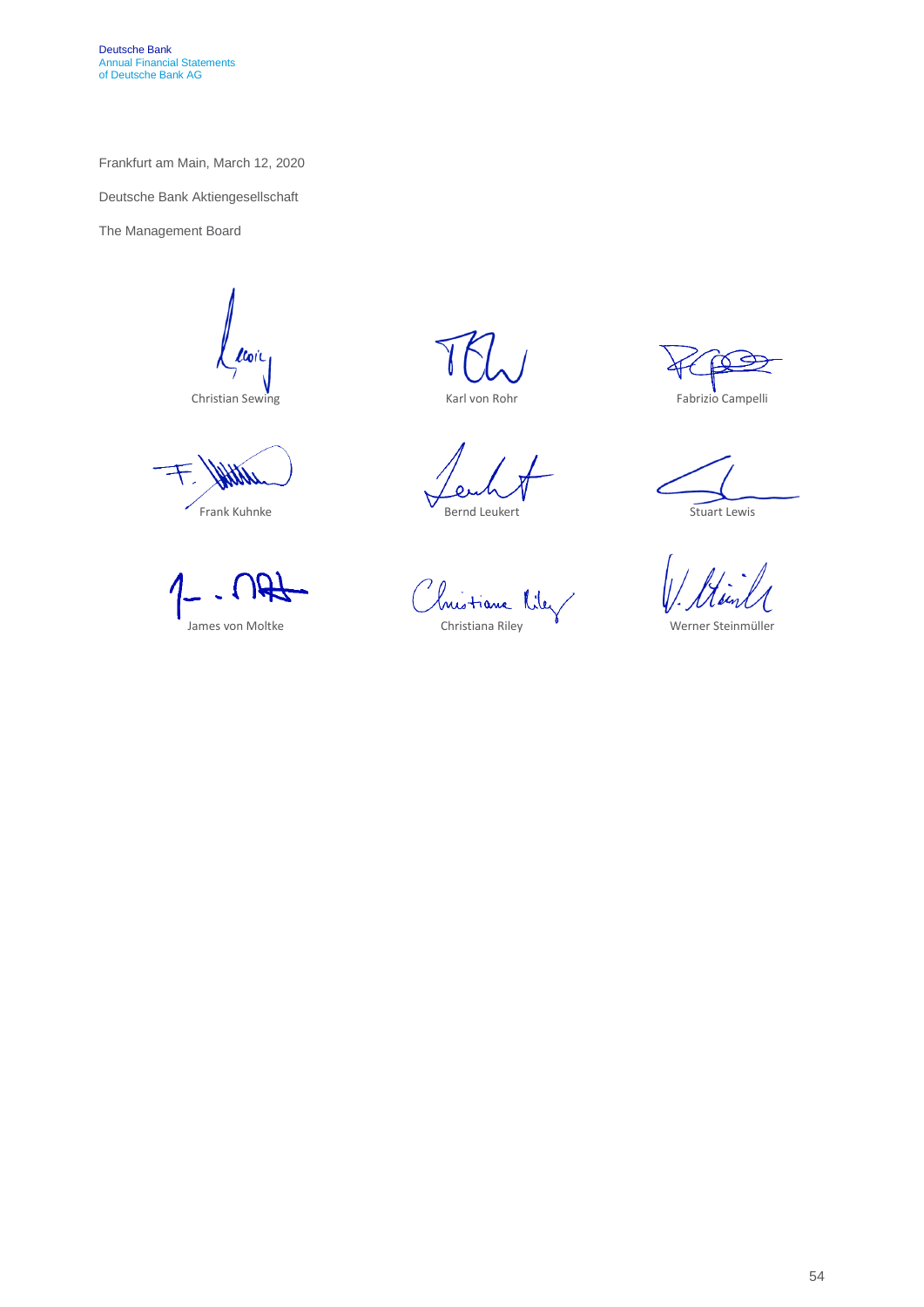Frankfurt am Main, March 12, 2020

Deutsche Bank Aktiengesellschaft

The Management Board

Christian Sewing

Karl von Rohr

Fabrizio Campelli

Frank Kuhnke

Bernd Leukert

Stuart Lewis

James von Moltke

Christiana Riley

Werner Steinmüller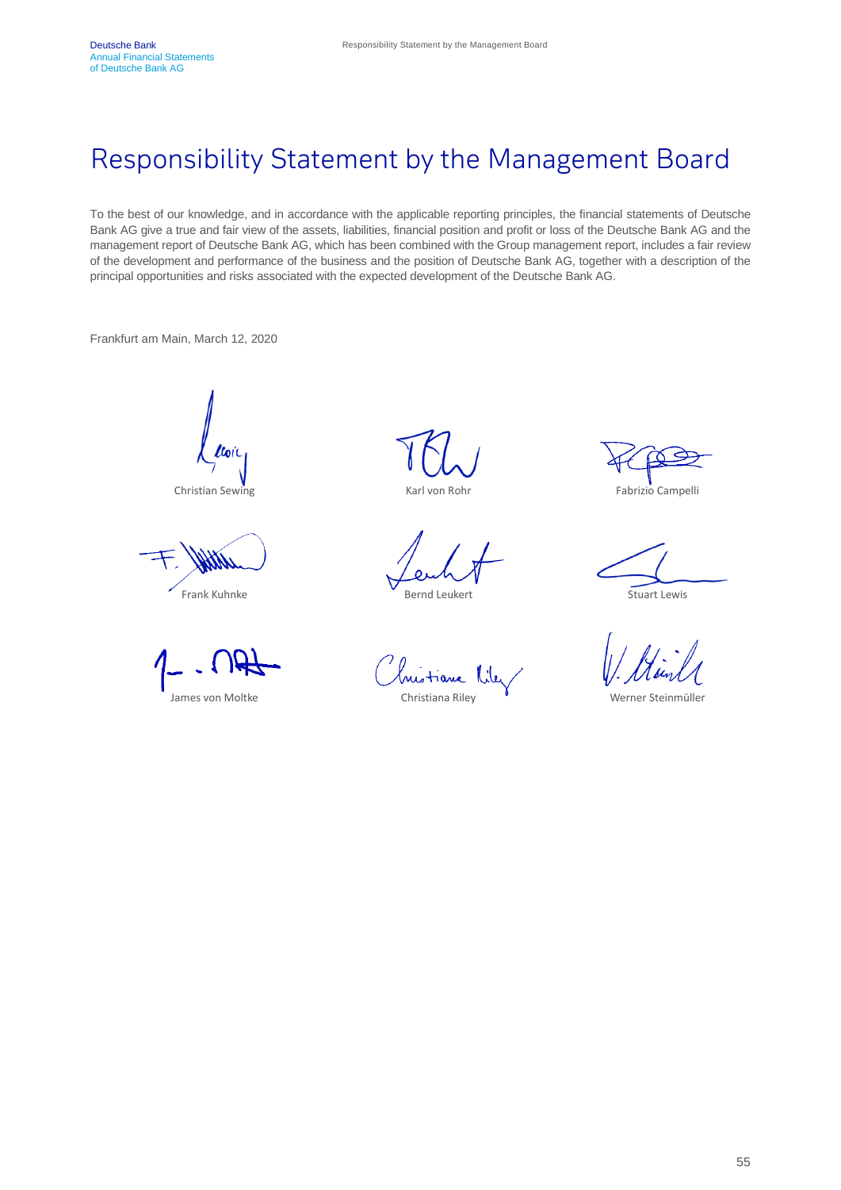# Responsibility Statement by the Management Board

To the best of our knowledge, and in accordance with the applicable reporting principles, the financial statements of Deutsche Bank AG give a true and fair view of the assets, liabilities, financial position and profit or loss of the Deutsche Bank AG and the management report of Deutsche Bank AG, which has been combined with the Group management report, includes a fair review of the development and performance of the business and the position of Deutsche Bank AG, together with a description of the principal opportunities and risks associated with the expected development of the Deutsche Bank AG.

Frankfurt am Main, March 12, 2020

| | | |
|---|---|---|
| Christian Sewing | Karl von Rohr | Fabrizio Campelli |
| Frank Kuhnke | Bernd Leukert | Stuart Lewis |
| James von Moltke | Christiana Riley | Werner Steinmüller |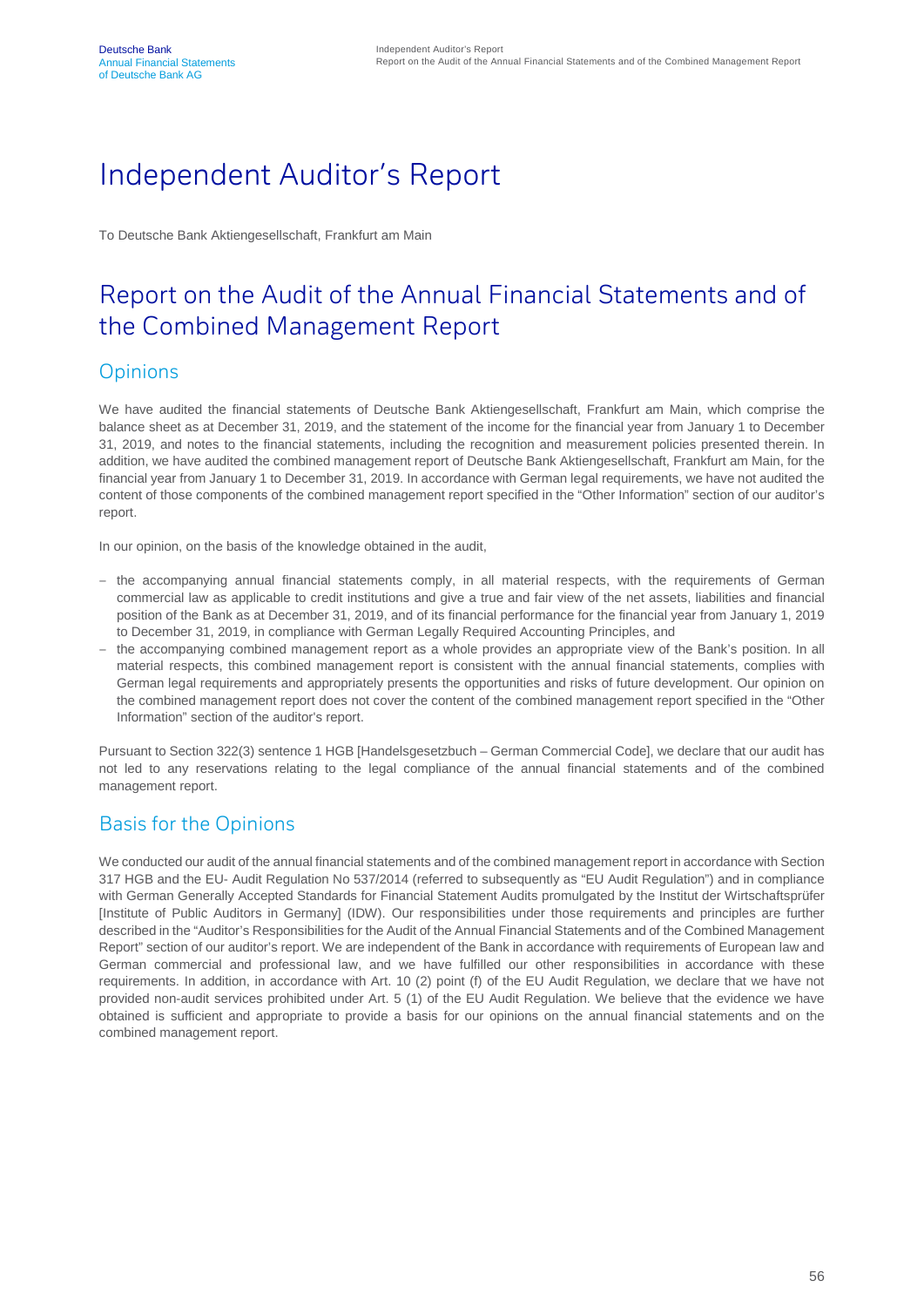# Independent Auditor's Report

To Deutsche Bank Aktiengesellschaft, Frankfurt am Main

## Report on the Audit of the Annual Financial Statements and of the Combined Management Report

### Opinions

We have audited the financial statements of Deutsche Bank Aktiengesellschaft, Frankfurt am Main, which comprise the balance sheet as at December 31, 2019, and the statement of the income for the financial year from January 1 to December 31, 2019, and notes to the financial statements, including the recognition and measurement policies presented therein. In addition, we have audited the combined management report of Deutsche Bank Aktiengesellschaft, Frankfurt am Main, for the financial year from January 1 to December 31, 2019. In accordance with German legal requirements, we have not audited the content of those components of the combined management report specified in the "Other Information" section of our auditor's report.

In our opinion, on the basis of the knowledge obtained in the audit,

- the accompanying annual financial statements comply, in all material respects, with the requirements of German commercial law as applicable to credit institutions and give a true and fair view of the net assets, liabilities and financial position of the Bank as at December 31, 2019, and of its financial performance for the financial year from January 1, 2019 to December 31, 2019, in compliance with German Legally Required Accounting Principles, and
- the accompanying combined management report as a whole provides an appropriate view of the Bank's position. In all material respects, this combined management report is consistent with the annual financial statements, complies with German legal requirements and appropriately presents the opportunities and risks of future development. Our opinion on the combined management report does not cover the content of the combined management report specified in the "Other Information" section of the auditor's report.

Pursuant to Section 322(3) sentence 1 HGB [Handelsgesetzbuch – German Commercial Code], we declare that our audit has not led to any reservations relating to the legal compliance of the annual financial statements and of the combined management report.

### Basis for the Opinions

We conducted our audit of the annual financial statements and of the combined management report in accordance with Section 317 HGB and the EU- Audit Regulation No 537/2014 (referred to subsequently as "EU Audit Regulation") and in compliance with German Generally Accepted Standards for Financial Statement Audits promulgated by the Institut der Wirtschaftsprüfer [Institute of Public Auditors in Germany] (IDW). Our responsibilities under those requirements and principles are further described in the "Auditor's Responsibilities for the Audit of the Annual Financial Statements and of the Combined Management Report" section of our auditor's report. We are independent of the Bank in accordance with requirements of European law and German commercial and professional law, and we have fulfilled our other responsibilities in accordance with these requirements. In addition, in accordance with Art. 10 (2) point (f) of the EU Audit Regulation, we declare that we have not provided non-audit services prohibited under Art. 5 (1) of the EU Audit Regulation. We believe that the evidence we have obtained is sufficient and appropriate to provide a basis for our opinions on the annual financial statements and on the combined management report.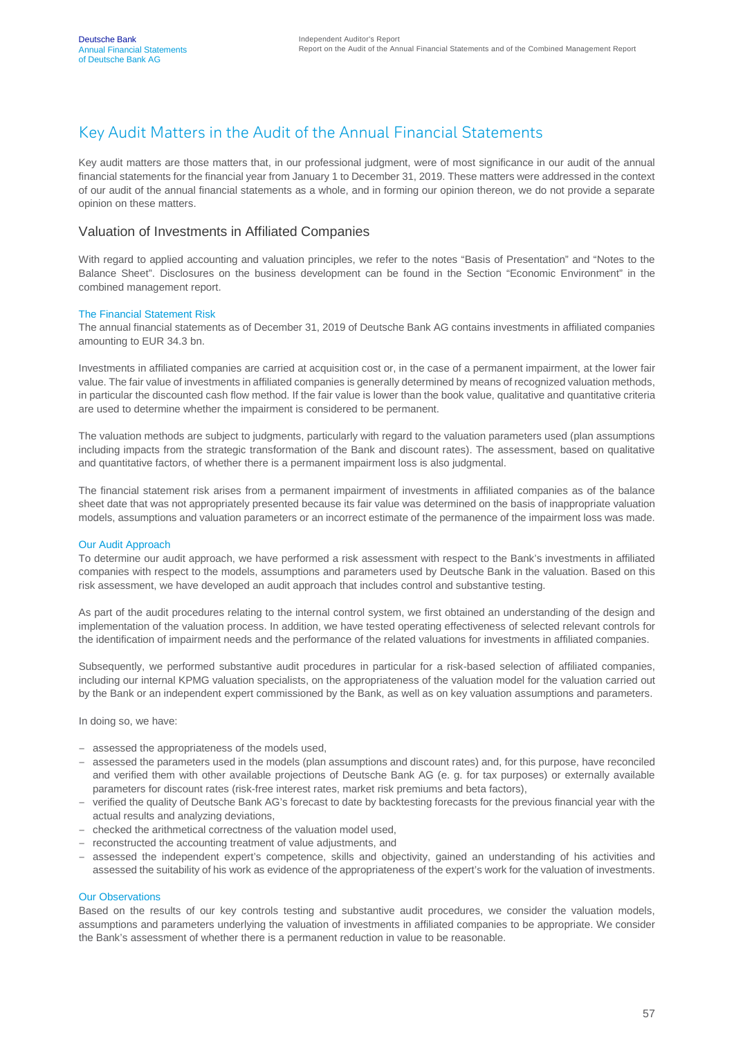# Key Audit Matters in the Audit of the Annual Financial Statements

Key audit matters are those matters that, in our professional judgment, were of most significance in our audit of the annual financial statements for the financial year from January 1 to December 31, 2019. These matters were addressed in the context of our audit of the annual financial statements as a whole, and in forming our opinion thereon, we do not provide a separate opinion on these matters.

## Valuation of Investments in Affiliated Companies

With regard to applied accounting and valuation principles, we refer to the notes "Basis of Presentation" and "Notes to the Balance Sheet". Disclosures on the business development can be found in the Section "Economic Environment" in the combined management report.

### The Financial Statement Risk

The annual financial statements as of December 31, 2019 of Deutsche Bank AG contains investments in affiliated companies amounting to EUR 34.3 bn.

Investments in affiliated companies are carried at acquisition cost or, in the case of a permanent impairment, at the lower fair value. The fair value of investments in affiliated companies is generally determined by means of recognized valuation methods, in particular the discounted cash flow method. If the fair value is lower than the book value, qualitative and quantitative criteria are used to determine whether the impairment is considered to be permanent.

The valuation methods are subject to judgments, particularly with regard to the valuation parameters used (plan assumptions including impacts from the strategic transformation of the Bank and discount rates). The assessment, based on qualitative and quantitative factors, of whether there is a permanent impairment loss is also judgmental.

The financial statement risk arises from a permanent impairment of investments in affiliated companies as of the balance sheet date that was not appropriately presented because its fair value was determined on the basis of inappropriate valuation models, assumptions and valuation parameters or an incorrect estimate of the permanence of the impairment loss was made.

### Our Audit Approach

To determine our audit approach, we have performed a risk assessment with respect to the Bank's investments in affiliated companies with respect to the models, assumptions and parameters used by Deutsche Bank in the valuation. Based on this risk assessment, we have developed an audit approach that includes control and substantive testing.

As part of the audit procedures relating to the internal control system, we first obtained an understanding of the design and implementation of the valuation process. In addition, we have tested operating effectiveness of selected relevant controls for the identification of impairment needs and the performance of the related valuations for investments in affiliated companies.

Subsequently, we performed substantive audit procedures in particular for a risk-based selection of affiliated companies, including our internal KPMG valuation specialists, on the appropriateness of the valuation model for the valuation carried out by the Bank or an independent expert commissioned by the Bank, as well as on key valuation assumptions and parameters.

In doing so, we have:

- assessed the appropriateness of the models used,
- assessed the parameters used in the models (plan assumptions and discount rates) and, for this purpose, have reconciled and verified them with other available projections of Deutsche Bank AG (e. g. for tax purposes) or externally available parameters for discount rates (risk-free interest rates, market risk premiums and beta factors),
- verified the quality of Deutsche Bank AG's forecast to date by backtesting forecasts for the previous financial year with the actual results and analyzing deviations,
- checked the arithmetical correctness of the valuation model used,
- reconstructed the accounting treatment of value adjustments, and
- assessed the independent expert's competence, skills and objectivity, gained an understanding of his activities and assessed the suitability of his work as evidence of the appropriateness of the expert's work for the valuation of investments.

### Our Observations

Based on the results of our key controls testing and substantive audit procedures, we consider the valuation models, assumptions and parameters underlying the valuation of investments in affiliated companies to be appropriate. We consider the Bank's assessment of whether there is a permanent reduction in value to be reasonable.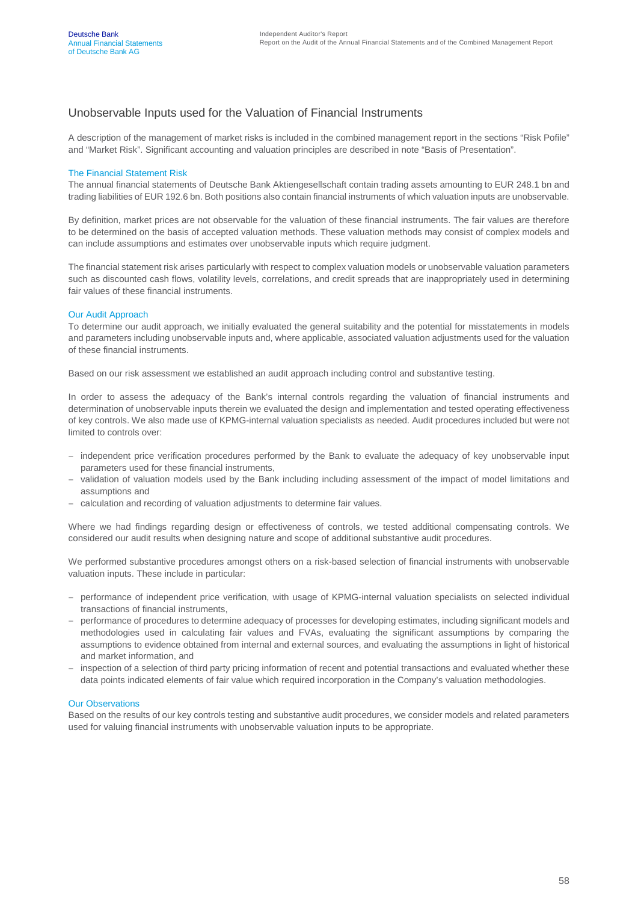## Unobservable Inputs used for the Valuation of Financial Instruments

A description of the management of market risks is included in the combined management report in the sections "Risk Pofile" and "Market Risk". Significant accounting and valuation principles are described in note "Basis of Presentation".

### The Financial Statement Risk

The annual financial statements of Deutsche Bank Aktiengesellschaft contain trading assets amounting to EUR 248.1 bn and trading liabilities of EUR 192.6 bn. Both positions also contain financial instruments of which valuation inputs are unobservable.

By definition, market prices are not observable for the valuation of these financial instruments. The fair values are therefore to be determined on the basis of accepted valuation methods. These valuation methods may consist of complex models and can include assumptions and estimates over unobservable inputs which require judgment.

The financial statement risk arises particularly with respect to complex valuation models or unobservable valuation parameters such as discounted cash flows, volatility levels, correlations, and credit spreads that are inappropriately used in determining fair values of these financial instruments.

### Our Audit Approach

To determine our audit approach, we initially evaluated the general suitability and the potential for misstatements in models and parameters including unobservable inputs and, where applicable, associated valuation adjustments used for the valuation of these financial instruments.

Based on our risk assessment we established an audit approach including control and substantive testing.

In order to assess the adequacy of the Bank's internal controls regarding the valuation of financial instruments and determination of unobservable inputs therein we evaluated the design and implementation and tested operating effectiveness of key controls. We also made use of KPMG-internal valuation specialists as needed. Audit procedures included but were not limited to controls over:

- independent price verification procedures performed by the Bank to evaluate the adequacy of key unobservable input parameters used for these financial instruments,
- validation of valuation models used by the Bank including including assessment of the impact of model limitations and assumptions and
- calculation and recording of valuation adjustments to determine fair values.

Where we had findings regarding design or effectiveness of controls, we tested additional compensating controls. We considered our audit results when designing nature and scope of additional substantive audit procedures.

We performed substantive procedures amongst others on a risk-based selection of financial instruments with unobservable valuation inputs. These include in particular:

- performance of independent price verification, with usage of KPMG-internal valuation specialists on selected individual transactions of financial instruments,
- performance of procedures to determine adequacy of processes for developing estimates, including significant models and methodologies used in calculating fair values and FVAs, evaluating the significant assumptions by comparing the assumptions to evidence obtained from internal and external sources, and evaluating the assumptions in light of historical and market information, and
- inspection of a selection of third party pricing information of recent and potential transactions and evaluated whether these data points indicated elements of fair value which required incorporation in the Company's valuation methodologies.

### Our Observations

Based on the results of our key controls testing and substantive audit procedures, we consider models and related parameters used for valuing financial instruments with unobservable valuation inputs to be appropriate.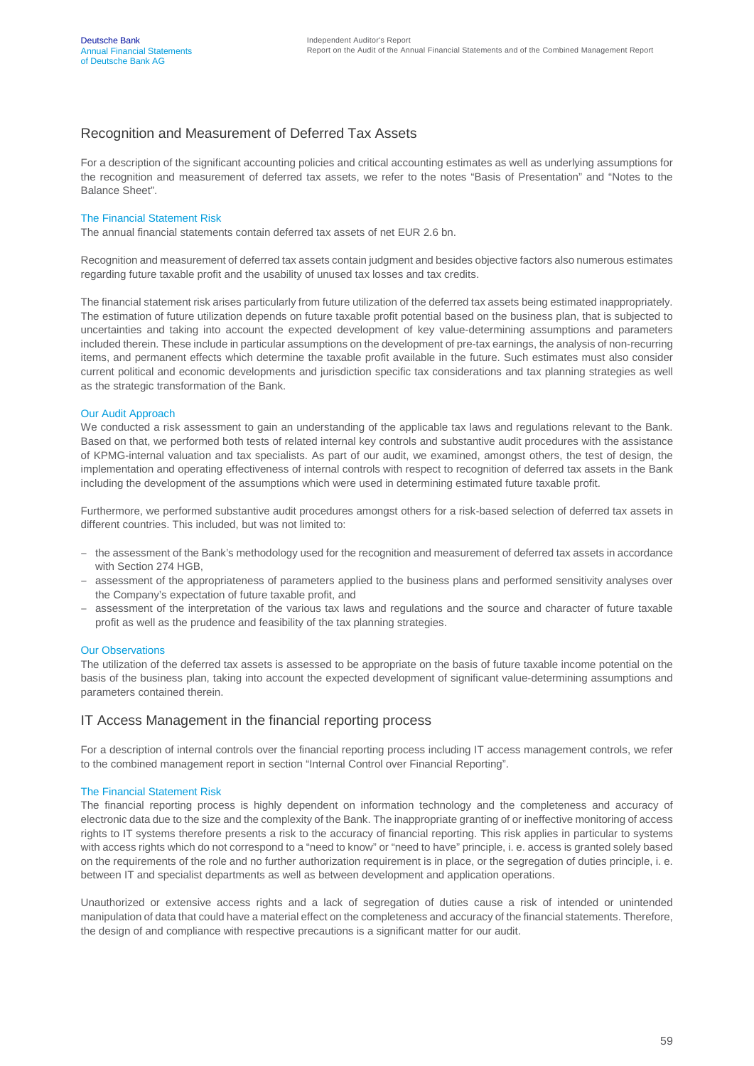## Recognition and Measurement of Deferred Tax Assets

For a description of the significant accounting policies and critical accounting estimates as well as underlying assumptions for the recognition and measurement of deferred tax assets, we refer to the notes “Basis of Presentation” and “Notes to the Balance Sheet”.

### The Financial Statement Risk

The annual financial statements contain deferred tax assets of net EUR 2.6 bn.

Recognition and measurement of deferred tax assets contain judgment and besides objective factors also numerous estimates regarding future taxable profit and the usability of unused tax losses and tax credits.

The financial statement risk arises particularly from future utilization of the deferred tax assets being estimated inappropriately. The estimation of future utilization depends on future taxable profit potential based on the business plan, that is subjected to uncertainties and taking into account the expected development of key value-determining assumptions and parameters included therein. These include in particular assumptions on the development of pre-tax earnings, the analysis of non-recurring items, and permanent effects which determine the taxable profit available in the future. Such estimates must also consider current political and economic developments and jurisdiction specific tax considerations and tax planning strategies as well as the strategic transformation of the Bank.

### Our Audit Approach

We conducted a risk assessment to gain an understanding of the applicable tax laws and regulations relevant to the Bank. Based on that, we performed both tests of related internal key controls and substantive audit procedures with the assistance of KPMG-internal valuation and tax specialists. As part of our audit, we examined, amongst others, the test of design, the implementation and operating effectiveness of internal controls with respect to recognition of deferred tax assets in the Bank including the development of the assumptions which were used in determining estimated future taxable profit.

Furthermore, we performed substantive audit procedures amongst others for a risk-based selection of deferred tax assets in different countries. This included, but was not limited to:

- the assessment of the Bank’s methodology used for the recognition and measurement of deferred tax assets in accordance with Section 274 HGB,
- assessment of the appropriateness of parameters applied to the business plans and performed sensitivity analyses over the Company’s expectation of future taxable profit, and
- assessment of the interpretation of the various tax laws and regulations and the source and character of future taxable profit as well as the prudence and feasibility of the tax planning strategies.

### Our Observations

The utilization of the deferred tax assets is assessed to be appropriate on the basis of future taxable income potential on the basis of the business plan, taking into account the expected development of significant value-determining assumptions and parameters contained therein.

## IT Access Management in the financial reporting process

For a description of internal controls over the financial reporting process including IT access management controls, we refer to the combined management report in section “Internal Control over Financial Reporting”.

### The Financial Statement Risk

The financial reporting process is highly dependent on information technology and the completeness and accuracy of electronic data due to the size and the complexity of the Bank. The inappropriate granting of or ineffective monitoring of access rights to IT systems therefore presents a risk to the accuracy of financial reporting. This risk applies in particular to systems with access rights which do not correspond to a “need to know” or “need to have” principle, i. e. access is granted solely based on the requirements of the role and no further authorization requirement is in place, or the segregation of duties principle, i. e. between IT and specialist departments as well as between development and application operations.

Unauthorized or extensive access rights and a lack of segregation of duties cause a risk of intended or unintended manipulation of data that could have a material effect on the completeness and accuracy of the financial statements. Therefore, the design of and compliance with respective precautions is a significant matter for our audit.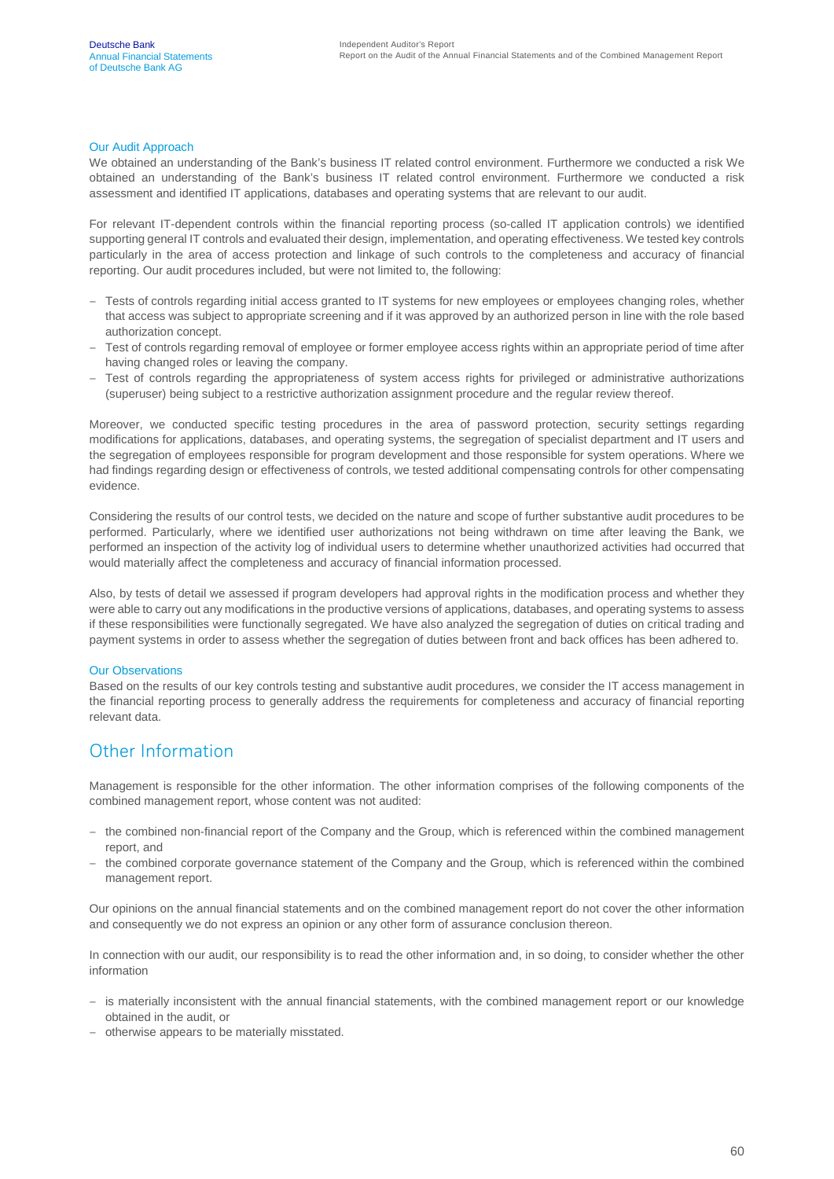#### Our Audit Approach

We obtained an understanding of the Bank's business IT related control environment. Furthermore we conducted a risk We obtained an understanding of the Bank's business IT related control environment. Furthermore we conducted a risk assessment and identified IT applications, databases and operating systems that are relevant to our audit.

For relevant IT-dependent controls within the financial reporting process (so-called IT application controls) we identified supporting general IT controls and evaluated their design, implementation, and operating effectiveness. We tested key controls particularly in the area of access protection and linkage of such controls to the completeness and accuracy of financial reporting. Our audit procedures included, but were not limited to, the following:

- Tests of controls regarding initial access granted to IT systems for new employees or employees changing roles, whether that access was subject to appropriate screening and if it was approved by an authorized person in line with the role based authorization concept.
- Test of controls regarding removal of employee or former employee access rights within an appropriate period of time after having changed roles or leaving the company.
- Test of controls regarding the appropriateness of system access rights for privileged or administrative authorizations (superuser) being subject to a restrictive authorization assignment procedure and the regular review thereof.

Moreover, we conducted specific testing procedures in the area of password protection, security settings regarding modifications for applications, databases, and operating systems, the segregation of specialist department and IT users and the segregation of employees responsible for program development and those responsible for system operations. Where we had findings regarding design or effectiveness of controls, we tested additional compensating controls for other compensating evidence.

Considering the results of our control tests, we decided on the nature and scope of further substantive audit procedures to be performed. Particularly, where we identified user authorizations not being withdrawn on time after leaving the Bank, we performed an inspection of the activity log of individual users to determine whether unauthorized activities had occurred that would materially affect the completeness and accuracy of financial information processed.

Also, by tests of detail we assessed if program developers had approval rights in the modification process and whether they were able to carry out any modifications in the productive versions of applications, databases, and operating systems to assess if these responsibilities were functionally segregated. We have also analyzed the segregation of duties on critical trading and payment systems in order to assess whether the segregation of duties between front and back offices has been adhered to.

#### Our Observations

Based on the results of our key controls testing and substantive audit procedures, we consider the IT access management in the financial reporting process to generally address the requirements for completeness and accuracy of financial reporting relevant data.

## Other Information

Management is responsible for the other information. The other information comprises of the following components of the combined management report, whose content was not audited:

- the combined non-financial report of the Company and the Group, which is referenced within the combined management report, and
- the combined corporate governance statement of the Company and the Group, which is referenced within the combined management report.

Our opinions on the annual financial statements and on the combined management report do not cover the other information and consequently we do not express an opinion or any other form of assurance conclusion thereon.

In connection with our audit, our responsibility is to read the other information and, in so doing, to consider whether the other information

- is materially inconsistent with the annual financial statements, with the combined management report or our knowledge obtained in the audit, or
- otherwise appears to be materially misstated.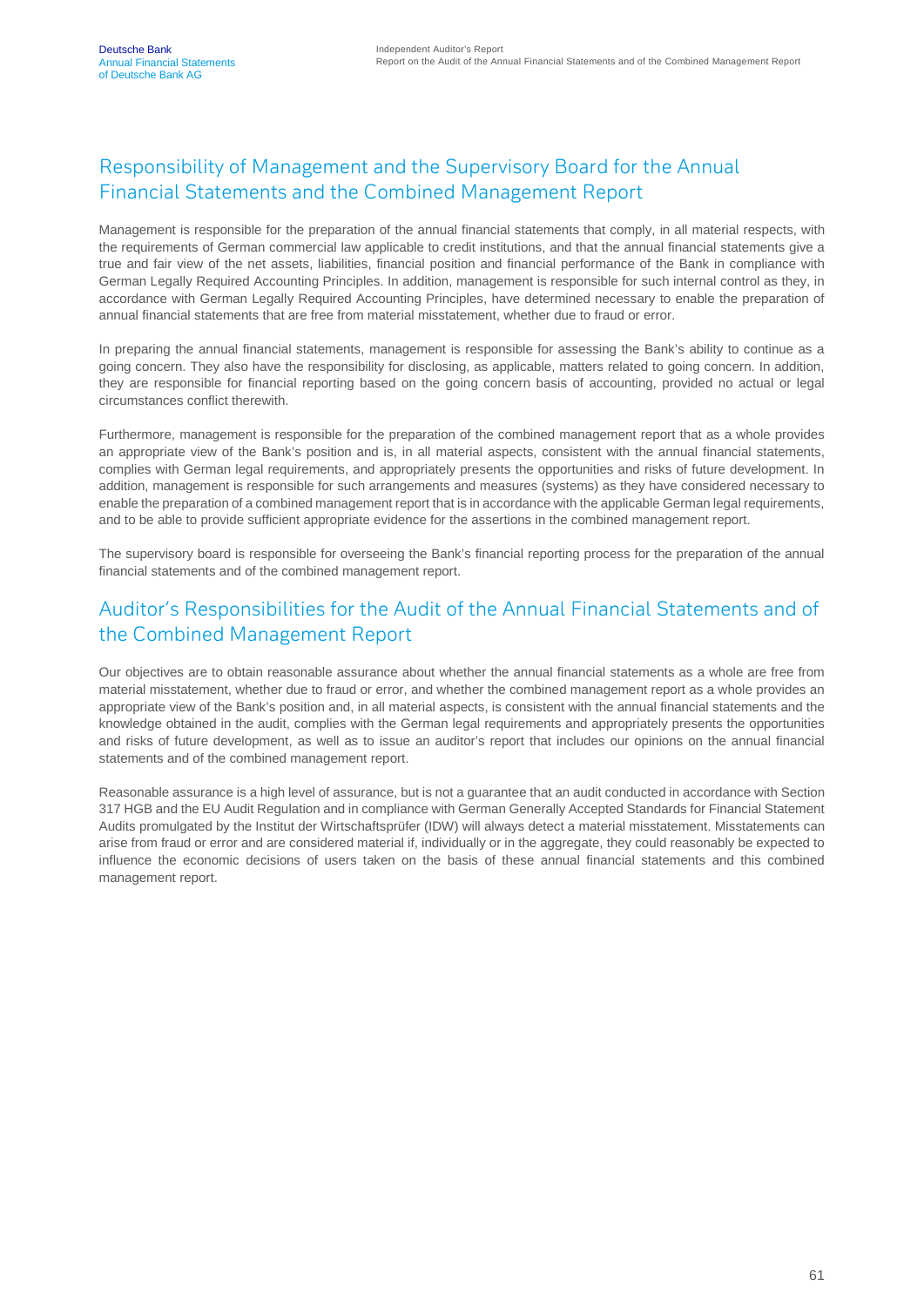## Responsibility of Management and the Supervisory Board for the Annual Financial Statements and the Combined Management Report

Management is responsible for the preparation of the annual financial statements that comply, in all material respects, with the requirements of German commercial law applicable to credit institutions, and that the annual financial statements give a true and fair view of the net assets, liabilities, financial position and financial performance of the Bank in compliance with German Legally Required Accounting Principles. In addition, management is responsible for such internal control as they, in accordance with German Legally Required Accounting Principles, have determined necessary to enable the preparation of annual financial statements that are free from material misstatement, whether due to fraud or error.

In preparing the annual financial statements, management is responsible for assessing the Bank's ability to continue as a going concern. They also have the responsibility for disclosing, as applicable, matters related to going concern. In addition, they are responsible for financial reporting based on the going concern basis of accounting, provided no actual or legal circumstances conflict therewith.

Furthermore, management is responsible for the preparation of the combined management report that as a whole provides an appropriate view of the Bank's position and is, in all material aspects, consistent with the annual financial statements, complies with German legal requirements, and appropriately presents the opportunities and risks of future development. In addition, management is responsible for such arrangements and measures (systems) as they have considered necessary to enable the preparation of a combined management report that is in accordance with the applicable German legal requirements, and to be able to provide sufficient appropriate evidence for the assertions in the combined management report.

The supervisory board is responsible for overseeing the Bank's financial reporting process for the preparation of the annual financial statements and of the combined management report.

## Auditor's Responsibilities for the Audit of the Annual Financial Statements and of the Combined Management Report

Our objectives are to obtain reasonable assurance about whether the annual financial statements as a whole are free from material misstatement, whether due to fraud or error, and whether the combined management report as a whole provides an appropriate view of the Bank's position and, in all material aspects, is consistent with the annual financial statements and the knowledge obtained in the audit, complies with the German legal requirements and appropriately presents the opportunities and risks of future development, as well as to issue an auditor's report that includes our opinions on the annual financial statements and of the combined management report.

Reasonable assurance is a high level of assurance, but is not a guarantee that an audit conducted in accordance with Section 317 HGB and the EU Audit Regulation and in compliance with German Generally Accepted Standards for Financial Statement Audits promulgated by the Institut der Wirtschaftsprüfer (IDW) will always detect a material misstatement. Misstatements can arise from fraud or error and are considered material if, individually or in the aggregate, they could reasonably be expected to influence the economic decisions of users taken on the basis of these annual financial statements and this combined management report.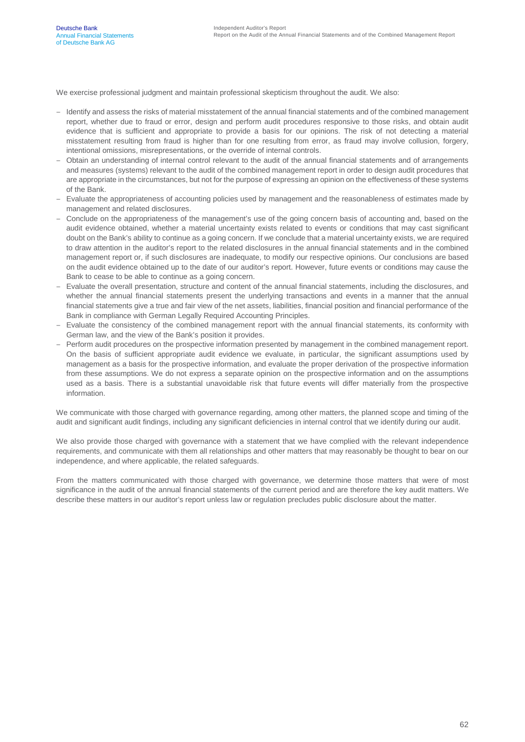We exercise professional judgment and maintain professional skepticism throughout the audit. We also:

- Identify and assess the risks of material misstatement of the annual financial statements and of the combined management report, whether due to fraud or error, design and perform audit procedures responsive to those risks, and obtain audit evidence that is sufficient and appropriate to provide a basis for our opinions. The risk of not detecting a material misstatement resulting from fraud is higher than for one resulting from error, as fraud may involve collusion, forgery, intentional omissions, misrepresentations, or the override of internal controls.
- Obtain an understanding of internal control relevant to the audit of the annual financial statements and of arrangements and measures (systems) relevant to the audit of the combined management report in order to design audit procedures that are appropriate in the circumstances, but not for the purpose of expressing an opinion on the effectiveness of these systems of the Bank.
- Evaluate the appropriateness of accounting policies used by management and the reasonableness of estimates made by management and related disclosures.
- Conclude on the appropriateness of the management's use of the going concern basis of accounting and, based on the audit evidence obtained, whether a material uncertainty exists related to events or conditions that may cast significant doubt on the Bank's ability to continue as a going concern. If we conclude that a material uncertainty exists, we are required to draw attention in the auditor's report to the related disclosures in the annual financial statements and in the combined management report or, if such disclosures are inadequate, to modify our respective opinions. Our conclusions are based on the audit evidence obtained up to the date of our auditor's report. However, future events or conditions may cause the Bank to cease to be able to continue as a going concern.
- Evaluate the overall presentation, structure and content of the annual financial statements, including the disclosures, and whether the annual financial statements present the underlying transactions and events in a manner that the annual financial statements give a true and fair view of the net assets, liabilities, financial position and financial performance of the Bank in compliance with German Legally Required Accounting Principles.
- Evaluate the consistency of the combined management report with the annual financial statements, its conformity with German law, and the view of the Bank's position it provides.
- Perform audit procedures on the prospective information presented by management in the combined management report. On the basis of sufficient appropriate audit evidence we evaluate, in particular, the significant assumptions used by management as a basis for the prospective information, and evaluate the proper derivation of the prospective information from these assumptions. We do not express a separate opinion on the prospective information and on the assumptions used as a basis. There is a substantial unavoidable risk that future events will differ materially from the prospective information.

We communicate with those charged with governance regarding, among other matters, the planned scope and timing of the audit and significant audit findings, including any significant deficiencies in internal control that we identify during our audit.

We also provide those charged with governance with a statement that we have complied with the relevant independence requirements, and communicate with them all relationships and other matters that may reasonably be thought to bear on our independence, and where applicable, the related safeguards.

From the matters communicated with those charged with governance, we determine those matters that were of most significance in the audit of the annual financial statements of the current period and are therefore the key audit matters. We describe these matters in our auditor's report unless law or regulation precludes public disclosure about the matter.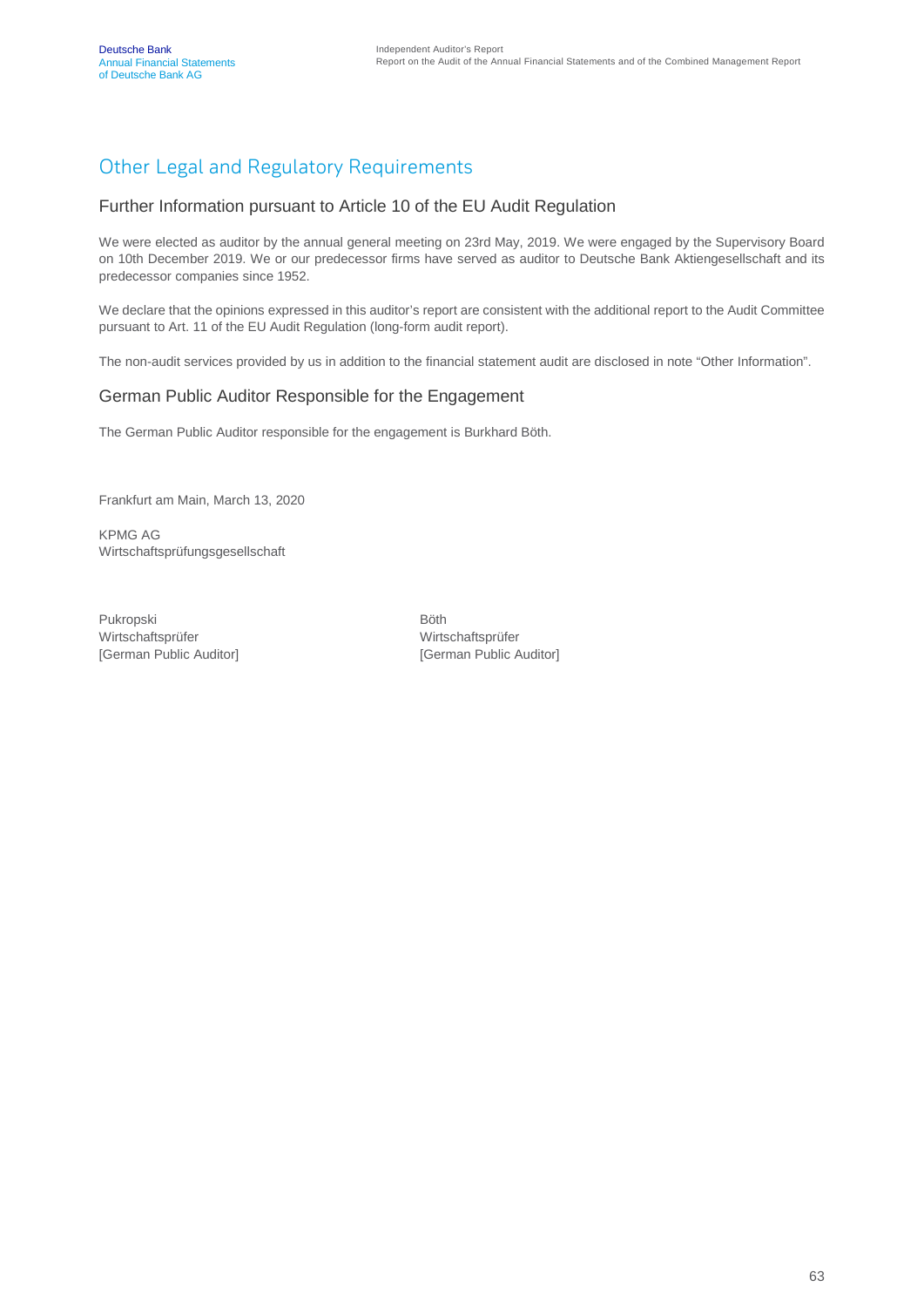## Other Legal and Regulatory Requirements

### Further Information pursuant to Article 10 of the EU Audit Regulation

We were elected as auditor by the annual general meeting on 23rd May, 2019. We were engaged by the Supervisory Board on 10th December 2019. We or our predecessor firms have served as auditor to Deutsche Bank Aktiengesellschaft and its predecessor companies since 1952.

We declare that the opinions expressed in this auditor's report are consistent with the additional report to the Audit Committee pursuant to Art. 11 of the EU Audit Regulation (long-form audit report).

The non-audit services provided by us in addition to the financial statement audit are disclosed in note "Other Information".

### German Public Auditor Responsible for the Engagement

The German Public Auditor responsible for the engagement is Burkhard Böth.

Frankfurt am Main, March 13, 2020

KPMG AG
Wirtschaftsprüfungsgesellschaft

Pukropski
Wirtschaftsprüfer
[German Public Auditor]

Böth
Wirtschaftsprüfer
[German Public Auditor]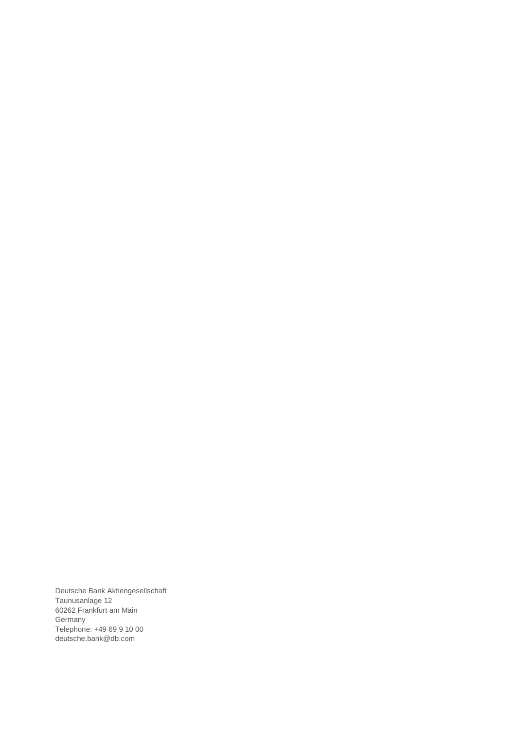Deutsche Bank Aktiengesellschaft
Taunusanlage 12
60262 Frankfurt am Main
Germany
Telephone: +49 69 9 10 00
deutsche.bank@db.com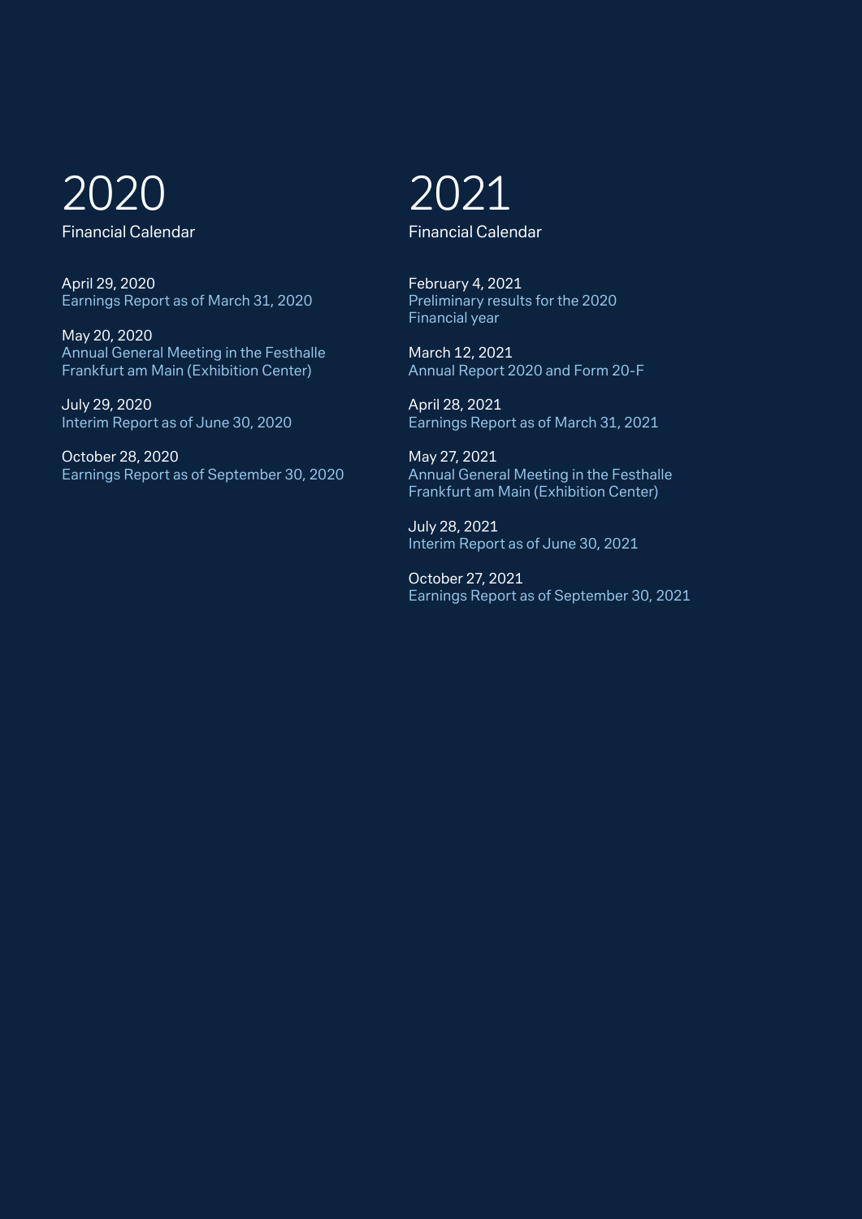# 2020

Financial Calendar

April 29, 2020
Earnings Report as of March 31, 2020

May 20, 2020
Annual General Meeting in the Festhalle Frankfurt am Main (Exhibition Center)

July 29, 2020
Interim Report as of June 30, 2020

October 28, 2020
Earnings Report as of September 30, 2020

# 2021

Financial Calendar

February 4, 2021
Preliminary results for the 2020 Financial year

March 12, 2021
Annual Report 2020 and Form 20-F

April 28, 2021
Earnings Report as of March 31, 2021

May 27, 2021
Annual General Meeting in the Festhalle Frankfurt am Main (Exhibition Center)

July 28, 2021
Interim Report as of June 30, 2021

October 27, 2021
Earnings Report as of September 30, 2021